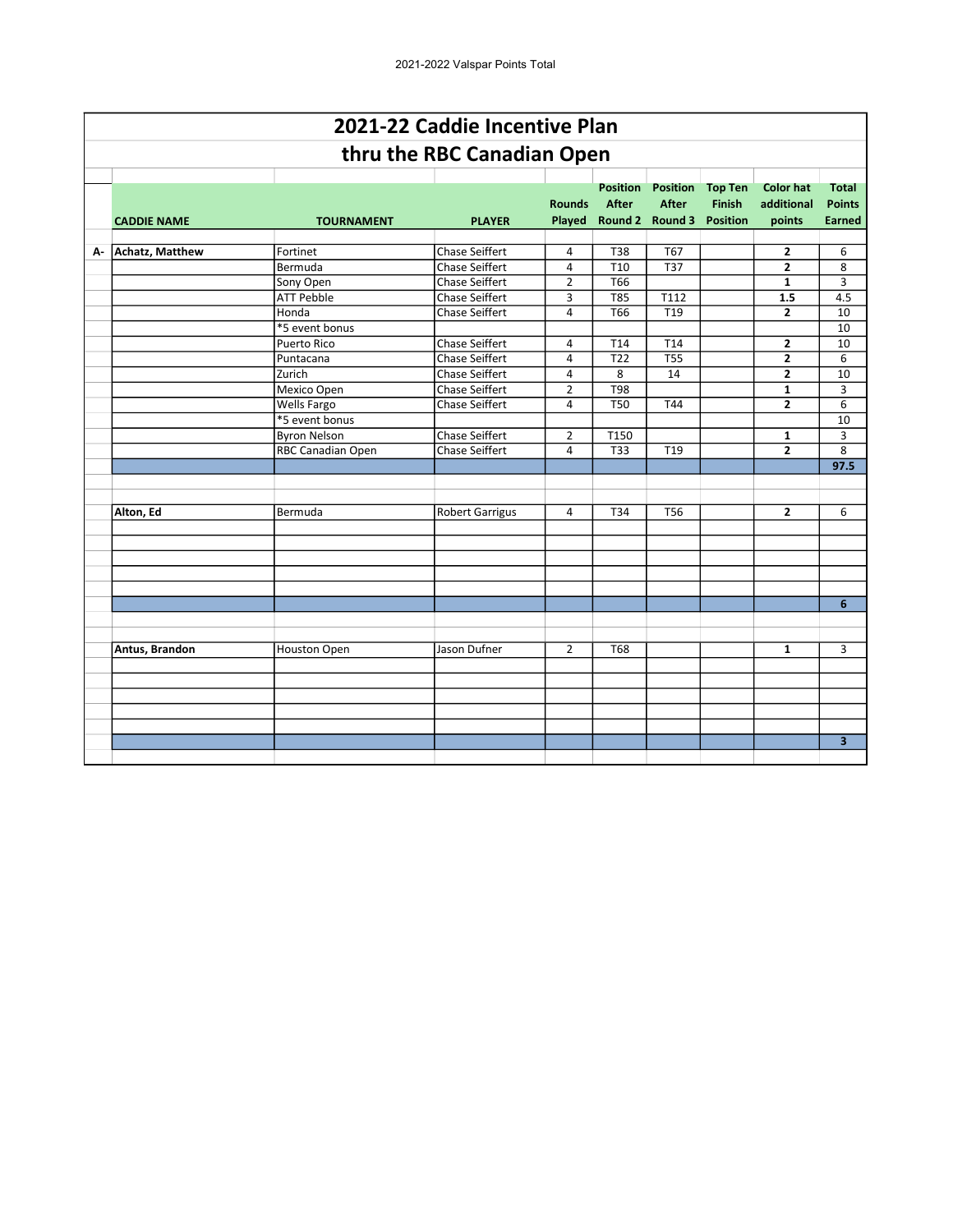## 2021-22 Caddie Incentive Plan

## thru the RBC Canadian Open

| | CADDIE NAME | TOURNAMENT | PLAYER | Rounds Played | Position After Round 2 | Position After Round 3 | Top Ten Finish Position | Color hat additional points | Total Points Earned |
|---|---|---|---|---|---|---|---|---|---|
| A- | **Achatz, Matthew** | Fortinet | Chase Seiffert | 4 | T38 | T67 | | **2** | 6 |
| | | Bermuda | Chase Seiffert | 4 | T10 | T37 | | **2** | 8 |
| | | Sony Open | Chase Seiffert | 2 | T66 | | | **1** | 3 |
| | | ATT Pebble | Chase Seiffert | 3 | T85 | T112 | | **1.5** | 4.5 |
| | | Honda | Chase Seiffert | 4 | T66 | T19 | | **2** | 10 |
| | | *5 event bonus | | | | | | | 10 |
| | | Puerto Rico | Chase Seiffert | 4 | T14 | T14 | | **2** | 10 |
| | | Puntacana | Chase Seiffert | 4 | T22 | T55 | | **2** | 6 |
| | | Zurich | Chase Seiffert | 4 | 8 | 14 | | **2** | 10 |
| | | Mexico Open | Chase Seiffert | 2 | T98 | | | **1** | 3 |
| | | Wells Fargo | Chase Seiffert | 4 | T50 | T44 | | **2** | 6 |
| | | *5 event bonus | | | | | | | 10 |
| | | Byron Nelson | Chase Seiffert | 2 | T150 | | | **1** | 3 |
| | | RBC Canadian Open | Chase Seiffert | 4 | T33 | T19 | | **2** | 8 |
| | | | | | | | | | **97.5** |
| | **Alton, Ed** | Bermuda | Robert Garrigus | 4 | T34 | T56 | | **2** | 6 |
| | | | | | | | | | **6** |
| | **Antus, Brandon** | Houston Open | Jason Dufner | 2 | T68 | | | **1** | 3 |
| | | | | | | | | | **3** |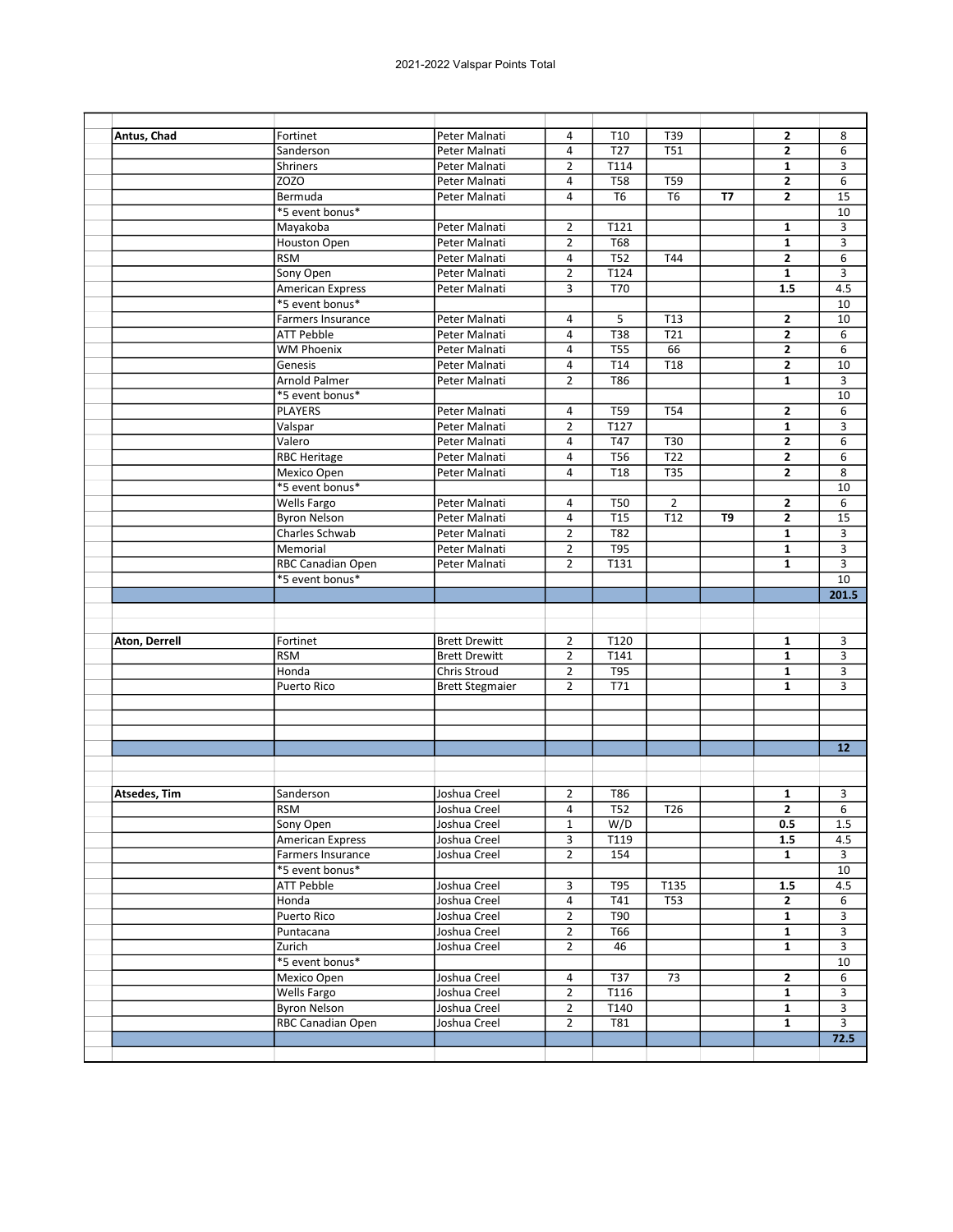2021-2022 Valspar Points Total

| | | | | | | | | | |
|---|---|---|---|---|---|---|---|---|---|
| **Antus, Chad** | Fortinet | Peter Malnati | 4 | T10 | T39 | | **2** | 8 |
| | Sanderson | Peter Malnati | 4 | T27 | T51 | | **2** | 6 |
| | Shriners | Peter Malnati | 2 | T114 | | | **1** | 3 |
| | ZOZO | Peter Malnati | 4 | T58 | T59 | | **2** | 6 |
| | Bermuda | Peter Malnati | 4 | T6 | T6 | **T7** | **2** | 15 |
| | *5 event bonus* | | | | | | | 10 |
| | Mayakoba | Peter Malnati | 2 | T121 | | | **1** | 3 |
| | Houston Open | Peter Malnati | 2 | T68 | | | **1** | 3 |
| | RSM | Peter Malnati | 4 | T52 | T44 | | **2** | 6 |
| | Sony Open | Peter Malnati | 2 | T124 | | | **1** | 3 |
| | American Express | Peter Malnati | 3 | T70 | | | **1.5** | 4.5 |
| | *5 event bonus* | | | | | | | 10 |
| | Farmers Insurance | Peter Malnati | 4 | 5 | T13 | | **2** | 10 |
| | ATT Pebble | Peter Malnati | 4 | T38 | T21 | | **2** | 6 |
| | WM Phoenix | Peter Malnati | 4 | T55 | 66 | | **2** | 6 |
| | Genesis | Peter Malnati | 4 | T14 | T18 | | **2** | 10 |
| | Arnold Palmer | Peter Malnati | 2 | T86 | | | **1** | 3 |
| | *5 event bonus* | | | | | | | 10 |
| | PLAYERS | Peter Malnati | 4 | T59 | T54 | | **2** | 6 |
| | Valspar | Peter Malnati | 2 | T127 | | | **1** | 3 |
| | Valero | Peter Malnati | 4 | T47 | T30 | | **2** | 6 |
| | RBC Heritage | Peter Malnati | 4 | T56 | T22 | | **2** | 6 |
| | Mexico Open | Peter Malnati | 4 | T18 | T35 | | **2** | 8 |
| | *5 event bonus* | | | | | | | 10 |
| | Wells Fargo | Peter Malnati | 4 | T50 | 2 | | **2** | 6 |
| | Byron Nelson | Peter Malnati | 4 | T15 | T12 | **T9** | **2** | 15 |
| | Charles Schwab | Peter Malnati | 2 | T82 | | | **1** | 3 |
| | Memorial | Peter Malnati | 2 | T95 | | | **1** | 3 |
| | RBC Canadian Open | Peter Malnati | 2 | T131 | | | **1** | 3 |
| | *5 event bonus* | | | | | | | 10 |
| | | | | | | | | **201.5** |
| | | | | | | | | |
| **Aton, Derrell** | Fortinet | Brett Drewitt | 2 | T120 | | | **1** | 3 |
| | RSM | Brett Drewitt | 2 | T141 | | | **1** | 3 |
| | Honda | Chris Stroud | 2 | T95 | | | **1** | 3 |
| | Puerto Rico | Brett Stegmaier | 2 | T71 | | | **1** | 3 |
| | | | | | | | | **12** |
| | | | | | | | | |
| **Atsedes, Tim** | Sanderson | Joshua Creel | 2 | T86 | | | **1** | 3 |
| | RSM | Joshua Creel | 4 | T52 | T26 | | **2** | 6 |
| | Sony Open | Joshua Creel | 1 | W/D | | | **0.5** | 1.5 |
| | American Express | Joshua Creel | 3 | T119 | | | **1.5** | 4.5 |
| | Farmers Insurance | Joshua Creel | 2 | 154 | | | **1** | 3 |
| | *5 event bonus* | | | | | | | 10 |
| | ATT Pebble | Joshua Creel | 3 | T95 | T135 | | **1.5** | 4.5 |
| | Honda | Joshua Creel | 4 | T41 | T53 | | **2** | 6 |
| | Puerto Rico | Joshua Creel | 2 | T90 | | | **1** | 3 |
| | Puntacana | Joshua Creel | 2 | T66 | | | **1** | 3 |
| | Zurich | Joshua Creel | 2 | 46 | | | **1** | 3 |
| | *5 event bonus* | | | | | | | 10 |
| | Mexico Open | Joshua Creel | 4 | T37 | 73 | | **2** | 6 |
| | Wells Fargo | Joshua Creel | 2 | T116 | | | **1** | 3 |
| | Byron Nelson | Joshua Creel | 2 | T140 | | | **1** | 3 |
| | RBC Canadian Open | Joshua Creel | 2 | T81 | | | **1** | 3 |
| | | | | | | | | **72.5** |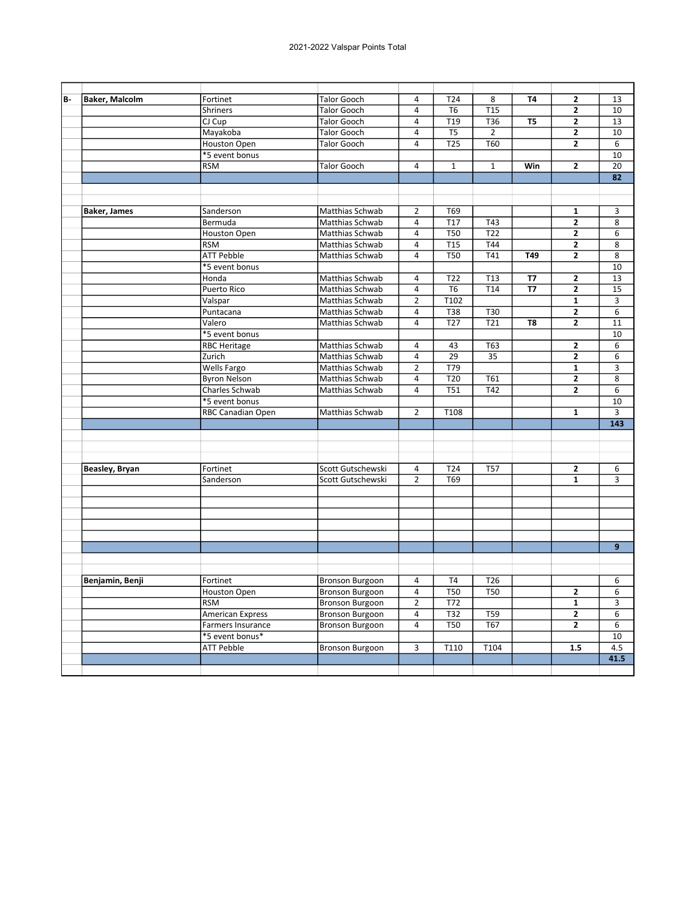2021-2022 Valspar Points Total

| | | | | | | | | | |
|---|---|---|---|---|---|---|---|---|---|
| B- | **Baker, Malcolm** | Fortinet | Talor Gooch | 4 | T24 | 8 | **T4** | **2** | 13 |
| | | Shriners | Talor Gooch | 4 | T6 | T15 | | **2** | 10 |
| | | CJ Cup | Talor Gooch | 4 | T19 | T36 | **T5** | **2** | 13 |
| | | Mayakoba | Talor Gooch | 4 | T5 | 2 | | **2** | 10 |
| | | Houston Open | Talor Gooch | 4 | T25 | T60 | | **2** | 6 |
| | | *5 event bonus | | | | | | | 10 |
| | | RSM | Talor Gooch | 4 | 1 | 1 | **Win** | **2** | 20 |
| | | | | | | | | | **82** |
| | | | | | | | | | |
| | **Baker, James** | Sanderson | Matthias Schwab | 2 | T69 | | | **1** | 3 |
| | | Bermuda | Matthias Schwab | 4 | T17 | T43 | | **2** | 8 |
| | | Houston Open | Matthias Schwab | 4 | T50 | T22 | | **2** | 6 |
| | | RSM | Matthias Schwab | 4 | T15 | T44 | | **2** | 8 |
| | | ATT Pebble | Matthias Schwab | 4 | T50 | T41 | **T49** | **2** | 8 |
| | | *5 event bonus | | | | | | | 10 |
| | | Honda | Matthias Schwab | 4 | T22 | T13 | **T7** | **2** | 13 |
| | | Puerto Rico | Matthias Schwab | 4 | T6 | T14 | **T7** | **2** | 15 |
| | | Valspar | Matthias Schwab | 2 | T102 | | | **1** | 3 |
| | | Puntacana | Matthias Schwab | 4 | T38 | T30 | | **2** | 6 |
| | | Valero | Matthias Schwab | 4 | T27 | T21 | **T8** | **2** | 11 |
| | | *5 event bonus | | | | | | | 10 |
| | | RBC Heritage | Matthias Schwab | 4 | 43 | T63 | | **2** | 6 |
| | | Zurich | Matthias Schwab | 4 | 29 | 35 | | **2** | 6 |
| | | Wells Fargo | Matthias Schwab | 2 | T79 | | | **1** | 3 |
| | | Byron Nelson | Matthias Schwab | 4 | T20 | T61 | | **2** | 8 |
| | | Charles Schwab | Matthias Schwab | 4 | T51 | T42 | | **2** | 6 |
| | | *5 event bonus | | | | | | | 10 |
| | | RBC Canadian Open | Matthias Schwab | 2 | T108 | | | **1** | 3 |
| | | | | | | | | | **143** |
| | | | | | | | | | |
| | **Beasley, Bryan** | Fortinet | Scott Gutschewski | 4 | T24 | T57 | | **2** | 6 |
| | | Sanderson | Scott Gutschewski | 2 | T69 | | | **1** | 3 |
| | | | | | | | | | **9** |
| | | | | | | | | | |
| | **Benjamin, Benji** | Fortinet | Bronson Burgoon | 4 | T4 | T26 | | | 6 |
| | | Houston Open | Bronson Burgoon | 4 | T50 | T50 | | **2** | 6 |
| | | RSM | Bronson Burgoon | 2 | T72 | | | **1** | 3 |
| | | American Express | Bronson Burgoon | 4 | T32 | T59 | | **2** | 6 |
| | | Farmers Insurance | Bronson Burgoon | 4 | T50 | T67 | | **2** | 6 |
| | | *5 event bonus* | | | | | | | 10 |
| | | ATT Pebble | Bronson Burgoon | 3 | T110 | T104 | | **1.5** | 4.5 |
| | | | | | | | | | **41.5** |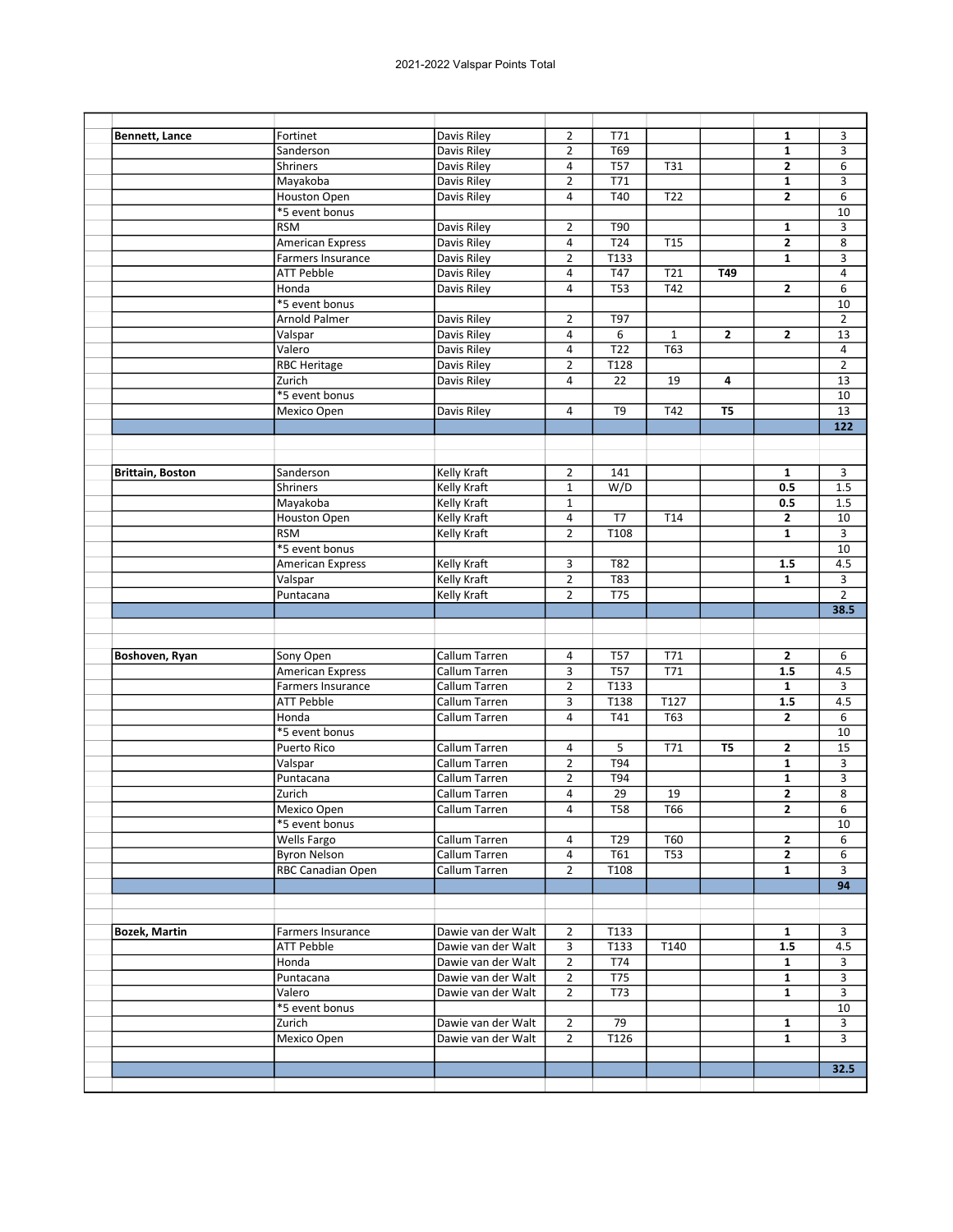| | | | | | | | | |
|---|---|---|---|---|---|---|---|---|
| **Bennett, Lance** | Fortinet | Davis Riley | 2 | T71 | | | **1** | 3 |
| | Sanderson | Davis Riley | 2 | T69 | | | **1** | 3 |
| | Shriners | Davis Riley | 4 | T57 | T31 | | **2** | 6 |
| | Mayakoba | Davis Riley | 2 | T71 | | | **1** | 3 |
| | Houston Open | Davis Riley | 4 | T40 | T22 | | **2** | 6 |
| | *5 event bonus | | | | | | | 10 |
| | RSM | Davis Riley | 2 | T90 | | | **1** | 3 |
| | American Express | Davis Riley | 4 | T24 | T15 | | **2** | 8 |
| | Farmers Insurance | Davis Riley | 2 | T133 | | | **1** | 3 |
| | ATT Pebble | Davis Riley | 4 | T47 | T21 | **T49** | | 4 |
| | Honda | Davis Riley | 4 | T53 | T42 | | **2** | 6 |
| | *5 event bonus | | | | | | | 10 |
| | Arnold Palmer | Davis Riley | 2 | T97 | | | | 2 |
| | Valspar | Davis Riley | 4 | 6 | 1 | **2** | **2** | 13 |
| | Valero | Davis Riley | 4 | T22 | T63 | | | 4 |
| | RBC Heritage | Davis Riley | 2 | T128 | | | | 2 |
| | Zurich | Davis Riley | 4 | 22 | 19 | **4** | | 13 |
| | *5 event bonus | | | | | | | 10 |
| | Mexico Open | Davis Riley | 4 | T9 | T42 | **T5** | | 13 |
| | | | | | | | | **122** |
| | | | | | | | | |
| **Brittain, Boston** | Sanderson | Kelly Kraft | 2 | 141 | | | **1** | 3 |
| | Shriners | Kelly Kraft | 1 | W/D | | | **0.5** | 1.5 |
| | Mayakoba | Kelly Kraft | 1 | | | | **0.5** | 1.5 |
| | Houston Open | Kelly Kraft | 4 | T7 | T14 | | **2** | 10 |
| | RSM | Kelly Kraft | 2 | T108 | | | **1** | 3 |
| | *5 event bonus | | | | | | | 10 |
| | American Express | Kelly Kraft | 3 | T82 | | | **1.5** | 4.5 |
| | Valspar | Kelly Kraft | 2 | T83 | | | **1** | 3 |
| | Puntacana | Kelly Kraft | 2 | T75 | | | | 2 |
| | | | | | | | | **38.5** |
| | | | | | | | | |
| **Boshoven, Ryan** | Sony Open | Callum Tarren | 4 | T57 | T71 | | **2** | 6 |
| | American Express | Callum Tarren | 3 | T57 | T71 | | **1.5** | 4.5 |
| | Farmers Insurance | Callum Tarren | 2 | T133 | | | **1** | 3 |
| | ATT Pebble | Callum Tarren | 3 | T138 | T127 | | **1.5** | 4.5 |
| | Honda | Callum Tarren | 4 | T41 | T63 | | **2** | 6 |
| | *5 event bonus | | | | | | | 10 |
| | Puerto Rico | Callum Tarren | 4 | 5 | T71 | **T5** | **2** | 15 |
| | Valspar | Callum Tarren | 2 | T94 | | | **1** | 3 |
| | Puntacana | Callum Tarren | 2 | T94 | | | **1** | 3 |
| | Zurich | Callum Tarren | 4 | 29 | 19 | | **2** | 8 |
| | Mexico Open | Callum Tarren | 4 | T58 | T66 | | **2** | 6 |
| | *5 event bonus | | | | | | | 10 |
| | Wells Fargo | Callum Tarren | 4 | T29 | T60 | | **2** | 6 |
| | Byron Nelson | Callum Tarren | 4 | T61 | T53 | | **2** | 6 |
| | RBC Canadian Open | Callum Tarren | 2 | T108 | | | **1** | 3 |
| | | | | | | | | **94** |
| | | | | | | | | |
| **Bozek, Martin** | Farmers Insurance | Dawie van der Walt | 2 | T133 | | | **1** | 3 |
| | ATT Pebble | Dawie van der Walt | 3 | T133 | T140 | | **1.5** | 4.5 |
| | Honda | Dawie van der Walt | 2 | T74 | | | **1** | 3 |
| | Puntacana | Dawie van der Walt | 2 | T75 | | | **1** | 3 |
| | Valero | Dawie van der Walt | 2 | T73 | | | **1** | 3 |
| | *5 event bonus | | | | | | | 10 |
| | Zurich | Dawie van der Walt | 2 | 79 | | | **1** | 3 |
| | Mexico Open | Dawie van der Walt | 2 | T126 | | | **1** | 3 |
| | | | | | | | | |
| | | | | | | | | **32.5** |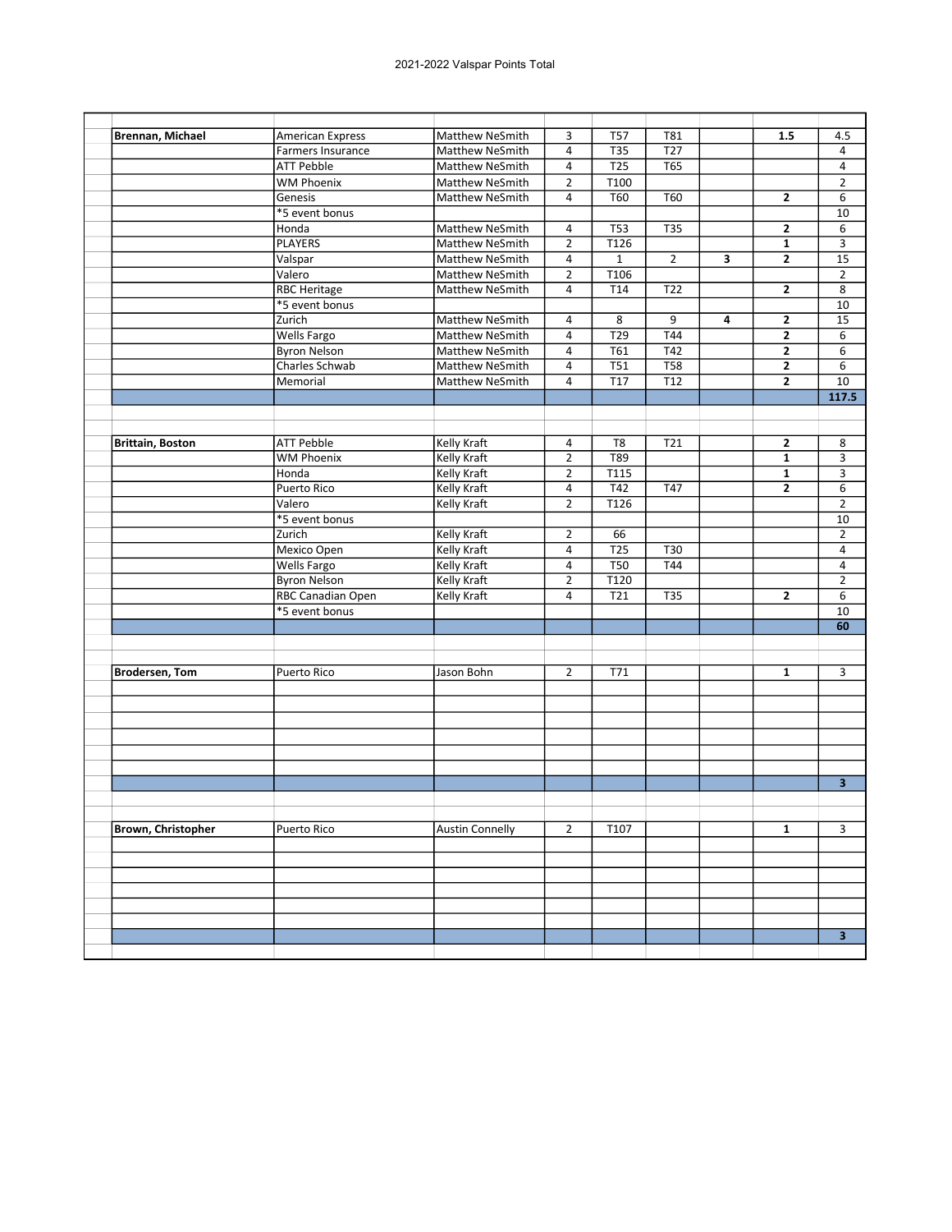# 2021-2022 Valspar Points Total

| Name | Event | Player | | | | | | |
|---|---|---|---|---|---|---|---|---|
| **Brennan, Michael** | American Express | Matthew NeSmith | 3 | T57 | T81 | | **1.5** | 4.5 |
| | Farmers Insurance | Matthew NeSmith | 4 | T35 | T27 | | | 4 |
| | ATT Pebble | Matthew NeSmith | 4 | T25 | T65 | | | 4 |
| | WM Phoenix | Matthew NeSmith | 2 | T100 | | | | 2 |
| | Genesis | Matthew NeSmith | 4 | T60 | T60 | | **2** | 6 |
| | *5 event bonus | | | | | | | 10 |
| | Honda | Matthew NeSmith | 4 | T53 | T35 | | **2** | 6 |
| | PLAYERS | Matthew NeSmith | 2 | T126 | | | **1** | 3 |
| | Valspar | Matthew NeSmith | 4 | 1 | 2 | **3** | **2** | 15 |
| | Valero | Matthew NeSmith | 2 | T106 | | | | 2 |
| | RBC Heritage | Matthew NeSmith | 4 | T14 | T22 | | **2** | 8 |
| | *5 event bonus | | | | | | | 10 |
| | Zurich | Matthew NeSmith | 4 | 8 | 9 | **4** | **2** | 15 |
| | Wells Fargo | Matthew NeSmith | 4 | T29 | T44 | | **2** | 6 |
| | Byron Nelson | Matthew NeSmith | 4 | T61 | T42 | | **2** | 6 |
| | Charles Schwab | Matthew NeSmith | 4 | T51 | T58 | | **2** | 6 |
| | Memorial | Matthew NeSmith | 4 | T17 | T12 | | **2** | 10 |
| | | | | | | | | **117.5** |
| | | | | | | | | |
| **Brittain, Boston** | ATT Pebble | Kelly Kraft | 4 | T8 | T21 | | **2** | 8 |
| | WM Phoenix | Kelly Kraft | 2 | T89 | | | **1** | 3 |
| | Honda | Kelly Kraft | 2 | T115 | | | **1** | 3 |
| | Puerto Rico | Kelly Kraft | 4 | T42 | T47 | | **2** | 6 |
| | Valero | Kelly Kraft | 2 | T126 | | | | 2 |
| | *5 event bonus | | | | | | | 10 |
| | Zurich | Kelly Kraft | 2 | 66 | | | | 2 |
| | Mexico Open | Kelly Kraft | 4 | T25 | T30 | | | 4 |
| | Wells Fargo | Kelly Kraft | 4 | T50 | T44 | | | 4 |
| | Byron Nelson | Kelly Kraft | 2 | T120 | | | | 2 |
| | RBC Canadian Open | Kelly Kraft | 4 | T21 | T35 | | **2** | 6 |
| | *5 event bonus | | | | | | | 10 |
| | | | | | | | | **60** |
| | | | | | | | | |
| **Brodersen, Tom** | Puerto Rico | Jason Bohn | 2 | T71 | | | **1** | 3 |
| | | | | | | | | **3** |
| | | | | | | | | |
| **Brown, Christopher** | Puerto Rico | Austin Connelly | 2 | T107 | | | **1** | 3 |
| | | | | | | | | **3** |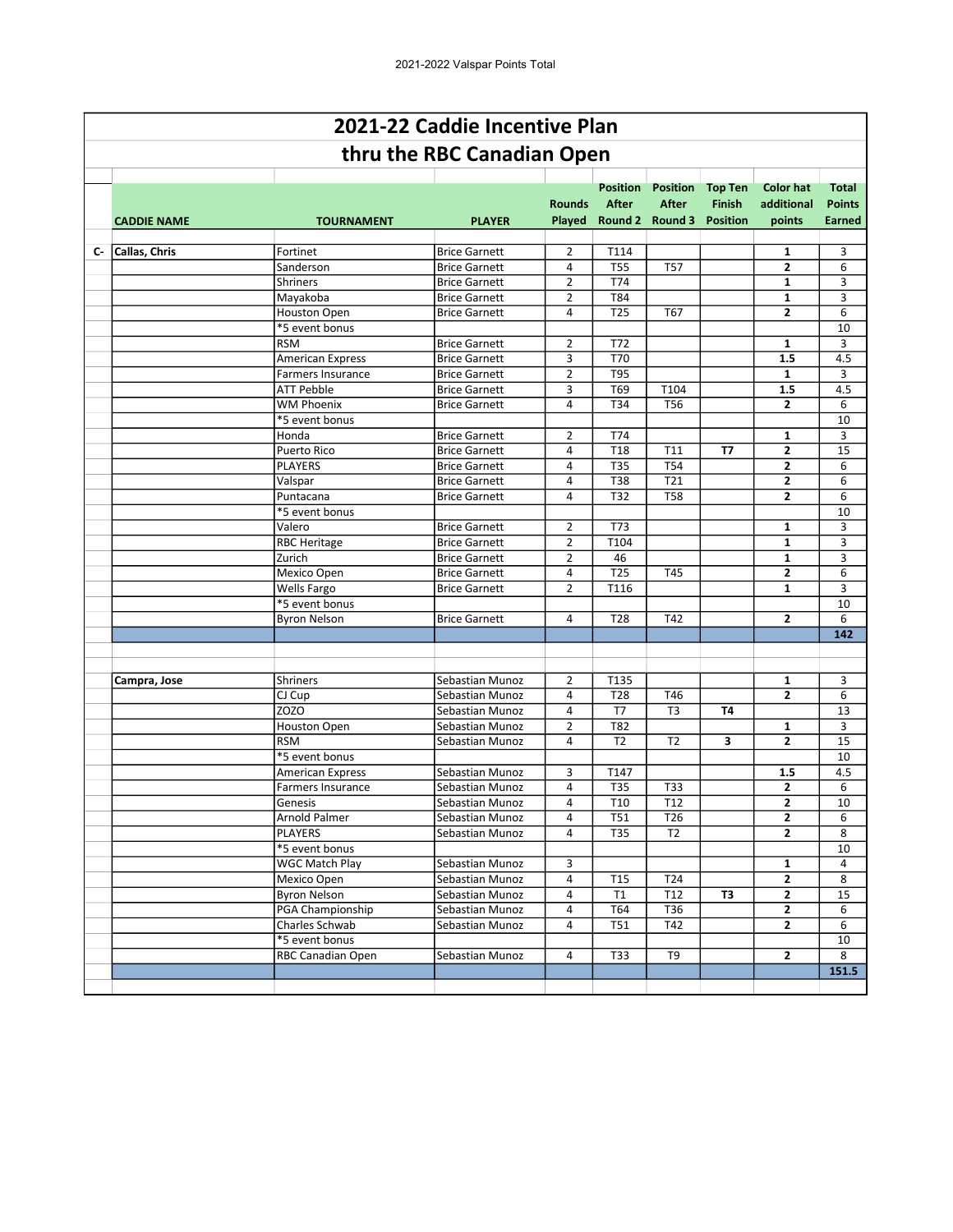## 2021-22 Caddie Incentive Plan

## thru the RBC Canadian Open

| | CADDIE NAME | TOURNAMENT | PLAYER | Rounds Played | Position After Round 2 | Position After Round 3 | Top Ten Finish Position | Color hat additional points | Total Points Earned |
|---|---|---|---|---|---|---|---|---|---|
| C- | Callas, Chris | Fortinet | Brice Garnett | 2 | T114 | | | 1 | 3 |
| | | Sanderson | Brice Garnett | 4 | T55 | T57 | | 2 | 6 |
| | | Shriners | Brice Garnett | 2 | T74 | | | 1 | 3 |
| | | Mayakoba | Brice Garnett | 2 | T84 | | | 1 | 3 |
| | | Houston Open | Brice Garnett | 4 | T25 | T67 | | 2 | 6 |
| | | *5 event bonus | | | | | | | 10 |
| | | RSM | Brice Garnett | 2 | T72 | | | 1 | 3 |
| | | American Express | Brice Garnett | 3 | T70 | | | 1.5 | 4.5 |
| | | Farmers Insurance | Brice Garnett | 2 | T95 | | | 1 | 3 |
| | | ATT Pebble | Brice Garnett | 3 | T69 | T104 | | 1.5 | 4.5 |
| | | WM Phoenix | Brice Garnett | 4 | T34 | T56 | | 2 | 6 |
| | | *5 event bonus | | | | | | | 10 |
| | | Honda | Brice Garnett | 2 | T74 | | | 1 | 3 |
| | | Puerto Rico | Brice Garnett | 4 | T18 | T11 | T7 | 2 | 15 |
| | | PLAYERS | Brice Garnett | 4 | T35 | T54 | | 2 | 6 |
| | | Valspar | Brice Garnett | 4 | T38 | T21 | | 2 | 6 |
| | | Puntacana | Brice Garnett | 4 | T32 | T58 | | 2 | 6 |
| | | *5 event bonus | | | | | | | 10 |
| | | Valero | Brice Garnett | 2 | T73 | | | 1 | 3 |
| | | RBC Heritage | Brice Garnett | 2 | T104 | | | 1 | 3 |
| | | Zurich | Brice Garnett | 2 | 46 | | | 1 | 3 |
| | | Mexico Open | Brice Garnett | 4 | T25 | T45 | | 2 | 6 |
| | | Wells Fargo | Brice Garnett | 2 | T116 | | | 1 | 3 |
| | | *5 event bonus | | | | | | | 10 |
| | | Byron Nelson | Brice Garnett | 4 | T28 | T42 | | 2 | 6 |
| | | | | | | | | | 142 |
| | | | | | | | | | |
| | Campra, Jose | Shriners | Sebastian Munoz | 2 | T135 | | | 1 | 3 |
| | | CJ Cup | Sebastian Munoz | 4 | T28 | T46 | | 2 | 6 |
| | | ZOZO | Sebastian Munoz | 4 | T7 | T3 | T4 | | 13 |
| | | Houston Open | Sebastian Munoz | 2 | T82 | | | 1 | 3 |
| | | RSM | Sebastian Munoz | 4 | T2 | T2 | 3 | 2 | 15 |
| | | *5 event bonus | | | | | | | 10 |
| | | American Express | Sebastian Munoz | 3 | T147 | | | 1.5 | 4.5 |
| | | Farmers Insurance | Sebastian Munoz | 4 | T35 | T33 | | 2 | 6 |
| | | Genesis | Sebastian Munoz | 4 | T10 | T12 | | 2 | 10 |
| | | Arnold Palmer | Sebastian Munoz | 4 | T51 | T26 | | 2 | 6 |
| | | PLAYERS | Sebastian Munoz | 4 | T35 | T2 | | 2 | 8 |
| | | *5 event bonus | | | | | | | 10 |
| | | WGC Match Play | Sebastian Munoz | 3 | | | | 1 | 4 |
| | | Mexico Open | Sebastian Munoz | 4 | T15 | T24 | | 2 | 8 |
| | | Byron Nelson | Sebastian Munoz | 4 | T1 | T12 | T3 | 2 | 15 |
| | | PGA Championship | Sebastian Munoz | 4 | T64 | T36 | | 2 | 6 |
| | | Charles Schwab | Sebastian Munoz | 4 | T51 | T42 | | 2 | 6 |
| | | *5 event bonus | | | | | | | 10 |
| | | RBC Canadian Open | Sebastian Munoz | 4 | T33 | T9 | | 2 | 8 |
| | | | | | | | | | 151.5 |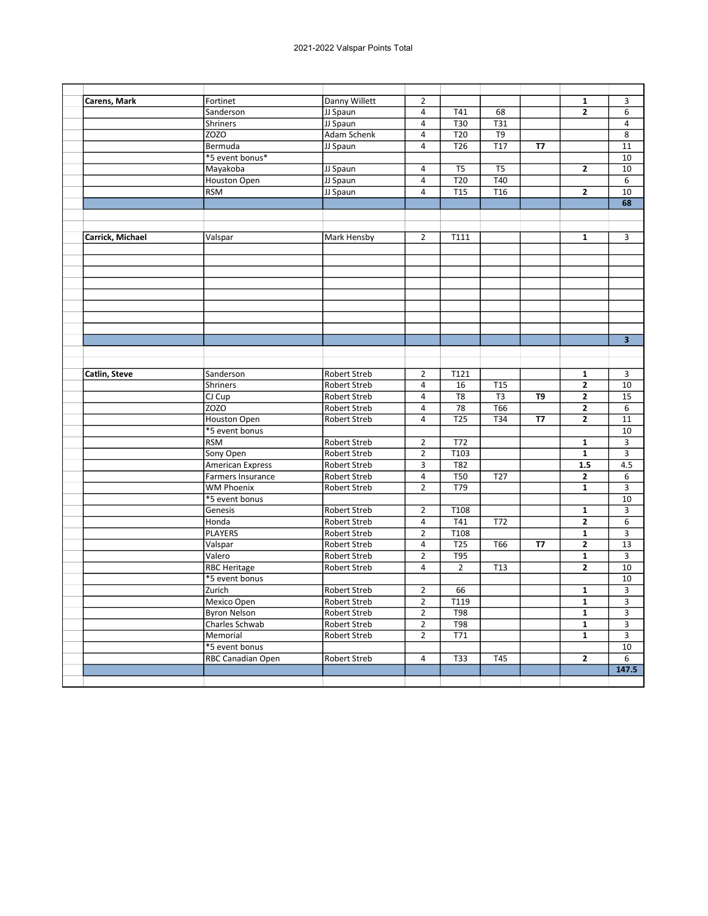2021-2022 Valspar Points Total

| | | | | | | | | |
|---|---|---|---|---|---|---|---|---|
| **Carens, Mark** | Fortinet | Danny Willett | 2 | | | | **1** | 3 |
| | Sanderson | JJ Spaun | 4 | T41 | 68 | | **2** | 6 |
| | Shriners | JJ Spaun | 4 | T30 | T31 | | | 4 |
| | ZOZO | Adam Schenk | 4 | T20 | T9 | | | 8 |
| | Bermuda | JJ Spaun | 4 | T26 | T17 | **T7** | | 11 |
| | *5 event bonus* | | | | | | | 10 |
| | Mayakoba | JJ Spaun | 4 | T5 | T5 | | **2** | 10 |
| | Houston Open | JJ Spaun | 4 | T20 | T40 | | | 6 |
| | RSM | JJ Spaun | 4 | T15 | T16 | | **2** | 10 |
| | | | | | | | | **68** |
| | | | | | | | | |
| **Carrick, Michael** | Valspar | Mark Hensby | 2 | T111 | | | **1** | 3 |
| | | | | | | | | **3** |
| | | | | | | | | |
| **Catlin, Steve** | Sanderson | Robert Streb | 2 | T121 | | | **1** | 3 |
| | Shriners | Robert Streb | 4 | 16 | T15 | | **2** | 10 |
| | CJ Cup | Robert Streb | 4 | T8 | T3 | **T9** | **2** | 15 |
| | ZOZO | Robert Streb | 4 | 78 | T66 | | **2** | 6 |
| | Houston Open | Robert Streb | 4 | T25 | T34 | **T7** | **2** | 11 |
| | *5 event bonus | | | | | | | 10 |
| | RSM | Robert Streb | 2 | T72 | | | **1** | 3 |
| | Sony Open | Robert Streb | 2 | T103 | | | **1** | 3 |
| | American Express | Robert Streb | 3 | T82 | | | **1.5** | 4.5 |
| | Farmers Insurance | Robert Streb | 4 | T50 | T27 | | **2** | 6 |
| | WM Phoenix | Robert Streb | 2 | T79 | | | **1** | 3 |
| | *5 event bonus | | | | | | | 10 |
| | Genesis | Robert Streb | 2 | T108 | | | **1** | 3 |
| | Honda | Robert Streb | 4 | T41 | T72 | | **2** | 6 |
| | PLAYERS | Robert Streb | 2 | T108 | | | **1** | 3 |
| | Valspar | Robert Streb | 4 | T25 | T66 | **T7** | **2** | 13 |
| | Valero | Robert Streb | 2 | T95 | | | **1** | 3 |
| | RBC Heritage | Robert Streb | 4 | 2 | T13 | | **2** | 10 |
| | *5 event bonus | | | | | | | 10 |
| | Zurich | Robert Streb | 2 | 66 | | | **1** | 3 |
| | Mexico Open | Robert Streb | 2 | T119 | | | **1** | 3 |
| | Byron Nelson | Robert Streb | 2 | T98 | | | **1** | 3 |
| | Charles Schwab | Robert Streb | 2 | T98 | | | **1** | 3 |
| | Memorial | Robert Streb | 2 | T71 | | | **1** | 3 |
| | *5 event bonus | | | | | | | 10 |
| | RBC Canadian Open | Robert Streb | 4 | T33 | T45 | | **2** | 6 |
| | | | | | | | | **147.5** |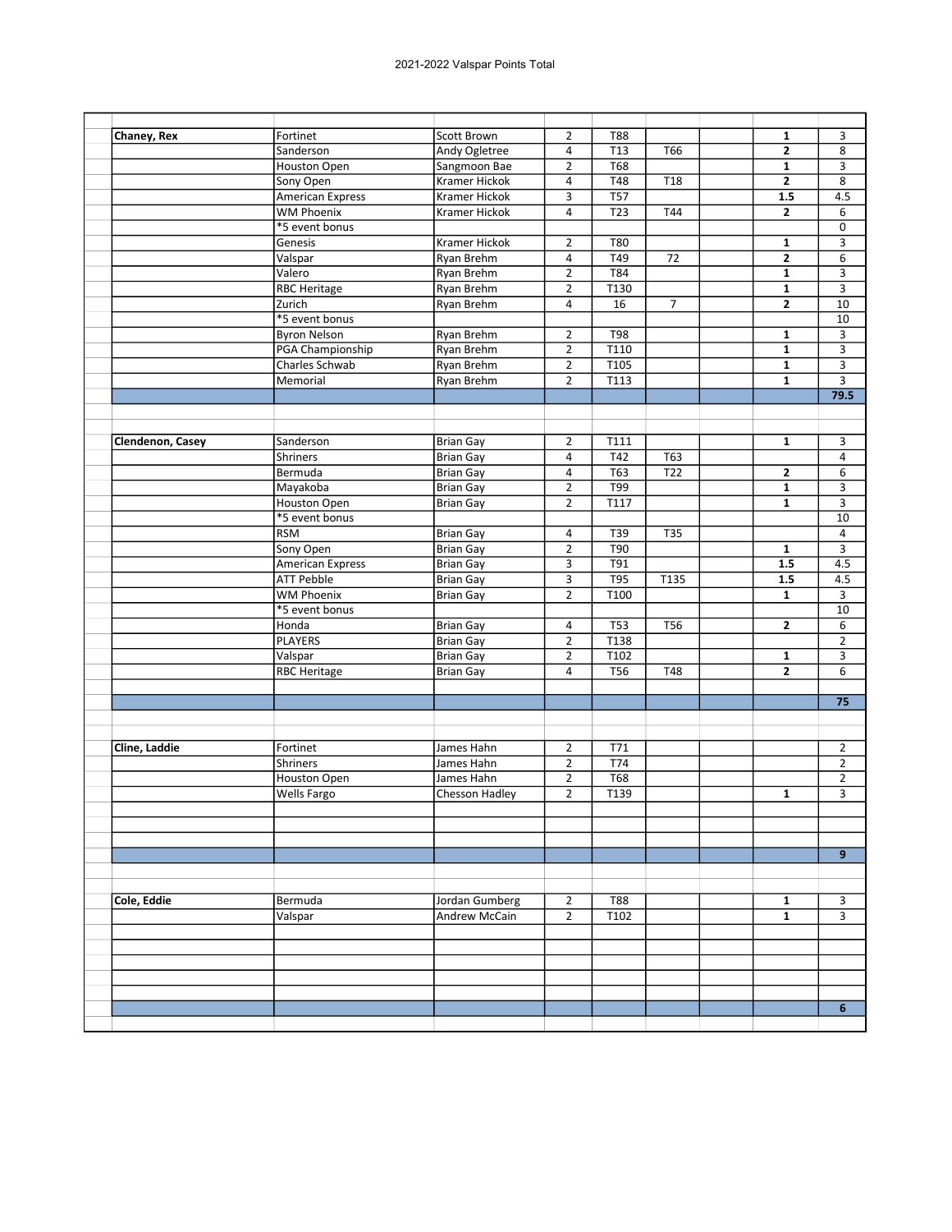## 2021-2022 Valspar Points Total

| | | | | | | | | | |
|---|---|---|---|---|---|---|---|---|---|
| | | | | | | | | | |
| **Chaney, Rex** | Fortinet | Scott Brown | 2 | T88 | | | **1** | 3 |
| | Sanderson | Andy Ogletree | 4 | T13 | T66 | | **2** | 8 |
| | Houston Open | Sangmoon Bae | 2 | T68 | | | **1** | 3 |
| | Sony Open | Kramer Hickok | 4 | T48 | T18 | | **2** | 8 |
| | American Express | Kramer Hickok | 3 | T57 | | | **1.5** | 4.5 |
| | WM Phoenix | Kramer Hickok | 4 | T23 | T44 | | **2** | 6 |
| | *5 event bonus | | | | | | | 0 |
| | Genesis | Kramer Hickok | 2 | T80 | | | **1** | 3 |
| | Valspar | Ryan Brehm | 4 | T49 | 72 | | **2** | 6 |
| | Valero | Ryan Brehm | 2 | T84 | | | **1** | 3 |
| | RBC Heritage | Ryan Brehm | 2 | T130 | | | **1** | 3 |
| | Zurich | Ryan Brehm | 4 | 16 | 7 | | **2** | 10 |
| | *5 event bonus | | | | | | | 10 |
| | Byron Nelson | Ryan Brehm | 2 | T98 | | | **1** | 3 |
| | PGA Championship | Ryan Brehm | 2 | T110 | | | **1** | 3 |
| | Charles Schwab | Ryan Brehm | 2 | T105 | | | **1** | 3 |
| | Memorial | Ryan Brehm | 2 | T113 | | | **1** | 3 |
| | | | | | | | | **79.5** |
| | | | | | | | | |
| **Clendenon, Casey** | Sanderson | Brian Gay | 2 | T111 | | | **1** | 3 |
| | Shriners | Brian Gay | 4 | T42 | T63 | | | 4 |
| | Bermuda | Brian Gay | 4 | T63 | T22 | | **2** | 6 |
| | Mayakoba | Brian Gay | 2 | T99 | | | **1** | 3 |
| | Houston Open | Brian Gay | 2 | T117 | | | **1** | 3 |
| | *5 event bonus | | | | | | | 10 |
| | RSM | Brian Gay | 4 | T39 | T35 | | | 4 |
| | Sony Open | Brian Gay | 2 | T90 | | | **1** | 3 |
| | American Express | Brian Gay | 3 | T91 | | | **1.5** | 4.5 |
| | ATT Pebble | Brian Gay | 3 | T95 | T135 | | **1.5** | 4.5 |
| | WM Phoenix | Brian Gay | 2 | T100 | | | **1** | 3 |
| | *5 event bonus | | | | | | | 10 |
| | Honda | Brian Gay | 4 | T53 | T56 | | **2** | 6 |
| | PLAYERS | Brian Gay | 2 | T138 | | | | 2 |
| | Valspar | Brian Gay | 2 | T102 | | | **1** | 3 |
| | RBC Heritage | Brian Gay | 4 | T56 | T48 | | **2** | 6 |
| | | | | | | | | **75** |
| | | | | | | | | |
| **Cline, Laddie** | Fortinet | James Hahn | 2 | T71 | | | | 2 |
| | Shriners | James Hahn | 2 | T74 | | | | 2 |
| | Houston Open | James Hahn | 2 | T68 | | | | 2 |
| | Wells Fargo | Chesson Hadley | 2 | T139 | | | **1** | 3 |
| | | | | | | | | **9** |
| | | | | | | | | |
| **Cole, Eddie** | Bermuda | Jordan Gumberg | 2 | T88 | | | **1** | 3 |
| | Valspar | Andrew McCain | 2 | T102 | | | **1** | 3 |
| | | | | | | | | **6** |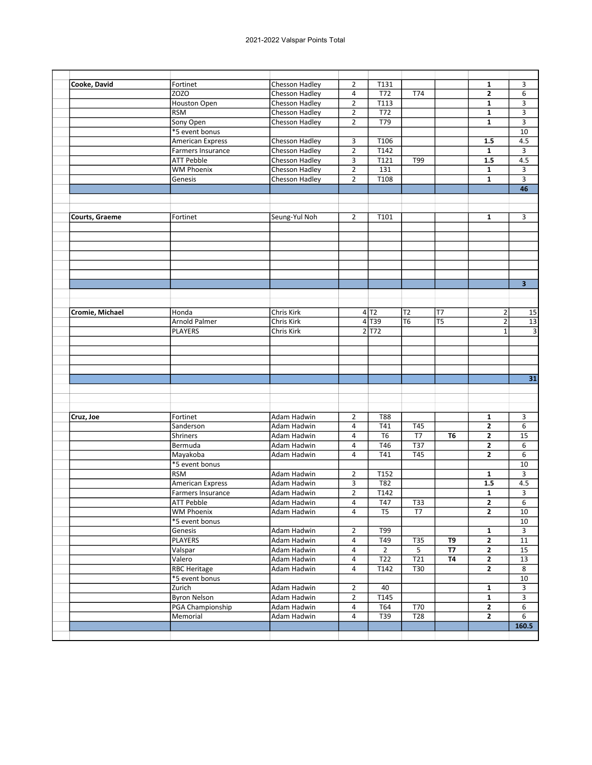2021-2022 Valspar Points Total

| | | | | | | | | |
|---|---|---|---|---|---|---|---|---|
| **Cooke, David** | Fortinet | Chesson Hadley | 2 | T131 | | | **1** | 3 |
| | ZOZO | Chesson Hadley | 4 | T72 | T74 | | **2** | 6 |
| | Houston Open | Chesson Hadley | 2 | T113 | | | **1** | 3 |
| | RSM | Chesson Hadley | 2 | T72 | | | **1** | 3 |
| | Sony Open | Chesson Hadley | 2 | T79 | | | **1** | 3 |
| | *5 event bonus | | | | | | | 10 |
| | American Express | Chesson Hadley | 3 | T106 | | | **1.5** | 4.5 |
| | Farmers Insurance | Chesson Hadley | 2 | T142 | | | **1** | 3 |
| | ATT Pebble | Chesson Hadley | 3 | T121 | T99 | | **1.5** | 4.5 |
| | WM Phoenix | Chesson Hadley | 2 | 131 | | | **1** | 3 |
| | Genesis | Chesson Hadley | 2 | T108 | | | **1** | 3 |
| | | | | | | | | **46** |
| | | | | | | | | |
| **Courts, Graeme** | Fortinet | Seung-Yul Noh | 2 | T101 | | | **1** | 3 |
| | | | | | | | | **3** |
| | | | | | | | | |
| **Cromie, Michael** | Honda | Chris Kirk | 4 | T2 | T2 | T7 | 2 | 15 |
| | Arnold Palmer | Chris Kirk | 4 | T39 | T6 | T5 | 2 | 13 |
| | PLAYERS | Chris Kirk | 2 | T72 | | | 1 | 3 |
| | | | | | | | | **31** |
| | | | | | | | | |
| **Cruz, Joe** | Fortinet | Adam Hadwin | 2 | T88 | | | **1** | 3 |
| | Sanderson | Adam Hadwin | 4 | T41 | T45 | | **2** | 6 |
| | Shriners | Adam Hadwin | 4 | T6 | T7 | **T6** | **2** | 15 |
| | Bermuda | Adam Hadwin | 4 | T46 | T37 | | **2** | 6 |
| | Mayakoba | Adam Hadwin | 4 | T41 | T45 | | **2** | 6 |
| | *5 event bonus | | | | | | | 10 |
| | RSM | Adam Hadwin | 2 | T152 | | | **1** | 3 |
| | American Express | Adam Hadwin | 3 | T82 | | | **1.5** | 4.5 |
| | Farmers Insurance | Adam Hadwin | 2 | T142 | | | **1** | 3 |
| | ATT Pebble | Adam Hadwin | 4 | T47 | T33 | | **2** | 6 |
| | WM Phoenix | Adam Hadwin | 4 | T5 | T7 | | **2** | 10 |
| | *5 event bonus | | | | | | | 10 |
| | Genesis | Adam Hadwin | 2 | T99 | | | **1** | 3 |
| | PLAYERS | Adam Hadwin | 4 | T49 | T35 | **T9** | **2** | 11 |
| | Valspar | Adam Hadwin | 4 | 2 | 5 | **T7** | **2** | 15 |
| | Valero | Adam Hadwin | 4 | T22 | T21 | **T4** | **2** | 13 |
| | RBC Heritage | Adam Hadwin | 4 | T142 | T30 | | **2** | 8 |
| | *5 event bonus | | | | | | | 10 |
| | Zurich | Adam Hadwin | 2 | 40 | | | **1** | 3 |
| | Byron Nelson | Adam Hadwin | 2 | T145 | | | **1** | 3 |
| | PGA Championship | Adam Hadwin | 4 | T64 | T70 | | **2** | 6 |
| | Memorial | Adam Hadwin | 4 | T39 | T28 | | **2** | 6 |
| | | | | | | | | **160.5** |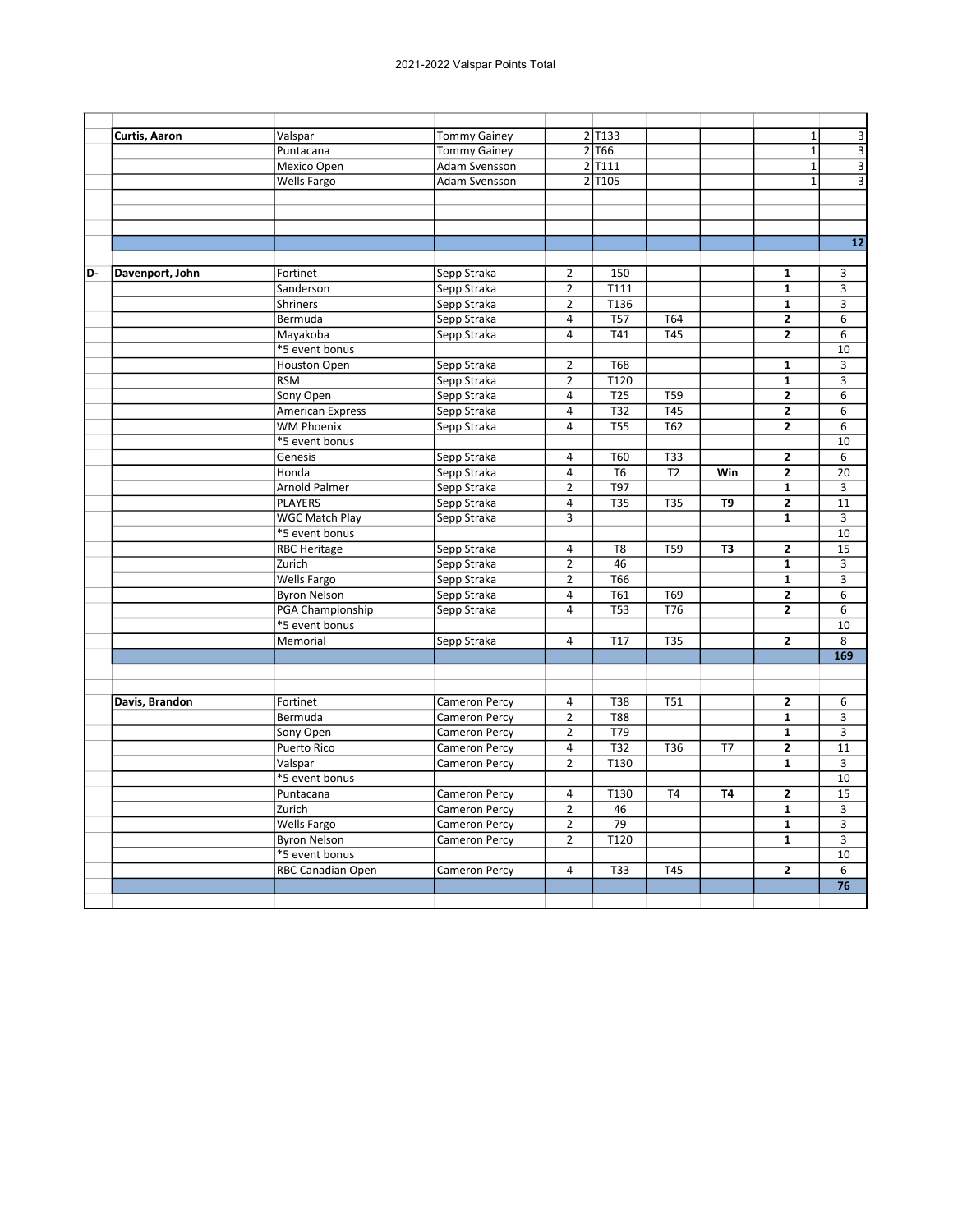# 2021-2022 Valspar Points Total

| | | | | | | | | | |
|---|---|---|---|---|---|---|---|---|---|
| | **Curtis, Aaron** | Valspar | Tommy Gainey | 2 | T133 | | | 1 | 3 |
| | | Puntacana | Tommy Gainey | 2 | T66 | | | 1 | 3 |
| | | Mexico Open | Adam Svensson | 2 | T111 | | | 1 | 3 |
| | | Wells Fargo | Adam Svensson | 2 | T105 | | | 1 | 3 |
| | | | | | | | | | |
| | | | | | | | | | |
| | | | | | | | | | |
| | | | | | | | | | **12** |
| | | | | | | | | | |
| **D-** | **Davenport, John** | Fortinet | Sepp Straka | 2 | 150 | | | **1** | 3 |
| | | Sanderson | Sepp Straka | 2 | T111 | | | **1** | 3 |
| | | Shriners | Sepp Straka | 2 | T136 | | | **1** | 3 |
| | | Bermuda | Sepp Straka | 4 | T57 | T64 | | **2** | 6 |
| | | Mayakoba | Sepp Straka | 4 | T41 | T45 | | **2** | 6 |
| | | *5 event bonus | | | | | | | 10 |
| | | Houston Open | Sepp Straka | 2 | T68 | | | **1** | 3 |
| | | RSM | Sepp Straka | 2 | T120 | | | **1** | 3 |
| | | Sony Open | Sepp Straka | 4 | T25 | T59 | | **2** | 6 |
| | | American Express | Sepp Straka | 4 | T32 | T45 | | **2** | 6 |
| | | WM Phoenix | Sepp Straka | 4 | T55 | T62 | | **2** | 6 |
| | | *5 event bonus | | | | | | | 10 |
| | | Genesis | Sepp Straka | 4 | T60 | T33 | | **2** | 6 |
| | | Honda | Sepp Straka | 4 | T6 | T2 | **Win** | **2** | 20 |
| | | Arnold Palmer | Sepp Straka | 2 | T97 | | | **1** | 3 |
| | | PLAYERS | Sepp Straka | 4 | T35 | T35 | **T9** | **2** | 11 |
| | | WGC Match Play | Sepp Straka | 3 | | | | **1** | 3 |
| | | *5 event bonus | | | | | | | 10 |
| | | RBC Heritage | Sepp Straka | 4 | T8 | T59 | **T3** | **2** | 15 |
| | | Zurich | Sepp Straka | 2 | 46 | | | **1** | 3 |
| | | Wells Fargo | Sepp Straka | 2 | T66 | | | **1** | 3 |
| | | Byron Nelson | Sepp Straka | 4 | T61 | T69 | | **2** | 6 |
| | | PGA Championship | Sepp Straka | 4 | T53 | T76 | | **2** | 6 |
| | | *5 event bonus | | | | | | | 10 |
| | | Memorial | Sepp Straka | 4 | T17 | T35 | | **2** | 8 |
| | | | | | | | | | **169** |
| | | | | | | | | | |
| | | | | | | | | | |
| | **Davis, Brandon** | Fortinet | Cameron Percy | 4 | T38 | T51 | | **2** | 6 |
| | | Bermuda | Cameron Percy | 2 | T88 | | | **1** | 3 |
| | | Sony Open | Cameron Percy | 2 | T79 | | | **1** | 3 |
| | | Puerto Rico | Cameron Percy | 4 | T32 | T36 | T7 | **2** | 11 |
| | | Valspar | Cameron Percy | 2 | T130 | | | **1** | 3 |
| | | *5 event bonus | | | | | | | 10 |
| | | Puntacana | Cameron Percy | 4 | T130 | T4 | **T4** | **2** | 15 |
| | | Zurich | Cameron Percy | 2 | 46 | | | **1** | 3 |
| | | Wells Fargo | Cameron Percy | 2 | 79 | | | **1** | 3 |
| | | Byron Nelson | Cameron Percy | 2 | T120 | | | **1** | 3 |
| | | *5 event bonus | | | | | | | 10 |
| | | RBC Canadian Open | Cameron Percy | 4 | T33 | T45 | | **2** | 6 |
| | | | | | | | | | **76** |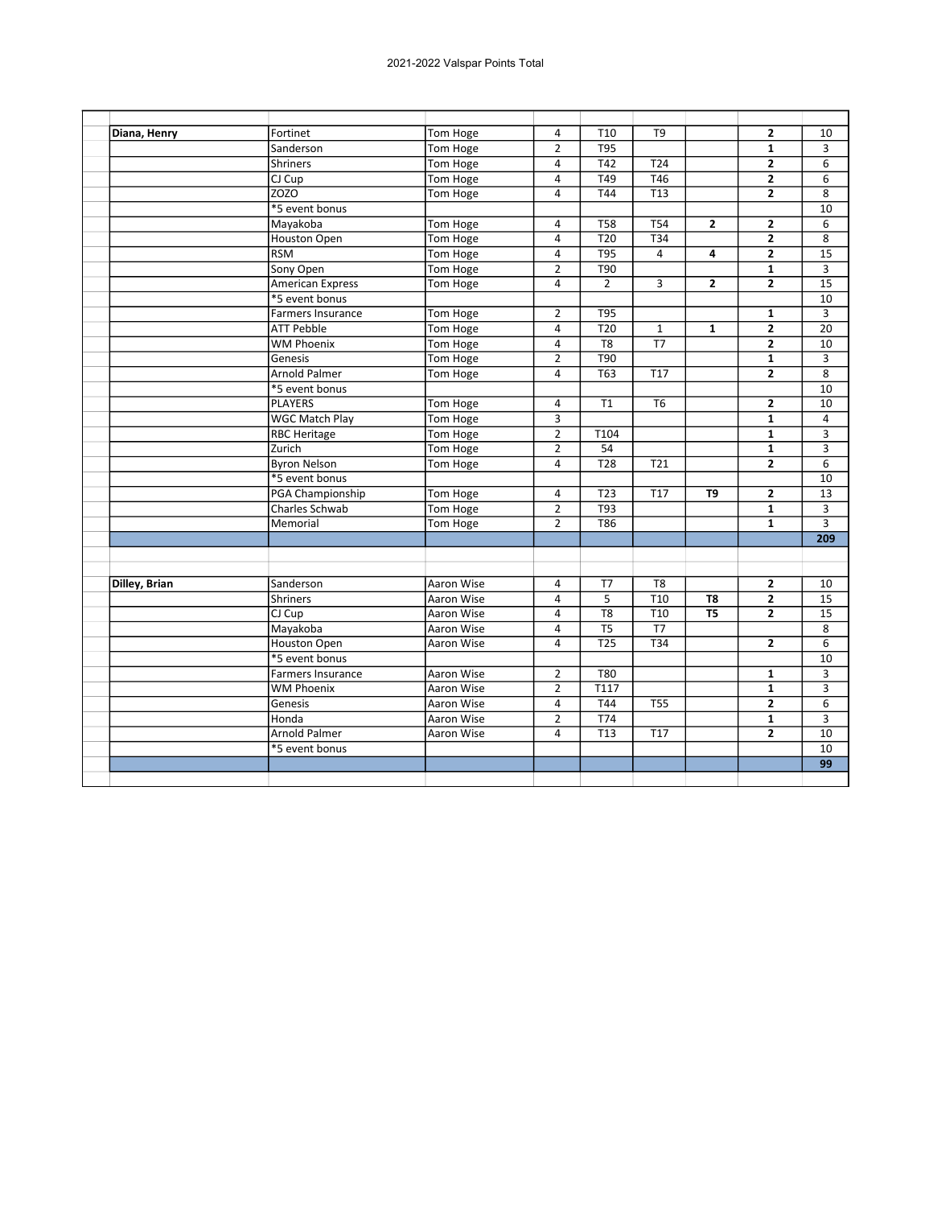2021-2022 Valspar Points Total

| | | | | | | | | |
|---|---|---|---|---|---|---|---|---|
| **Diana, Henry** | Fortinet | Tom Hoge | 4 | T10 | T9 | | **2** | 10 |
| | Sanderson | Tom Hoge | 2 | T95 | | | **1** | 3 |
| | Shriners | Tom Hoge | 4 | T42 | T24 | | **2** | 6 |
| | CJ Cup | Tom Hoge | 4 | T49 | T46 | | **2** | 6 |
| | ZOZO | Tom Hoge | 4 | T44 | T13 | | **2** | 8 |
| | *5 event bonus | | | | | | | 10 |
| | Mayakoba | Tom Hoge | 4 | T58 | T54 | **2** | **2** | 6 |
| | Houston Open | Tom Hoge | 4 | T20 | T34 | | **2** | 8 |
| | RSM | Tom Hoge | 4 | T95 | 4 | **4** | **2** | 15 |
| | Sony Open | Tom Hoge | 2 | T90 | | | **1** | 3 |
| | American Express | Tom Hoge | 4 | 2 | 3 | **2** | **2** | 15 |
| | *5 event bonus | | | | | | | 10 |
| | Farmers Insurance | Tom Hoge | 2 | T95 | | | **1** | 3 |
| | ATT Pebble | Tom Hoge | 4 | T20 | 1 | **1** | **2** | 20 |
| | WM Phoenix | Tom Hoge | 4 | T8 | T7 | | **2** | 10 |
| | Genesis | Tom Hoge | 2 | T90 | | | **1** | 3 |
| | Arnold Palmer | Tom Hoge | 4 | T63 | T17 | | **2** | 8 |
| | *5 event bonus | | | | | | | 10 |
| | PLAYERS | Tom Hoge | 4 | T1 | T6 | | **2** | 10 |
| | WGC Match Play | Tom Hoge | 3 | | | | **1** | 4 |
| | RBC Heritage | Tom Hoge | 2 | T104 | | | **1** | 3 |
| | Zurich | Tom Hoge | 2 | 54 | | | **1** | 3 |
| | Byron Nelson | Tom Hoge | 4 | T28 | T21 | | **2** | 6 |
| | *5 event bonus | | | | | | | 10 |
| | PGA Championship | Tom Hoge | 4 | T23 | T17 | **T9** | **2** | 13 |
| | Charles Schwab | Tom Hoge | 2 | T93 | | | **1** | 3 |
| | Memorial | Tom Hoge | 2 | T86 | | | **1** | 3 |
| | | | | | | | | **209** |
| | | | | | | | | |
| **Dilley, Brian** | Sanderson | Aaron Wise | 4 | T7 | T8 | | **2** | 10 |
| | Shriners | Aaron Wise | 4 | 5 | T10 | **T8** | **2** | 15 |
| | CJ Cup | Aaron Wise | 4 | T8 | T10 | **T5** | **2** | 15 |
| | Mayakoba | Aaron Wise | 4 | T5 | T7 | | | 8 |
| | Houston Open | Aaron Wise | 4 | T25 | T34 | | **2** | 6 |
| | *5 event bonus | | | | | | | 10 |
| | Farmers Insurance | Aaron Wise | 2 | T80 | | | **1** | 3 |
| | WM Phoenix | Aaron Wise | 2 | T117 | | | **1** | 3 |
| | Genesis | Aaron Wise | 4 | T44 | T55 | | **2** | 6 |
| | Honda | Aaron Wise | 2 | T74 | | | **1** | 3 |
| | Arnold Palmer | Aaron Wise | 4 | T13 | T17 | | **2** | 10 |
| | *5 event bonus | | | | | | | 10 |
| | | | | | | | | **99** |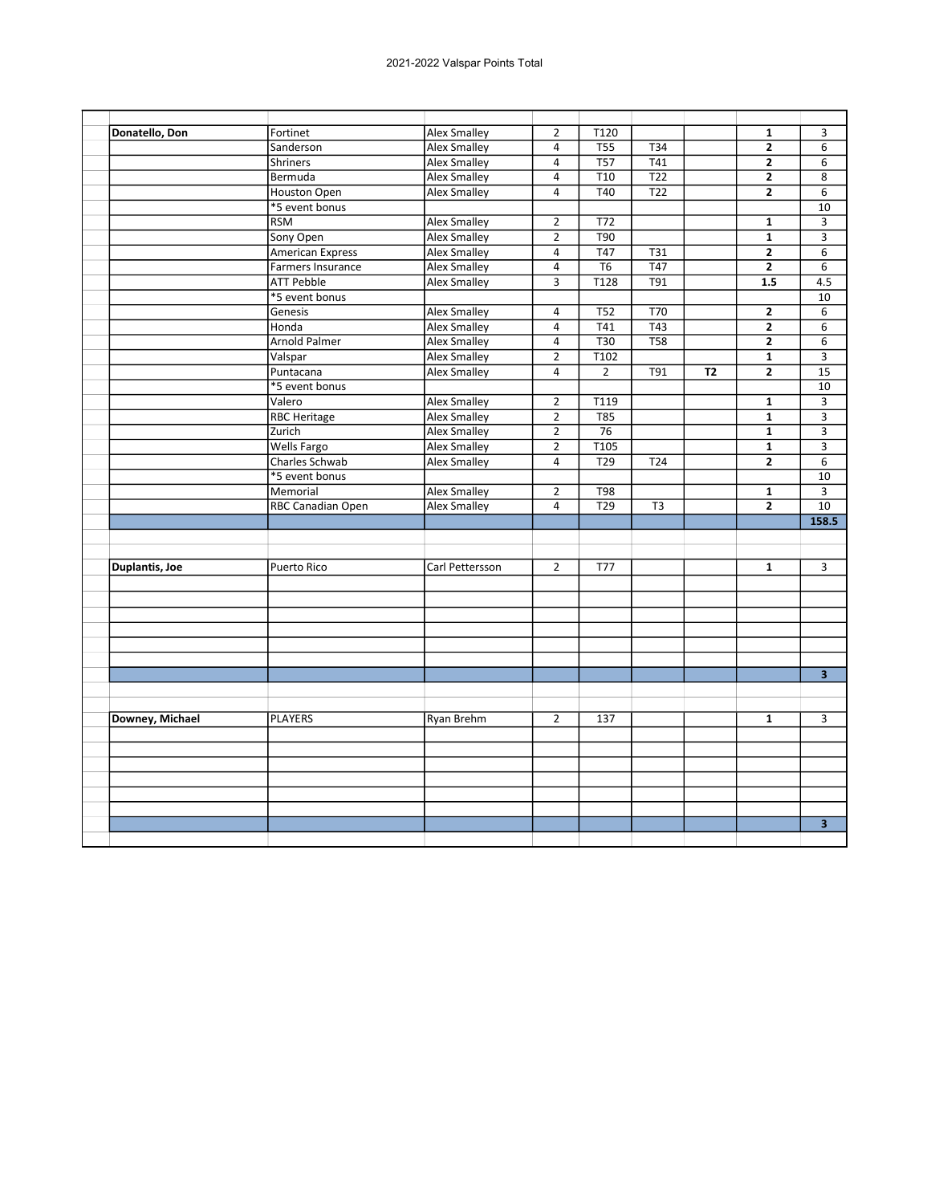2021-2022 Valspar Points Total

| | | | | | | | | |
|---|---|---|---|---|---|---|---|---|
| **Donatello, Don** | Fortinet | Alex Smalley | 2 | T120 | | | **1** | 3 |
| | Sanderson | Alex Smalley | 4 | T55 | T34 | | **2** | 6 |
| | Shriners | Alex Smalley | 4 | T57 | T41 | | **2** | 6 |
| | Bermuda | Alex Smalley | 4 | T10 | T22 | | **2** | 8 |
| | Houston Open | Alex Smalley | 4 | T40 | T22 | | **2** | 6 |
| | *5 event bonus | | | | | | | 10 |
| | RSM | Alex Smalley | 2 | T72 | | | **1** | 3 |
| | Sony Open | Alex Smalley | 2 | T90 | | | **1** | 3 |
| | American Express | Alex Smalley | 4 | T47 | T31 | | **2** | 6 |
| | Farmers Insurance | Alex Smalley | 4 | T6 | T47 | | **2** | 6 |
| | ATT Pebble | Alex Smalley | 3 | T128 | T91 | | **1.5** | 4.5 |
| | *5 event bonus | | | | | | | 10 |
| | Genesis | Alex Smalley | 4 | T52 | T70 | | **2** | 6 |
| | Honda | Alex Smalley | 4 | T41 | T43 | | **2** | 6 |
| | Arnold Palmer | Alex Smalley | 4 | T30 | T58 | | **2** | 6 |
| | Valspar | Alex Smalley | 2 | T102 | | | **1** | 3 |
| | Puntacana | Alex Smalley | 4 | 2 | T91 | **T2** | **2** | 15 |
| | *5 event bonus | | | | | | | 10 |
| | Valero | Alex Smalley | 2 | T119 | | | **1** | 3 |
| | RBC Heritage | Alex Smalley | 2 | T85 | | | **1** | 3 |
| | Zurich | Alex Smalley | 2 | 76 | | | **1** | 3 |
| | Wells Fargo | Alex Smalley | 2 | T105 | | | **1** | 3 |
| | Charles Schwab | Alex Smalley | 4 | T29 | T24 | | **2** | 6 |
| | *5 event bonus | | | | | | | 10 |
| | Memorial | Alex Smalley | 2 | T98 | | | **1** | 3 |
| | RBC Canadian Open | Alex Smalley | 4 | T29 | T3 | | **2** | 10 |
| | | | | | | | | **158.5** |
| | | | | | | | | |
| **Duplantis, Joe** | Puerto Rico | Carl Pettersson | 2 | T77 | | | **1** | 3 |
| | | | | | | | | **3** |
| | | | | | | | | |
| **Downey, Michael** | PLAYERS | Ryan Brehm | 2 | 137 | | | **1** | 3 |
| | | | | | | | | **3** |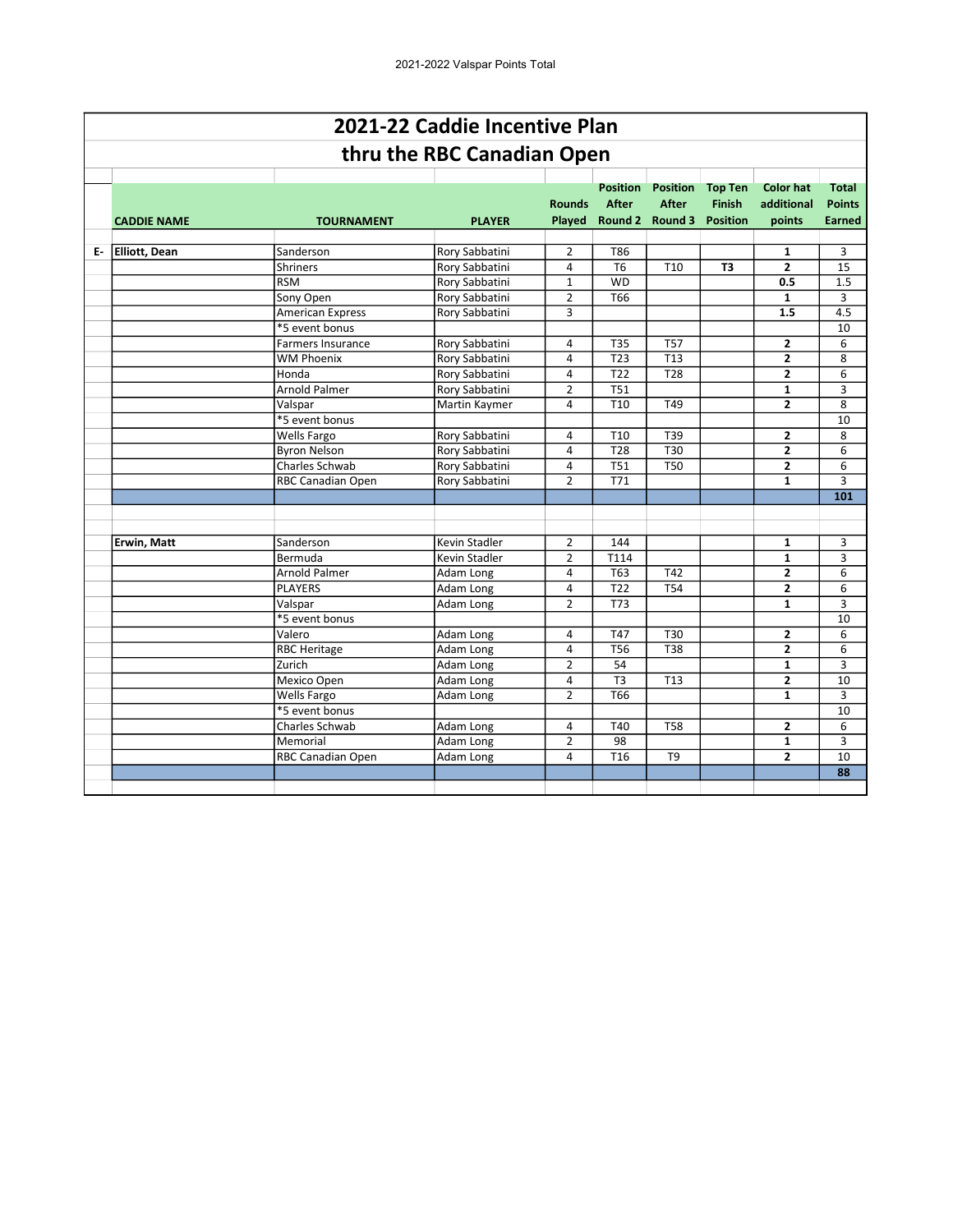# 2021-22 Caddie Incentive Plan

## thru the RBC Canadian Open

| | CADDIE NAME | TOURNAMENT | PLAYER | Rounds Played | Position After Round 2 | Position After Round 3 | Top Ten Finish Position | Color hat additional points | Total Points Earned |
|---|---|---|---|---|---|---|---|---|---|
| E- | **Elliott, Dean** | Sanderson | Rory Sabbatini | 2 | T86 | | | **1** | 3 |
| | | Shriners | Rory Sabbatini | 4 | T6 | T10 | **T3** | **2** | 15 |
| | | RSM | Rory Sabbatini | 1 | WD | | | **0.5** | 1.5 |
| | | Sony Open | Rory Sabbatini | 2 | T66 | | | **1** | 3 |
| | | American Express | Rory Sabbatini | 3 | | | | **1.5** | 4.5 |
| | | *5 event bonus | | | | | | | 10 |
| | | Farmers Insurance | Rory Sabbatini | 4 | T35 | T57 | | **2** | 6 |
| | | WM Phoenix | Rory Sabbatini | 4 | T23 | T13 | | **2** | 8 |
| | | Honda | Rory Sabbatini | 4 | T22 | T28 | | **2** | 6 |
| | | Arnold Palmer | Rory Sabbatini | 2 | T51 | | | **1** | 3 |
| | | Valspar | Martin Kaymer | 4 | T10 | T49 | | **2** | 8 |
| | | *5 event bonus | | | | | | | 10 |
| | | Wells Fargo | Rory Sabbatini | 4 | T10 | T39 | | **2** | 8 |
| | | Byron Nelson | Rory Sabbatini | 4 | T28 | T30 | | **2** | 6 |
| | | Charles Schwab | Rory Sabbatini | 4 | T51 | T50 | | **2** | 6 |
| | | RBC Canadian Open | Rory Sabbatini | 2 | T71 | | | **1** | 3 |
| | | | | | | | | | **101** |
| | | | | | | | | | |
| | **Erwin, Matt** | Sanderson | Kevin Stadler | 2 | 144 | | | **1** | 3 |
| | | Bermuda | Kevin Stadler | 2 | T114 | | | **1** | 3 |
| | | Arnold Palmer | Adam Long | 4 | T63 | T42 | | **2** | 6 |
| | | PLAYERS | Adam Long | 4 | T22 | T54 | | **2** | 6 |
| | | Valspar | Adam Long | 2 | T73 | | | **1** | 3 |
| | | *5 event bonus | | | | | | | 10 |
| | | Valero | Adam Long | 4 | T47 | T30 | | **2** | 6 |
| | | RBC Heritage | Adam Long | 4 | T56 | T38 | | **2** | 6 |
| | | Zurich | Adam Long | 2 | 54 | | | **1** | 3 |
| | | Mexico Open | Adam Long | 4 | T3 | T13 | | **2** | 10 |
| | | Wells Fargo | Adam Long | 2 | T66 | | | **1** | 3 |
| | | *5 event bonus | | | | | | | 10 |
| | | Charles Schwab | Adam Long | 4 | T40 | T58 | | **2** | 6 |
| | | Memorial | Adam Long | 2 | 98 | | | **1** | 3 |
| | | RBC Canadian Open | Adam Long | 4 | T16 | T9 | | **2** | 10 |
| | | | | | | | | | **88** |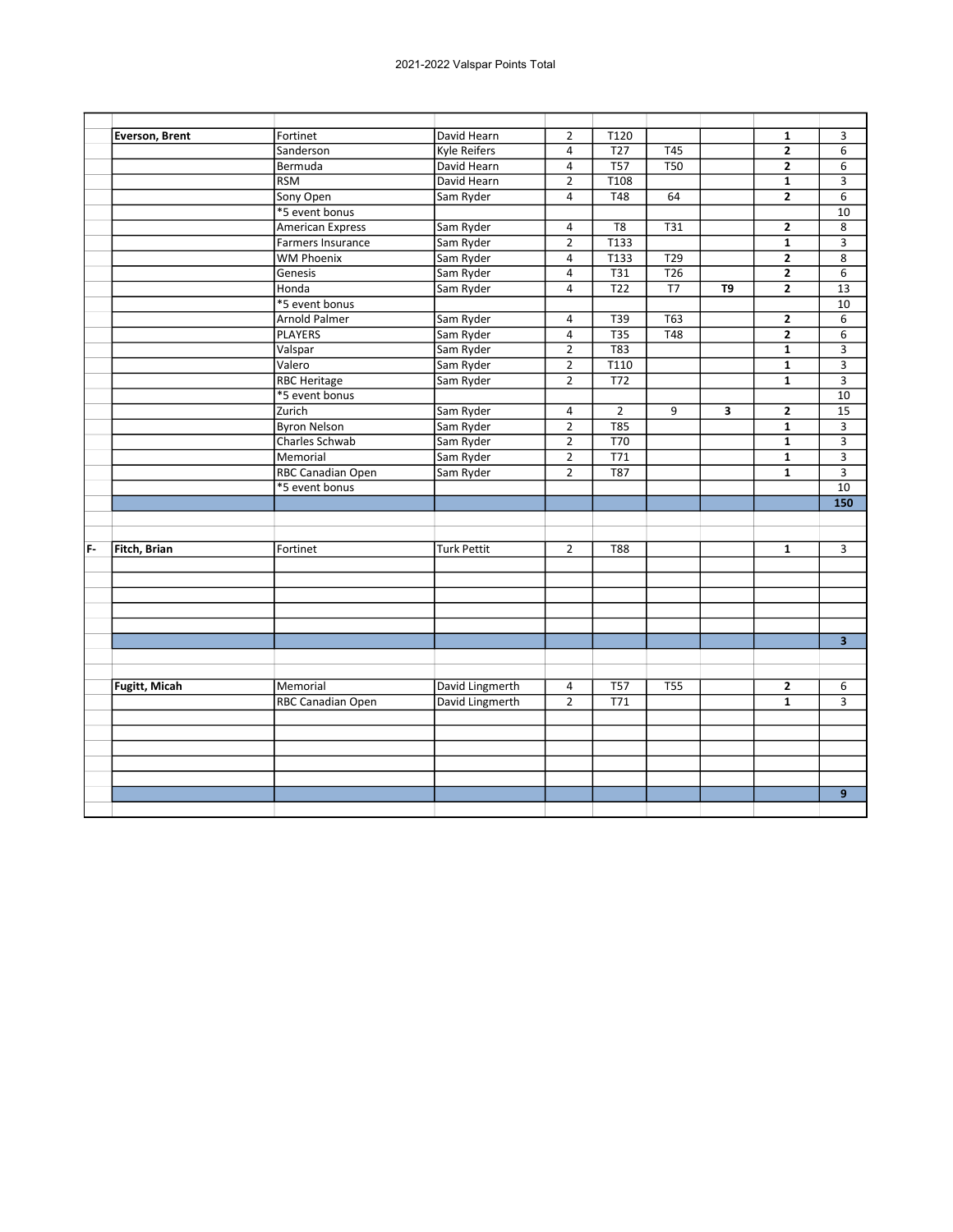# 2021-2022 Valspar Points Total

| | | | | | | | | | |
|---|---|---|---|---|---|---|---|---|---|
| | **Everson, Brent** | Fortinet | David Hearn | 2 | T120 | | | **1** | 3 |
| | | Sanderson | Kyle Reifers | 4 | T27 | T45 | | **2** | 6 |
| | | Bermuda | David Hearn | 4 | T57 | T50 | | **2** | 6 |
| | | RSM | David Hearn | 2 | T108 | | | **1** | 3 |
| | | Sony Open | Sam Ryder | 4 | T48 | 64 | | **2** | 6 |
| | | *5 event bonus | | | | | | | 10 |
| | | American Express | Sam Ryder | 4 | T8 | T31 | | **2** | 8 |
| | | Farmers Insurance | Sam Ryder | 2 | T133 | | | **1** | 3 |
| | | WM Phoenix | Sam Ryder | 4 | T133 | T29 | | **2** | 8 |
| | | Genesis | Sam Ryder | 4 | T31 | T26 | | **2** | 6 |
| | | Honda | Sam Ryder | 4 | T22 | T7 | **T9** | **2** | 13 |
| | | *5 event bonus | | | | | | | 10 |
| | | Arnold Palmer | Sam Ryder | 4 | T39 | T63 | | **2** | 6 |
| | | PLAYERS | Sam Ryder | 4 | T35 | T48 | | **2** | 6 |
| | | Valspar | Sam Ryder | 2 | T83 | | | **1** | 3 |
| | | Valero | Sam Ryder | 2 | T110 | | | **1** | 3 |
| | | RBC Heritage | Sam Ryder | 2 | T72 | | | **1** | 3 |
| | | *5 event bonus | | | | | | | 10 |
| | | Zurich | Sam Ryder | 4 | 2 | 9 | **3** | **2** | 15 |
| | | Byron Nelson | Sam Ryder | 2 | T85 | | | **1** | 3 |
| | | Charles Schwab | Sam Ryder | 2 | T70 | | | **1** | 3 |
| | | Memorial | Sam Ryder | 2 | T71 | | | **1** | 3 |
| | | RBC Canadian Open | Sam Ryder | 2 | T87 | | | **1** | 3 |
| | | *5 event bonus | | | | | | | 10 |
| | | | | | | | | | **150** |
| | | | | | | | | | |
| | | | | | | | | | |
| F- | **Fitch, Brian** | Fortinet | Turk Pettit | 2 | T88 | | | **1** | 3 |
| | | | | | | | | | |
| | | | | | | | | | |
| | | | | | | | | | |
| | | | | | | | | | |
| | | | | | | | | | |
| | | | | | | | | | **3** |
| | | | | | | | | | |
| | | | | | | | | | |
| | **Fugitt, Micah** | Memorial | David Lingmerth | 4 | T57 | T55 | | **2** | 6 |
| | | RBC Canadian Open | David Lingmerth | 2 | T71 | | | **1** | 3 |
| | | | | | | | | | |
| | | | | | | | | | |
| | | | | | | | | | |
| | | | | | | | | | |
| | | | | | | | | | |
| | | | | | | | | | **9** |
| | | | | | | | | | |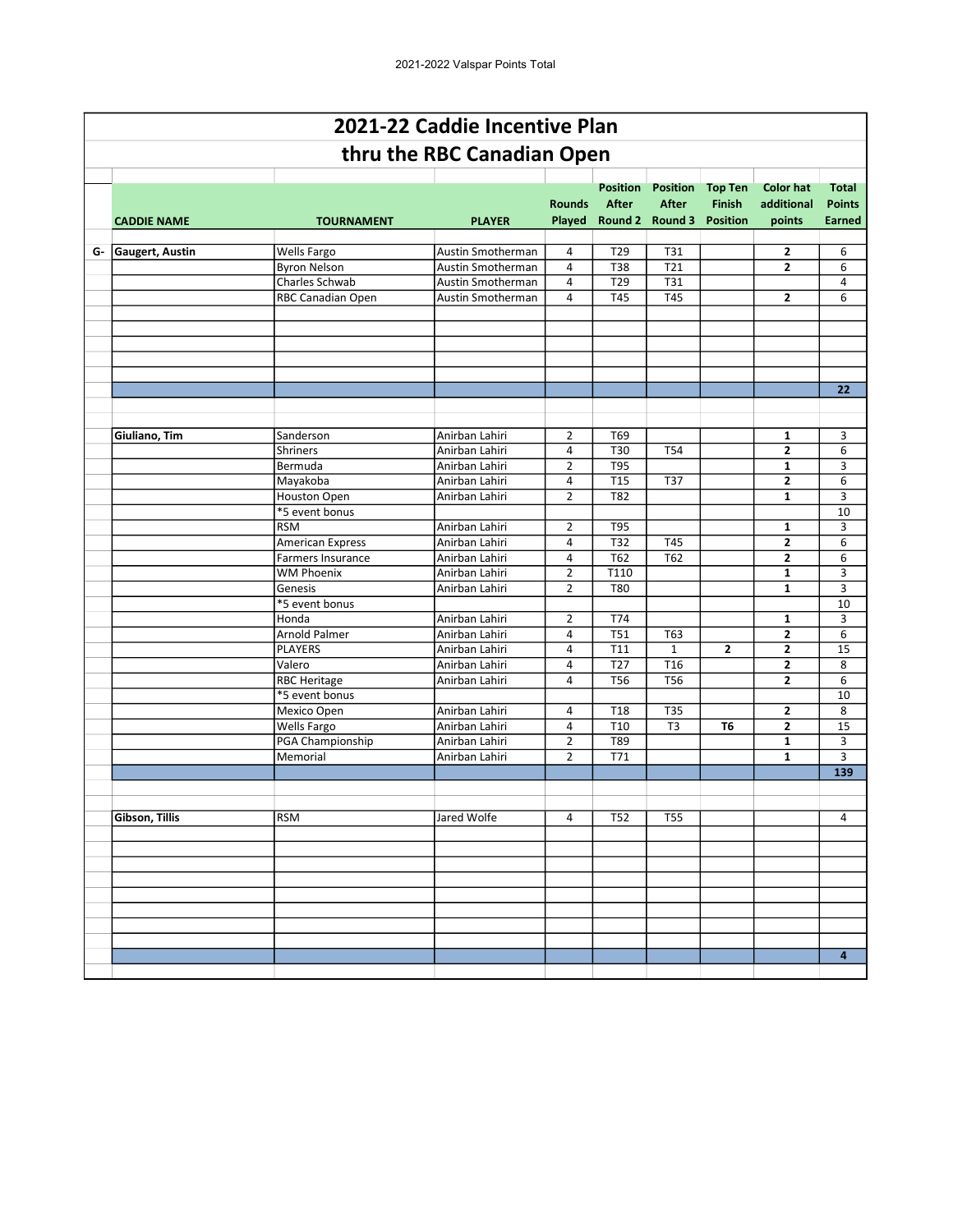# 2021-22 Caddie Incentive Plan

## thru the RBC Canadian Open

| | CADDIE NAME | TOURNAMENT | PLAYER | Rounds Played | Position After Round 2 | Position After Round 3 | Top Ten Finish Position | Color hat additional points | Total Points Earned |
|---|---|---|---|---|---|---|---|---|---|
| G- | **Gaugert, Austin** | Wells Fargo | Austin Smotherman | 4 | T29 | T31 | | **2** | 6 |
| | | Byron Nelson | Austin Smotherman | 4 | T38 | T21 | | **2** | 6 |
| | | Charles Schwab | Austin Smotherman | 4 | T29 | T31 | | | 4 |
| | | RBC Canadian Open | Austin Smotherman | 4 | T45 | T45 | | **2** | 6 |
| | | | | | | | | | **22** |
| | **Giuliano, Tim** | Sanderson | Anirban Lahiri | 2 | T69 | | | **1** | 3 |
| | | Shriners | Anirban Lahiri | 4 | T30 | T54 | | **2** | 6 |
| | | Bermuda | Anirban Lahiri | 2 | T95 | | | **1** | 3 |
| | | Mayakoba | Anirban Lahiri | 4 | T15 | T37 | | **2** | 6 |
| | | Houston Open | Anirban Lahiri | 2 | T82 | | | **1** | 3 |
| | | *5 event bonus | | | | | | | 10 |
| | | RSM | Anirban Lahiri | 2 | T95 | | | **1** | 3 |
| | | American Express | Anirban Lahiri | 4 | T32 | T45 | | **2** | 6 |
| | | Farmers Insurance | Anirban Lahiri | 4 | T62 | T62 | | **2** | 6 |
| | | WM Phoenix | Anirban Lahiri | 2 | T110 | | | **1** | 3 |
| | | Genesis | Anirban Lahiri | 2 | T80 | | | **1** | 3 |
| | | *5 event bonus | | | | | | | 10 |
| | | Honda | Anirban Lahiri | 2 | T74 | | | **1** | 3 |
| | | Arnold Palmer | Anirban Lahiri | 4 | T51 | T63 | | **2** | 6 |
| | | PLAYERS | Anirban Lahiri | 4 | T11 | 1 | **2** | **2** | 15 |
| | | Valero | Anirban Lahiri | 4 | T27 | T16 | | **2** | 8 |
| | | RBC Heritage | Anirban Lahiri | 4 | T56 | T56 | | **2** | 6 |
| | | *5 event bonus | | | | | | | 10 |
| | | Mexico Open | Anirban Lahiri | 4 | T18 | T35 | | **2** | 8 |
| | | Wells Fargo | Anirban Lahiri | 4 | T10 | T3 | **T6** | **2** | 15 |
| | | PGA Championship | Anirban Lahiri | 2 | T89 | | | **1** | 3 |
| | | Memorial | Anirban Lahiri | 2 | T71 | | | **1** | 3 |
| | | | | | | | | | **139** |
| | **Gibson, Tillis** | RSM | Jared Wolfe | 4 | T52 | T55 | | | 4 |
| | | | | | | | | | **4** |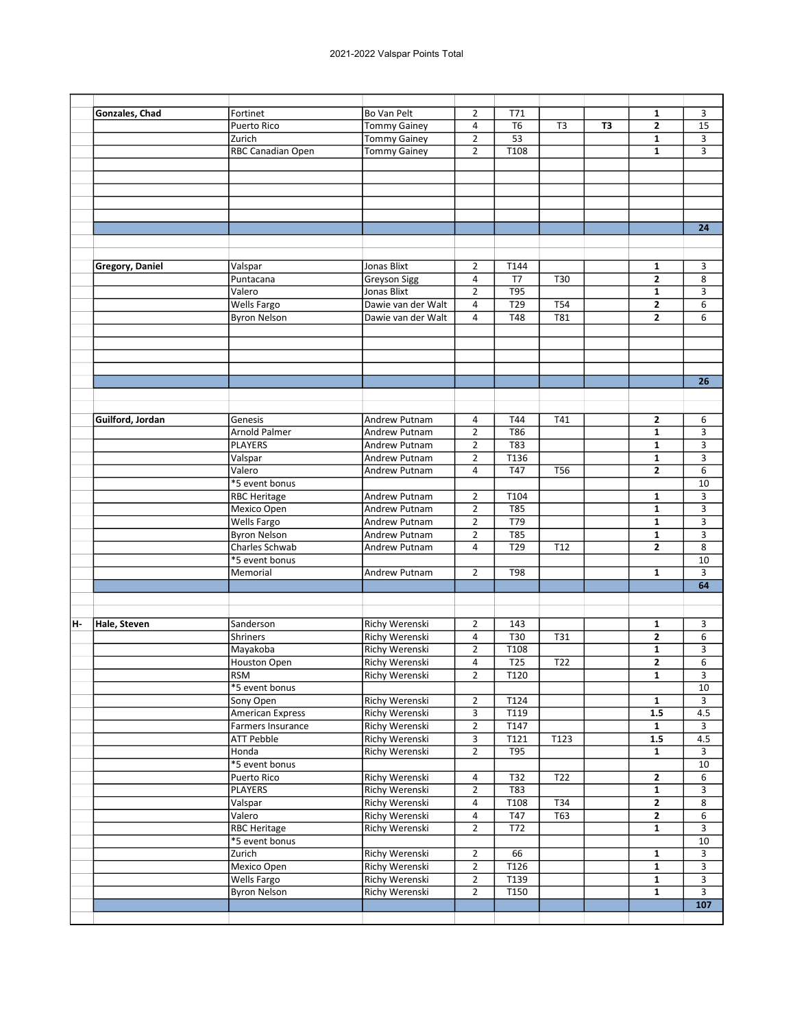2021-2022 Valspar Points Total

| | | | | | | | | | |
|---|---|---|---|---|---|---|---|---|---|
| | **Gonzales, Chad** | Fortinet | Bo Van Pelt | 2 | T71 | | | **1** | 3 |
| | | Puerto Rico | Tommy Gainey | 4 | T6 | T3 | **T3** | **2** | 15 |
| | | Zurich | Tommy Gainey | 2 | 53 | | | **1** | 3 |
| | | RBC Canadian Open | Tommy Gainey | 2 | T108 | | | **1** | 3 |
| | | | | | | | | | **24** |
| | **Gregory, Daniel** | Valspar | Jonas Blixt | 2 | T144 | | | **1** | 3 |
| | | Puntacana | Greyson Sigg | 4 | T7 | T30 | | **2** | 8 |
| | | Valero | Jonas Blixt | 2 | T95 | | | **1** | 3 |
| | | Wells Fargo | Dawie van der Walt | 4 | T29 | T54 | | **2** | 6 |
| | | Byron Nelson | Dawie van der Walt | 4 | T48 | T81 | | **2** | 6 |
| | | | | | | | | | **26** |
| | **Guilford, Jordan** | Genesis | Andrew Putnam | 4 | T44 | T41 | | **2** | 6 |
| | | Arnold Palmer | Andrew Putnam | 2 | T86 | | | **1** | 3 |
| | | PLAYERS | Andrew Putnam | 2 | T83 | | | **1** | 3 |
| | | Valspar | Andrew Putnam | 2 | T136 | | | **1** | 3 |
| | | Valero | Andrew Putnam | 4 | T47 | T56 | | **2** | 6 |
| | | *5 event bonus | | | | | | | 10 |
| | | RBC Heritage | Andrew Putnam | 2 | T104 | | | **1** | 3 |
| | | Mexico Open | Andrew Putnam | 2 | T85 | | | **1** | 3 |
| | | Wells Fargo | Andrew Putnam | 2 | T79 | | | **1** | 3 |
| | | Byron Nelson | Andrew Putnam | 2 | T85 | | | **1** | 3 |
| | | Charles Schwab | Andrew Putnam | 4 | T29 | T12 | | **2** | 8 |
| | | *5 event bonus | | | | | | | 10 |
| | | Memorial | Andrew Putnam | 2 | T98 | | | **1** | 3 |
| | | | | | | | | | **64** |
| **H-** | **Hale, Steven** | Sanderson | Richy Werenski | 2 | 143 | | | **1** | 3 |
| | | Shriners | Richy Werenski | 4 | T30 | T31 | | **2** | 6 |
| | | Mayakoba | Richy Werenski | 2 | T108 | | | **1** | 3 |
| | | Houston Open | Richy Werenski | 4 | T25 | T22 | | **2** | 6 |
| | | RSM | Richy Werenski | 2 | T120 | | | **1** | 3 |
| | | *5 event bonus | | | | | | | 10 |
| | | Sony Open | Richy Werenski | 2 | T124 | | | **1** | 3 |
| | | American Express | Richy Werenski | 3 | T119 | | | **1.5** | 4.5 |
| | | Farmers Insurance | Richy Werenski | 2 | T147 | | | **1** | 3 |
| | | ATT Pebble | Richy Werenski | 3 | T121 | T123 | | **1.5** | 4.5 |
| | | Honda | Richy Werenski | 2 | T95 | | | **1** | 3 |
| | | *5 event bonus | | | | | | | 10 |
| | | Puerto Rico | Richy Werenski | 4 | T32 | T22 | | **2** | 6 |
| | | PLAYERS | Richy Werenski | 2 | T83 | | | **1** | 3 |
| | | Valspar | Richy Werenski | 4 | T108 | T34 | | **2** | 8 |
| | | Valero | Richy Werenski | 4 | T47 | T63 | | **2** | 6 |
| | | RBC Heritage | Richy Werenski | 2 | T72 | | | **1** | 3 |
| | | *5 event bonus | | | | | | | 10 |
| | | Zurich | Richy Werenski | 2 | 66 | | | **1** | 3 |
| | | Mexico Open | Richy Werenski | 2 | T126 | | | **1** | 3 |
| | | Wells Fargo | Richy Werenski | 2 | T139 | | | **1** | 3 |
| | | Byron Nelson | Richy Werenski | 2 | T150 | | | **1** | 3 |
| | | | | | | | | | **107** |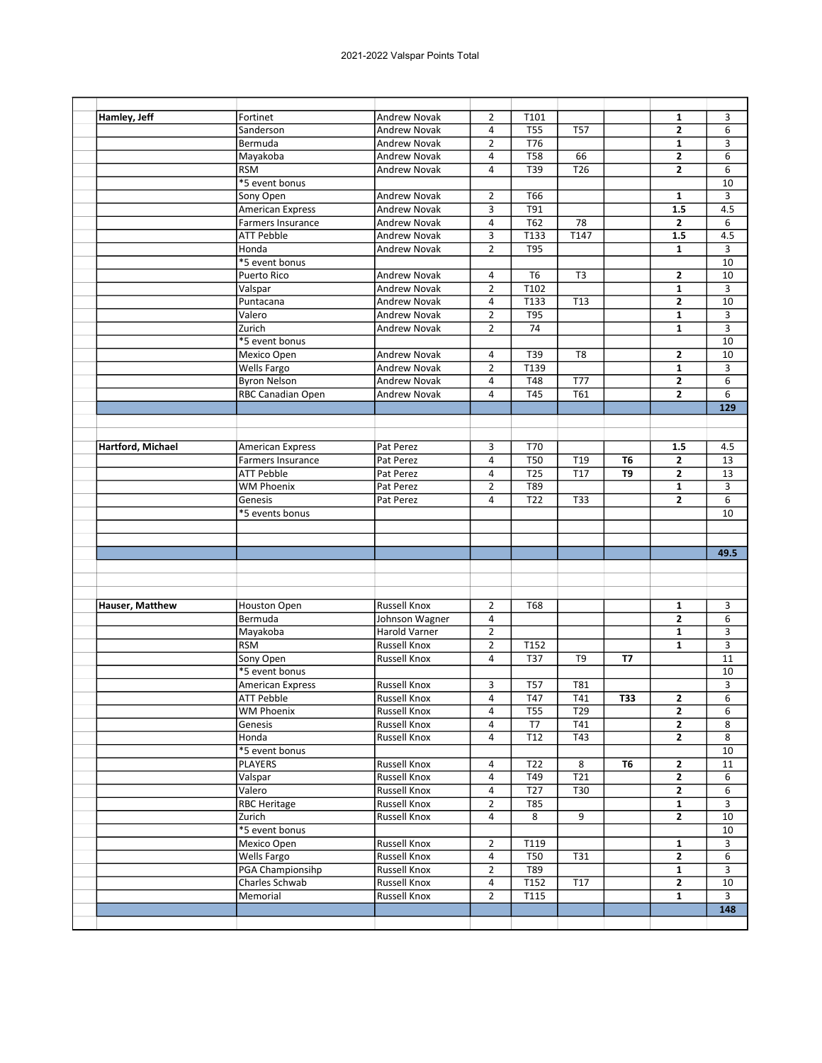# 2021-2022 Valspar Points Total

| | | | | | | | | |
|---|---|---|---|---|---|---|---|---|
| **Hamley, Jeff** | Fortinet | Andrew Novak | 2 | T101 | | | **1** | 3 |
| | Sanderson | Andrew Novak | 4 | T55 | T57 | | **2** | 6 |
| | Bermuda | Andrew Novak | 2 | T76 | | | **1** | 3 |
| | Mayakoba | Andrew Novak | 4 | T58 | 66 | | **2** | 6 |
| | RSM | Andrew Novak | 4 | T39 | T26 | | **2** | 6 |
| | *5 event bonus | | | | | | | 10 |
| | Sony Open | Andrew Novak | 2 | T66 | | | **1** | 3 |
| | American Express | Andrew Novak | 3 | T91 | | | **1.5** | 4.5 |
| | Farmers Insurance | Andrew Novak | 4 | T62 | 78 | | **2** | 6 |
| | ATT Pebble | Andrew Novak | 3 | T133 | T147 | | **1.5** | 4.5 |
| | Honda | Andrew Novak | 2 | T95 | | | **1** | 3 |
| | *5 event bonus | | | | | | | 10 |
| | Puerto Rico | Andrew Novak | 4 | T6 | T3 | | **2** | 10 |
| | Valspar | Andrew Novak | 2 | T102 | | | **1** | 3 |
| | Puntacana | Andrew Novak | 4 | T133 | T13 | | **2** | 10 |
| | Valero | Andrew Novak | 2 | T95 | | | **1** | 3 |
| | Zurich | Andrew Novak | 2 | 74 | | | **1** | 3 |
| | *5 event bonus | | | | | | | 10 |
| | Mexico Open | Andrew Novak | 4 | T39 | T8 | | **2** | 10 |
| | Wells Fargo | Andrew Novak | 2 | T139 | | | **1** | 3 |
| | Byron Nelson | Andrew Novak | 4 | T48 | T77 | | **2** | 6 |
| | RBC Canadian Open | Andrew Novak | 4 | T45 | T61 | | **2** | 6 |
| | | | | | | | | **129** |
| | | | | | | | | |
| **Hartford, Michael** | American Express | Pat Perez | 3 | T70 | | | **1.5** | 4.5 |
| | Farmers Insurance | Pat Perez | 4 | T50 | T19 | **T6** | **2** | 13 |
| | ATT Pebble | Pat Perez | 4 | T25 | T17 | **T9** | **2** | 13 |
| | WM Phoenix | Pat Perez | 2 | T89 | | | **1** | 3 |
| | Genesis | Pat Perez | 4 | T22 | T33 | | **2** | 6 |
| | *5 events bonus | | | | | | | 10 |
| | | | | | | | | **49.5** |
| | | | | | | | | |
| **Hauser, Matthew** | Houston Open | Russell Knox | 2 | T68 | | | **1** | 3 |
| | Bermuda | Johnson Wagner | 4 | | | | **2** | 6 |
| | Mayakoba | Harold Varner | 2 | | | | **1** | 3 |
| | RSM | Russell Knox | 2 | T152 | | | **1** | 3 |
| | Sony Open | Russell Knox | 4 | T37 | T9 | **T7** | | 11 |
| | *5 event bonus | | | | | | | 10 |
| | American Express | Russell Knox | 3 | T57 | T81 | | | 3 |
| | ATT Pebble | Russell Knox | 4 | T47 | T41 | **T33** | **2** | 6 |
| | WM Phoenix | Russell Knox | 4 | T55 | T29 | | **2** | 6 |
| | Genesis | Russell Knox | 4 | T7 | T41 | | **2** | 8 |
| | Honda | Russell Knox | 4 | T12 | T43 | | **2** | 8 |
| | *5 event bonus | | | | | | | 10 |
| | PLAYERS | Russell Knox | 4 | T22 | 8 | **T6** | **2** | 11 |
| | Valspar | Russell Knox | 4 | T49 | T21 | | **2** | 6 |
| | Valero | Russell Knox | 4 | T27 | T30 | | **2** | 6 |
| | RBC Heritage | Russell Knox | 2 | T85 | | | **1** | 3 |
| | Zurich | Russell Knox | 4 | 8 | 9 | | **2** | 10 |
| | *5 event bonus | | | | | | | 10 |
| | Mexico Open | Russell Knox | 2 | T119 | | | **1** | 3 |
| | Wells Fargo | Russell Knox | 4 | T50 | T31 | | **2** | 6 |
| | PGA Championsihp | Russell Knox | 2 | T89 | | | **1** | 3 |
| | Charles Schwab | Russell Knox | 4 | T152 | T17 | | **2** | 10 |
| | Memorial | Russell Knox | 2 | T115 | | | **1** | 3 |
| | | | | | | | | **148** |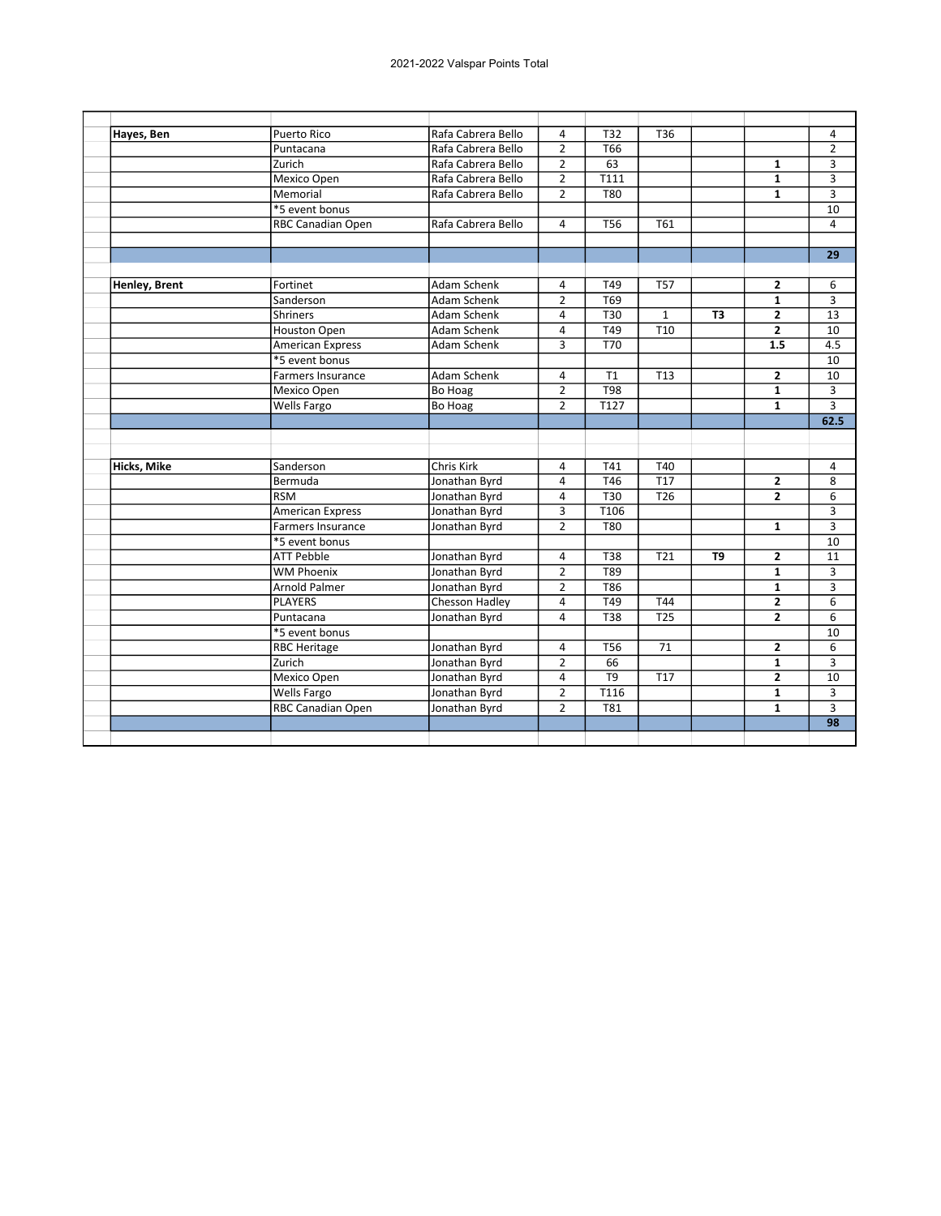2021-2022 Valspar Points Total

| | | | | | | | | | |
|---|---|---|---|---|---|---|---|---|---|
| | | | | | | | | | |
| | **Hayes, Ben** | Puerto Rico | Rafa Cabrera Bello | 4 | T32 | T36 | | | 4 |
| | | Puntacana | Rafa Cabrera Bello | 2 | T66 | | | | 2 |
| | | Zurich | Rafa Cabrera Bello | 2 | 63 | | | **1** | 3 |
| | | Mexico Open | Rafa Cabrera Bello | 2 | T111 | | | **1** | 3 |
| | | Memorial | Rafa Cabrera Bello | 2 | T80 | | | **1** | 3 |
| | | *5 event bonus | | | | | | | 10 |
| | | RBC Canadian Open | Rafa Cabrera Bello | 4 | T56 | T61 | | | 4 |
| | | | | | | | | | |
| | | | | | | | | | **29** |
| | | | | | | | | | |
| | **Henley, Brent** | Fortinet | Adam Schenk | 4 | T49 | T57 | | **2** | 6 |
| | | Sanderson | Adam Schenk | 2 | T69 | | | **1** | 3 |
| | | Shriners | Adam Schenk | 4 | T30 | 1 | **T3** | **2** | 13 |
| | | Houston Open | Adam Schenk | 4 | T49 | T10 | | **2** | 10 |
| | | American Express | Adam Schenk | 3 | T70 | | | **1.5** | 4.5 |
| | | *5 event bonus | | | | | | | 10 |
| | | Farmers Insurance | Adam Schenk | 4 | T1 | T13 | | **2** | 10 |
| | | Mexico Open | Bo Hoag | 2 | T98 | | | **1** | 3 |
| | | Wells Fargo | Bo Hoag | 2 | T127 | | | **1** | 3 |
| | | | | | | | | | **62.5** |
| | | | | | | | | | |
| | | | | | | | | | |
| | **Hicks, Mike** | Sanderson | Chris Kirk | 4 | T41 | T40 | | | 4 |
| | | Bermuda | Jonathan Byrd | 4 | T46 | T17 | | **2** | 8 |
| | | RSM | Jonathan Byrd | 4 | T30 | T26 | | **2** | 6 |
| | | American Express | Jonathan Byrd | 3 | T106 | | | | 3 |
| | | Farmers Insurance | Jonathan Byrd | 2 | T80 | | | **1** | 3 |
| | | *5 event bonus | | | | | | | 10 |
| | | ATT Pebble | Jonathan Byrd | 4 | T38 | T21 | **T9** | **2** | 11 |
| | | WM Phoenix | Jonathan Byrd | 2 | T89 | | | **1** | 3 |
| | | Arnold Palmer | Jonathan Byrd | 2 | T86 | | | **1** | 3 |
| | | PLAYERS | Chesson Hadley | 4 | T49 | T44 | | **2** | 6 |
| | | Puntacana | Jonathan Byrd | 4 | T38 | T25 | | **2** | 6 |
| | | *5 event bonus | | | | | | | 10 |
| | | RBC Heritage | Jonathan Byrd | 4 | T56 | 71 | | **2** | 6 |
| | | Zurich | Jonathan Byrd | 2 | 66 | | | **1** | 3 |
| | | Mexico Open | Jonathan Byrd | 4 | T9 | T17 | | **2** | 10 |
| | | Wells Fargo | Jonathan Byrd | 2 | T116 | | | **1** | 3 |
| | | RBC Canadian Open | Jonathan Byrd | 2 | T81 | | | **1** | 3 |
| | | | | | | | | | **98** |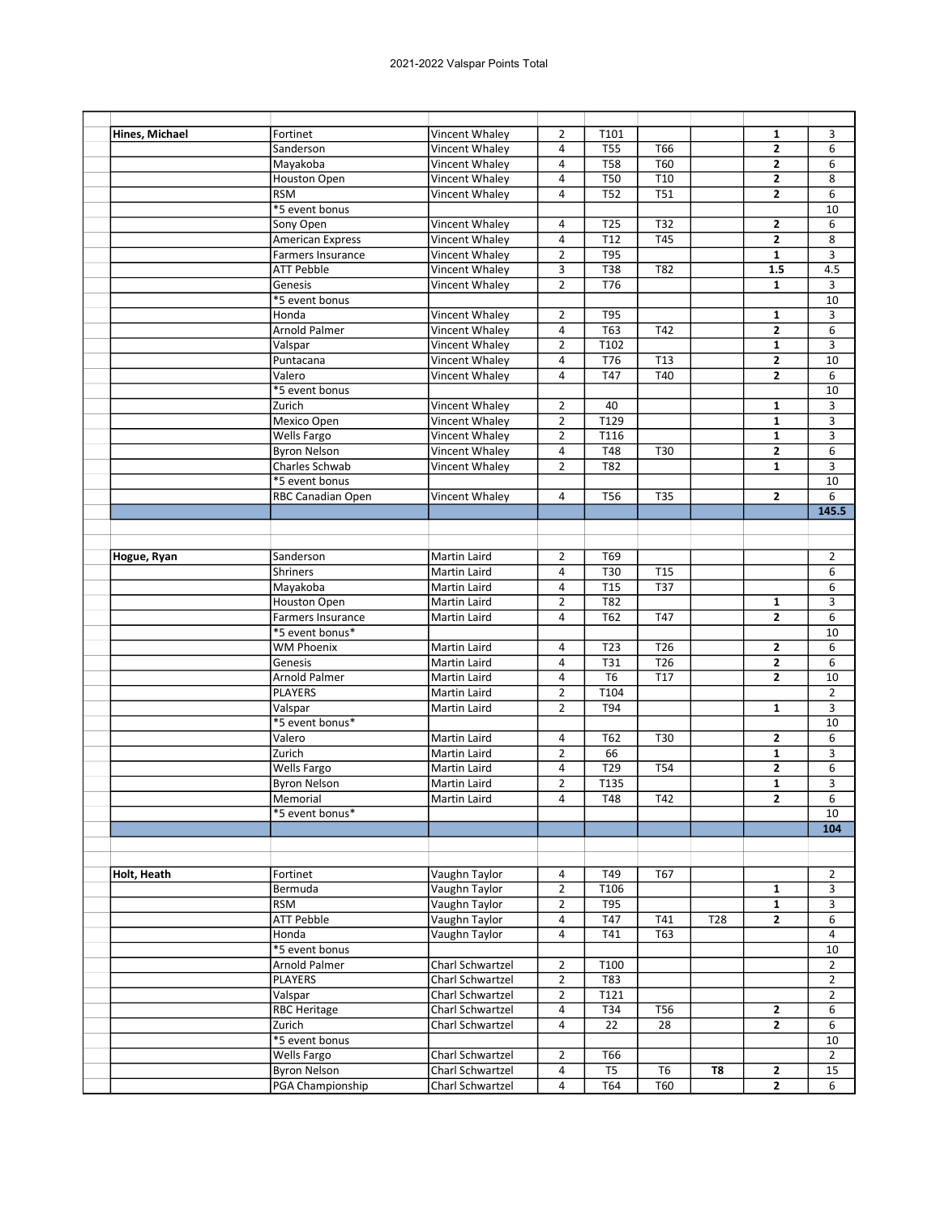2021-2022 Valspar Points Total

| | | | | | | | | | |
|---|---|---|---|---|---|---|---|---|---|
| | | | | | | | | | |
| | **Hines, Michael** | Fortinet | Vincent Whaley | 2 | T101 | | | **1** | 3 |
| | | Sanderson | Vincent Whaley | 4 | T55 | T66 | | **2** | 6 |
| | | Mayakoba | Vincent Whaley | 4 | T58 | T60 | | **2** | 6 |
| | | Houston Open | Vincent Whaley | 4 | T50 | T10 | | **2** | 8 |
| | | RSM | Vincent Whaley | 4 | T52 | T51 | | **2** | 6 |
| | | *5 event bonus | | | | | | | 10 |
| | | Sony Open | Vincent Whaley | 4 | T25 | T32 | | **2** | 6 |
| | | American Express | Vincent Whaley | 4 | T12 | T45 | | **2** | 8 |
| | | Farmers Insurance | Vincent Whaley | 2 | T95 | | | **1** | 3 |
| | | ATT Pebble | Vincent Whaley | 3 | T38 | T82 | | **1.5** | 4.5 |
| | | Genesis | Vincent Whaley | 2 | T76 | | | **1** | 3 |
| | | *5 event bonus | | | | | | | 10 |
| | | Honda | Vincent Whaley | 2 | T95 | | | **1** | 3 |
| | | Arnold Palmer | Vincent Whaley | 4 | T63 | T42 | | **2** | 6 |
| | | Valspar | Vincent Whaley | 2 | T102 | | | **1** | 3 |
| | | Puntacana | Vincent Whaley | 4 | T76 | T13 | | **2** | 10 |
| | | Valero | Vincent Whaley | 4 | T47 | T40 | | **2** | 6 |
| | | *5 event bonus | | | | | | | 10 |
| | | Zurich | Vincent Whaley | 2 | 40 | | | **1** | 3 |
| | | Mexico Open | Vincent Whaley | 2 | T129 | | | **1** | 3 |
| | | Wells Fargo | Vincent Whaley | 2 | T116 | | | **1** | 3 |
| | | Byron Nelson | Vincent Whaley | 4 | T48 | T30 | | **2** | 6 |
| | | Charles Schwab | Vincent Whaley | 2 | T82 | | | **1** | 3 |
| | | *5 event bonus | | | | | | | 10 |
| | | RBC Canadian Open | Vincent Whaley | 4 | T56 | T35 | | **2** | 6 |
| | | | | | | | | | **145.5** |
| | | | | | | | | | |
| | | | | | | | | | |
| | **Hogue, Ryan** | Sanderson | Martin Laird | 2 | T69 | | | | 2 |
| | | Shriners | Martin Laird | 4 | T30 | T15 | | | 6 |
| | | Mayakoba | Martin Laird | 4 | T15 | T37 | | | 6 |
| | | Houston Open | Martin Laird | 2 | T82 | | | **1** | 3 |
| | | Farmers Insurance | Martin Laird | 4 | T62 | T47 | | **2** | 6 |
| | | *5 event bonus* | | | | | | | 10 |
| | | WM Phoenix | Martin Laird | 4 | T23 | T26 | | **2** | 6 |
| | | Genesis | Martin Laird | 4 | T31 | T26 | | **2** | 6 |
| | | Arnold Palmer | Martin Laird | 4 | T6 | T17 | | **2** | 10 |
| | | PLAYERS | Martin Laird | 2 | T104 | | | | 2 |
| | | Valspar | Martin Laird | 2 | T94 | | | **1** | 3 |
| | | *5 event bonus* | | | | | | | 10 |
| | | Valero | Martin Laird | 4 | T62 | T30 | | **2** | 6 |
| | | Zurich | Martin Laird | 2 | 66 | | | **1** | 3 |
| | | Wells Fargo | Martin Laird | 4 | T29 | T54 | | **2** | 6 |
| | | Byron Nelson | Martin Laird | 2 | T135 | | | **1** | 3 |
| | | Memorial | Martin Laird | 4 | T48 | T42 | | **2** | 6 |
| | | *5 event bonus* | | | | | | | 10 |
| | | | | | | | | | **104** |
| | | | | | | | | | |
| | | | | | | | | | |
| | **Holt, Heath** | Fortinet | Vaughn Taylor | 4 | T49 | T67 | | | 2 |
| | | Bermuda | Vaughn Taylor | 2 | T106 | | | **1** | 3 |
| | | RSM | Vaughn Taylor | 2 | T95 | | | **1** | 3 |
| | | ATT Pebble | Vaughn Taylor | 4 | T47 | T41 | T28 | **2** | 6 |
| | | Honda | Vaughn Taylor | 4 | T41 | T63 | | | 4 |
| | | *5 event bonus | | | | | | | 10 |
| | | Arnold Palmer | Charl Schwartzel | 2 | T100 | | | | 2 |
| | | PLAYERS | Charl Schwartzel | 2 | T83 | | | | 2 |
| | | Valspar | Charl Schwartzel | 2 | T121 | | | | 2 |
| | | RBC Heritage | Charl Schwartzel | 4 | T34 | T56 | | **2** | 6 |
| | | Zurich | Charl Schwartzel | 4 | 22 | 28 | | **2** | 6 |
| | | *5 event bonus | | | | | | | 10 |
| | | Wells Fargo | Charl Schwartzel | 2 | T66 | | | | 2 |
| | | Byron Nelson | Charl Schwartzel | 4 | T5 | T6 | **T8** | **2** | 15 |
| | | PGA Championship | Charl Schwartzel | 4 | T64 | T60 | | **2** | 6 |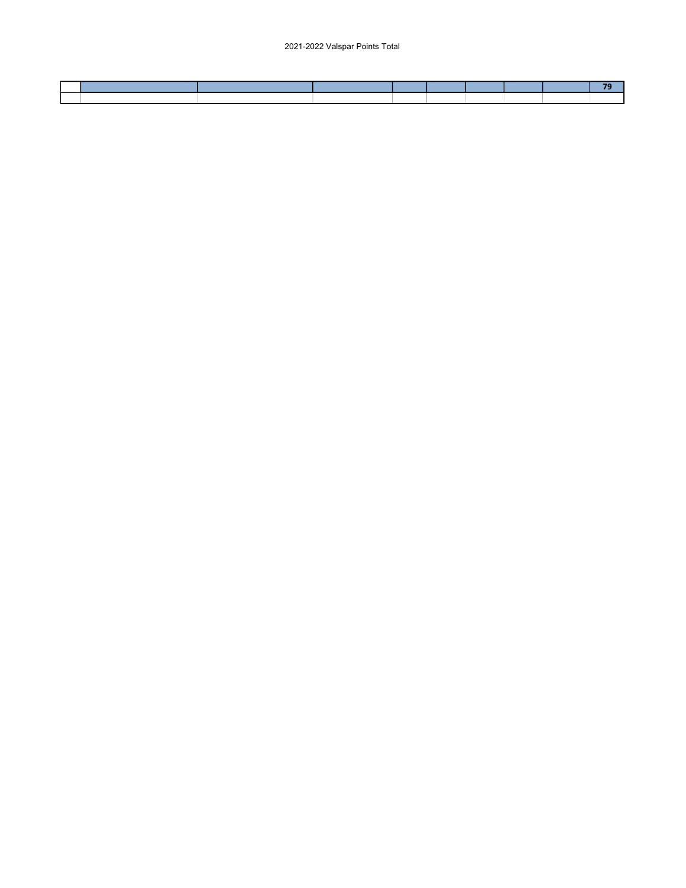|  |  |  |  |  |  |  |  |  | **79** |
|---|---|---|---|---|---|---|---|---|---|
|  |  |  |  |  |  |  |  |  |  |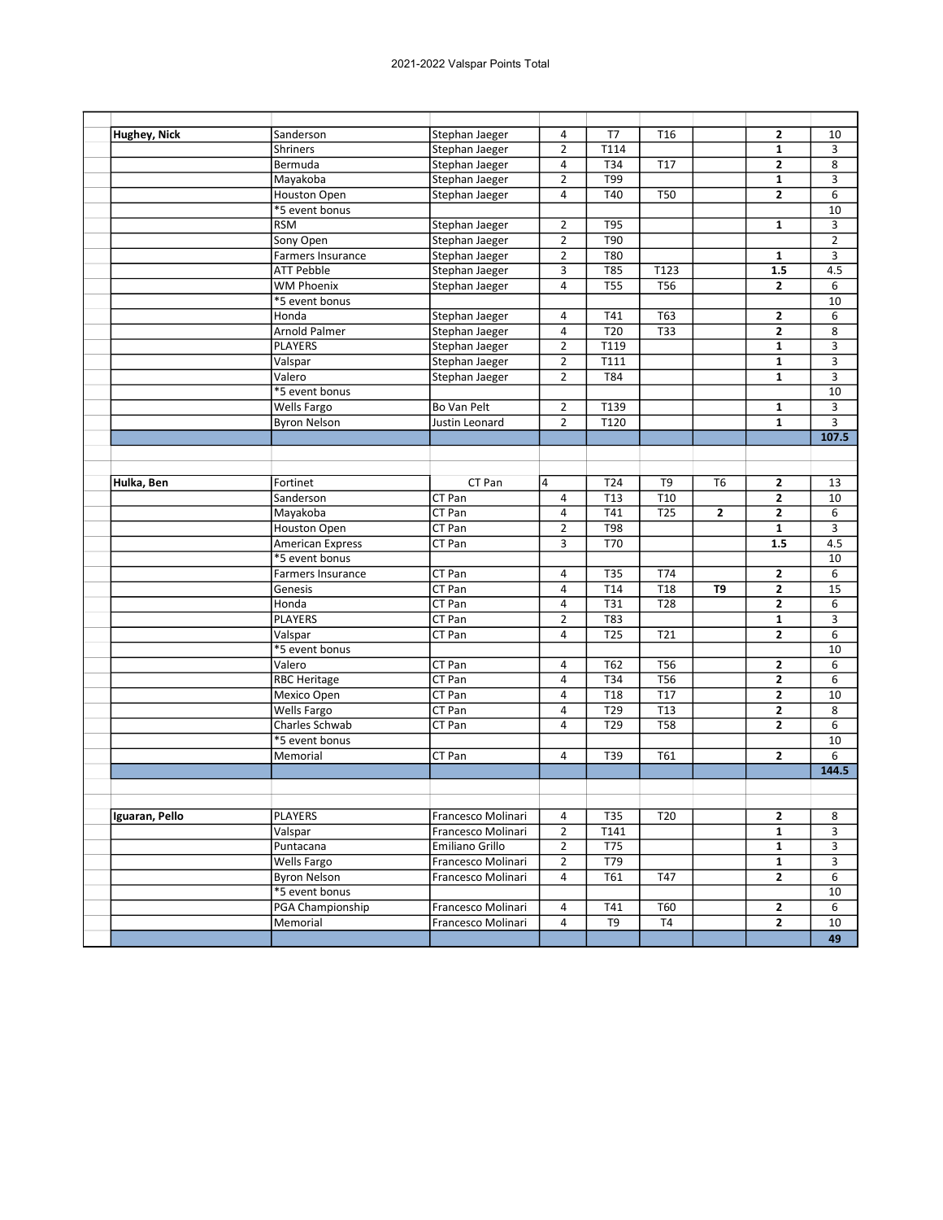# 2021-2022 Valspar Points Total

| | | | | | | | | |
|---|---|---|---|---|---|---|---|---|
| **Hughey, Nick** | Sanderson | Stephan Jaeger | 4 | T7 | T16 | | **2** | 10 |
| | Shriners | Stephan Jaeger | 2 | T114 | | | **1** | 3 |
| | Bermuda | Stephan Jaeger | 4 | T34 | T17 | | **2** | 8 |
| | Mayakoba | Stephan Jaeger | 2 | T99 | | | **1** | 3 |
| | Houston Open | Stephan Jaeger | 4 | T40 | T50 | | **2** | 6 |
| | *5 event bonus | | | | | | | 10 |
| | RSM | Stephan Jaeger | 2 | T95 | | | **1** | 3 |
| | Sony Open | Stephan Jaeger | 2 | T90 | | | | 2 |
| | Farmers Insurance | Stephan Jaeger | 2 | T80 | | | **1** | 3 |
| | ATT Pebble | Stephan Jaeger | 3 | T85 | T123 | | **1.5** | 4.5 |
| | WM Phoenix | Stephan Jaeger | 4 | T55 | T56 | | **2** | 6 |
| | *5 event bonus | | | | | | | 10 |
| | Honda | Stephan Jaeger | 4 | T41 | T63 | | **2** | 6 |
| | Arnold Palmer | Stephan Jaeger | 4 | T20 | T33 | | **2** | 8 |
| | PLAYERS | Stephan Jaeger | 2 | T119 | | | **1** | 3 |
| | Valspar | Stephan Jaeger | 2 | T111 | | | **1** | 3 |
| | Valero | Stephan Jaeger | 2 | T84 | | | **1** | 3 |
| | *5 event bonus | | | | | | | 10 |
| | Wells Fargo | Bo Van Pelt | 2 | T139 | | | **1** | 3 |
| | Byron Nelson | Justin Leonard | 2 | T120 | | | **1** | 3 |
| | | | | | | | | **107.5** |
| | | | | | | | | |
| **Hulka, Ben** | Fortinet | CT Pan | 4 | T24 | T9 | T6 | **2** | 13 |
| | Sanderson | CT Pan | 4 | T13 | T10 | | **2** | 10 |
| | Mayakoba | CT Pan | 4 | T41 | T25 | **2** | **2** | 6 |
| | Houston Open | CT Pan | 2 | T98 | | | **1** | 3 |
| | American Express | CT Pan | 3 | T70 | | | **1.5** | 4.5 |
| | *5 event bonus | | | | | | | 10 |
| | Farmers Insurance | CT Pan | 4 | T35 | T74 | | **2** | 6 |
| | Genesis | CT Pan | 4 | T14 | T18 | **T9** | **2** | 15 |
| | Honda | CT Pan | 4 | T31 | T28 | | **2** | 6 |
| | PLAYERS | CT Pan | 2 | T83 | | | **1** | 3 |
| | Valspar | CT Pan | 4 | T25 | T21 | | **2** | 6 |
| | *5 event bonus | | | | | | | 10 |
| | Valero | CT Pan | 4 | T62 | T56 | | **2** | 6 |
| | RBC Heritage | CT Pan | 4 | T34 | T56 | | **2** | 6 |
| | Mexico Open | CT Pan | 4 | T18 | T17 | | **2** | 10 |
| | Wells Fargo | CT Pan | 4 | T29 | T13 | | **2** | 8 |
| | Charles Schwab | CT Pan | 4 | T29 | T58 | | **2** | 6 |
| | *5 event bonus | | | | | | | 10 |
| | Memorial | CT Pan | 4 | T39 | T61 | | **2** | 6 |
| | | | | | | | | **144.5** |
| | | | | | | | | |
| **Iguaran, Pello** | PLAYERS | Francesco Molinari | 4 | T35 | T20 | | **2** | 8 |
| | Valspar | Francesco Molinari | 2 | T141 | | | **1** | 3 |
| | Puntacana | Emiliano Grillo | 2 | T75 | | | **1** | 3 |
| | Wells Fargo | Francesco Molinari | 2 | T79 | | | **1** | 3 |
| | Byron Nelson | Francesco Molinari | 4 | T61 | T47 | | **2** | 6 |
| | *5 event bonus | | | | | | | 10 |
| | PGA Championship | Francesco Molinari | 4 | T41 | T60 | | **2** | 6 |
| | Memorial | Francesco Molinari | 4 | T9 | T4 | | **2** | 10 |
| | | | | | | | | **49** |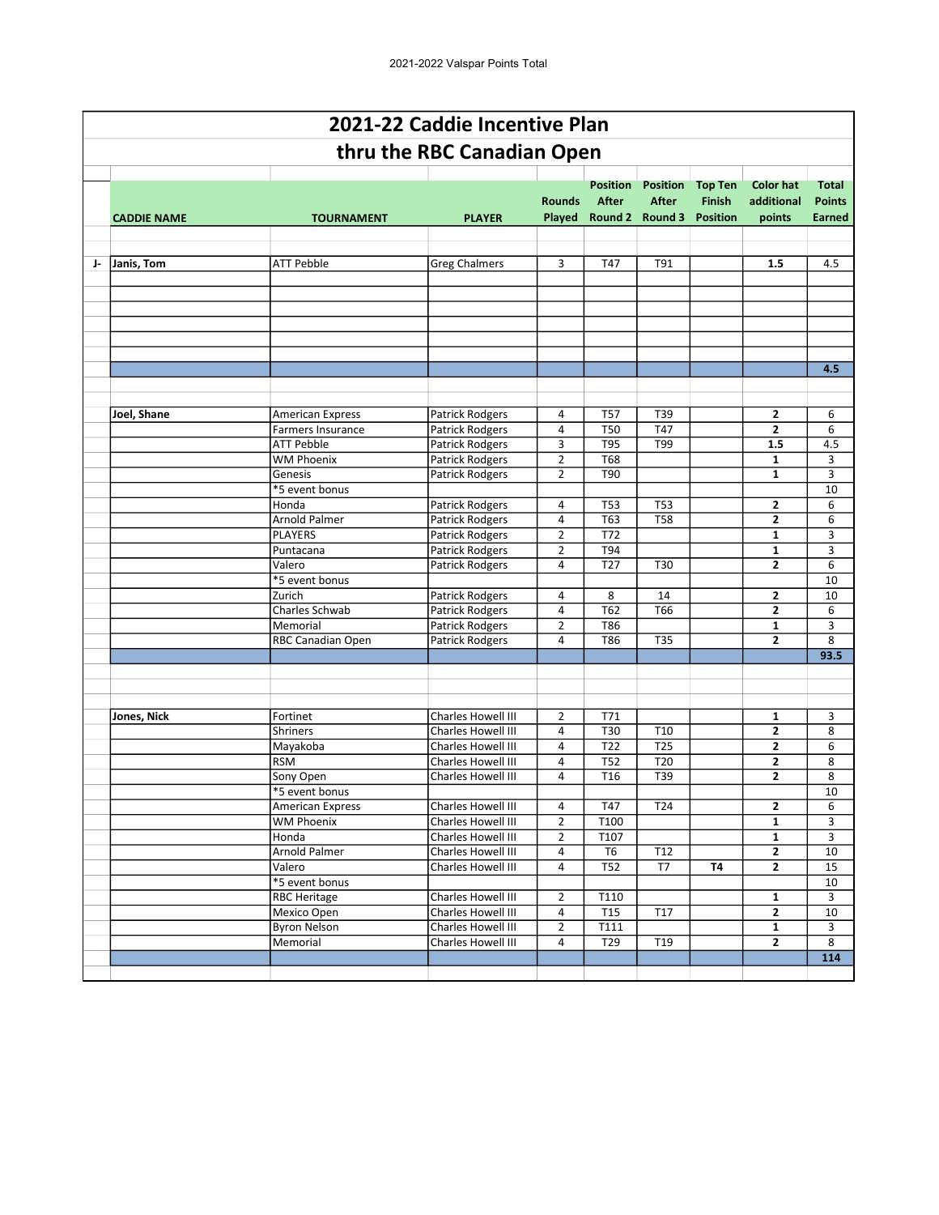# 2021-22 Caddie Incentive Plan

## thru the RBC Canadian Open

| | CADDIE NAME | TOURNAMENT | PLAYER | Rounds Played | Position After Round 2 | Position After Round 3 | Top Ten Finish Position | Color hat additional points | Total Points Earned |
|---|---|---|---|---|---|---|---|---|---|
| J- | **Janis, Tom** | ATT Pebble | Greg Chalmers | 3 | T47 | T91 | | **1.5** | 4.5 |
| | | | | | | | | | **4.5** |
| | **Joel, Shane** | American Express | Patrick Rodgers | 4 | T57 | T39 | | **2** | 6 |
| | | Farmers Insurance | Patrick Rodgers | 4 | T50 | T47 | | **2** | 6 |
| | | ATT Pebble | Patrick Rodgers | 3 | T95 | T99 | | **1.5** | 4.5 |
| | | WM Phoenix | Patrick Rodgers | 2 | T68 | | | **1** | 3 |
| | | Genesis | Patrick Rodgers | 2 | T90 | | | **1** | 3 |
| | | *5 event bonus | | | | | | | 10 |
| | | Honda | Patrick Rodgers | 4 | T53 | T53 | | **2** | 6 |
| | | Arnold Palmer | Patrick Rodgers | 4 | T63 | T58 | | **2** | 6 |
| | | PLAYERS | Patrick Rodgers | 2 | T72 | | | **1** | 3 |
| | | Puntacana | Patrick Rodgers | 2 | T94 | | | **1** | 3 |
| | | Valero | Patrick Rodgers | 4 | T27 | T30 | | **2** | 6 |
| | | *5 event bonus | | | | | | | 10 |
| | | Zurich | Patrick Rodgers | 4 | 8 | 14 | | **2** | 10 |
| | | Charles Schwab | Patrick Rodgers | 4 | T62 | T66 | | **2** | 6 |
| | | Memorial | Patrick Rodgers | 2 | T86 | | | **1** | 3 |
| | | RBC Canadian Open | Patrick Rodgers | 4 | T86 | T35 | | **2** | 8 |
| | | | | | | | | | **93.5** |
| | **Jones, Nick** | Fortinet | Charles Howell III | 2 | T71 | | | **1** | 3 |
| | | Shriners | Charles Howell III | 4 | T30 | T10 | | **2** | 8 |
| | | Mayakoba | Charles Howell III | 4 | T22 | T25 | | **2** | 6 |
| | | RSM | Charles Howell III | 4 | T52 | T20 | | **2** | 8 |
| | | Sony Open | Charles Howell III | 4 | T16 | T39 | | **2** | 8 |
| | | *5 event bonus | | | | | | | 10 |
| | | American Express | Charles Howell III | 4 | T47 | T24 | | **2** | 6 |
| | | WM Phoenix | Charles Howell III | 2 | T100 | | | **1** | 3 |
| | | Honda | Charles Howell III | 2 | T107 | | | **1** | 3 |
| | | Arnold Palmer | Charles Howell III | 4 | T6 | T12 | | **2** | 10 |
| | | Valero | Charles Howell III | 4 | T52 | T7 | **T4** | **2** | 15 |
| | | *5 event bonus | | | | | | | 10 |
| | | RBC Heritage | Charles Howell III | 2 | T110 | | | **1** | 3 |
| | | Mexico Open | Charles Howell III | 4 | T15 | T17 | | **2** | 10 |
| | | Byron Nelson | Charles Howell III | 2 | T111 | | | **1** | 3 |
| | | Memorial | Charles Howell III | 4 | T29 | T19 | | **2** | 8 |
| | | | | | | | | | **114** |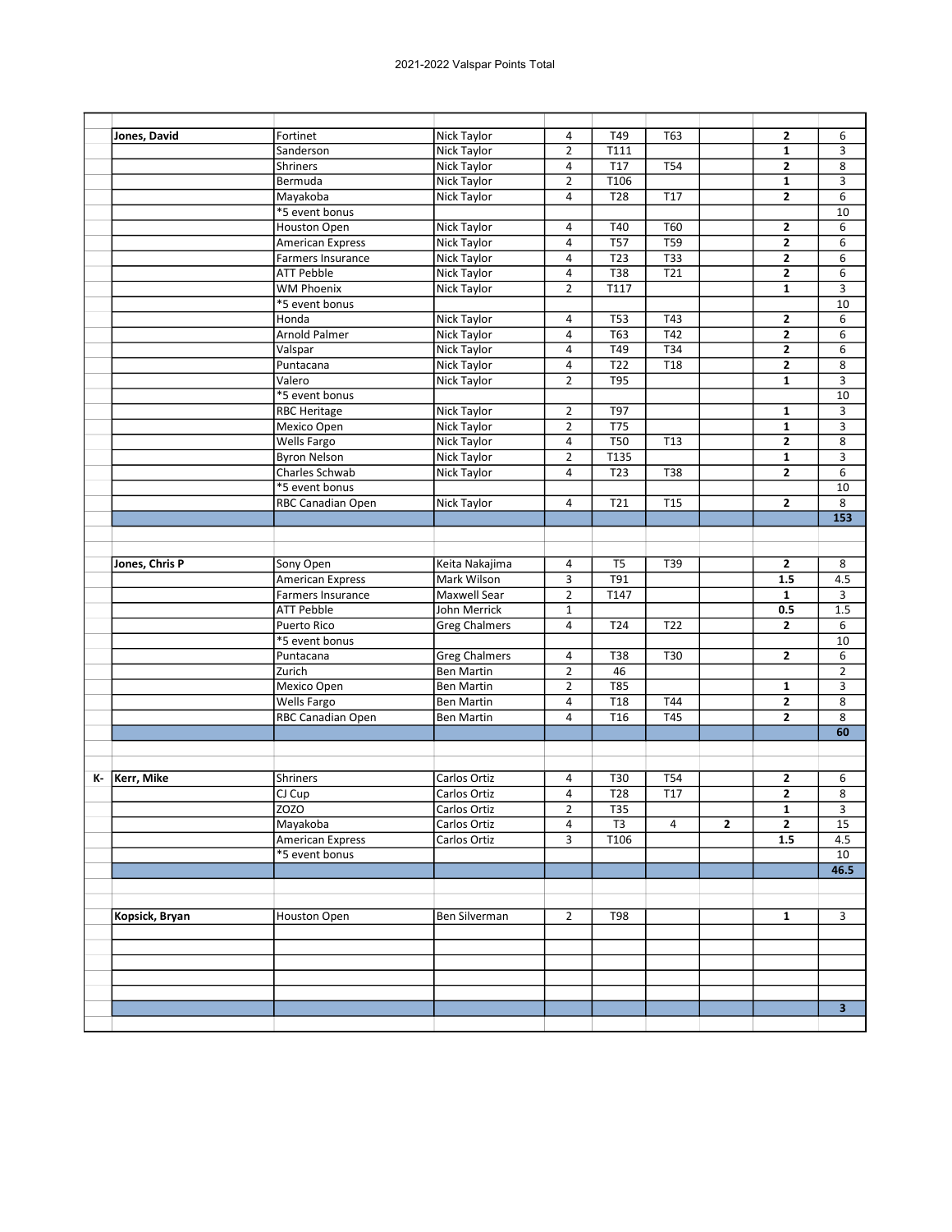2021-2022 Valspar Points Total

| | | | | | | | | | |
|---|---|---|---|---|---|---|---|---|---|
| | **Jones, David** | Fortinet | Nick Taylor | 4 | T49 | T63 | | **2** | 6 |
| | | Sanderson | Nick Taylor | 2 | T111 | | | **1** | 3 |
| | | Shriners | Nick Taylor | 4 | T17 | T54 | | **2** | 8 |
| | | Bermuda | Nick Taylor | 2 | T106 | | | **1** | 3 |
| | | Mayakoba | Nick Taylor | 4 | T28 | T17 | | **2** | 6 |
| | | *5 event bonus | | | | | | | 10 |
| | | Houston Open | Nick Taylor | 4 | T40 | T60 | | **2** | 6 |
| | | American Express | Nick Taylor | 4 | T57 | T59 | | **2** | 6 |
| | | Farmers Insurance | Nick Taylor | 4 | T23 | T33 | | **2** | 6 |
| | | ATT Pebble | Nick Taylor | 4 | T38 | T21 | | **2** | 6 |
| | | WM Phoenix | Nick Taylor | 2 | T117 | | | **1** | 3 |
| | | *5 event bonus | | | | | | | 10 |
| | | Honda | Nick Taylor | 4 | T53 | T43 | | **2** | 6 |
| | | Arnold Palmer | Nick Taylor | 4 | T63 | T42 | | **2** | 6 |
| | | Valspar | Nick Taylor | 4 | T49 | T34 | | **2** | 6 |
| | | Puntacana | Nick Taylor | 4 | T22 | T18 | | **2** | 8 |
| | | Valero | Nick Taylor | 2 | T95 | | | **1** | 3 |
| | | *5 event bonus | | | | | | | 10 |
| | | RBC Heritage | Nick Taylor | 2 | T97 | | | **1** | 3 |
| | | Mexico Open | Nick Taylor | 2 | T75 | | | **1** | 3 |
| | | Wells Fargo | Nick Taylor | 4 | T50 | T13 | | **2** | 8 |
| | | Byron Nelson | Nick Taylor | 2 | T135 | | | **1** | 3 |
| | | Charles Schwab | Nick Taylor | 4 | T23 | T38 | | **2** | 6 |
| | | *5 event bonus | | | | | | | 10 |
| | | RBC Canadian Open | Nick Taylor | 4 | T21 | T15 | | **2** | 8 |
| | | | | | | | | | **153** |
| | | | | | | | | | |
| | | | | | | | | | |
| | **Jones, Chris P** | Sony Open | Keita Nakajima | 4 | T5 | T39 | | **2** | 8 |
| | | American Express | Mark Wilson | 3 | T91 | | | **1.5** | 4.5 |
| | | Farmers Insurance | Maxwell Sear | 2 | T147 | | | **1** | 3 |
| | | ATT Pebble | John Merrick | 1 | | | | **0.5** | 1.5 |
| | | Puerto Rico | Greg Chalmers | 4 | T24 | T22 | | **2** | 6 |
| | | *5 event bonus | | | | | | | 10 |
| | | Puntacana | Greg Chalmers | 4 | T38 | T30 | | **2** | 6 |
| | | Zurich | Ben Martin | 2 | 46 | | | | 2 |
| | | Mexico Open | Ben Martin | 2 | T85 | | | **1** | 3 |
| | | Wells Fargo | Ben Martin | 4 | T18 | T44 | | **2** | 8 |
| | | RBC Canadian Open | Ben Martin | 4 | T16 | T45 | | **2** | 8 |
| | | | | | | | | | **60** |
| | | | | | | | | | |
| | | | | | | | | | |
| **K-** | **Kerr, Mike** | Shriners | Carlos Ortiz | 4 | T30 | T54 | | **2** | 6 |
| | | CJ Cup | Carlos Ortiz | 4 | T28 | T17 | | **2** | 8 |
| | | ZOZO | Carlos Ortiz | 2 | T35 | | | **1** | 3 |
| | | Mayakoba | Carlos Ortiz | 4 | T3 | 4 | **2** | **2** | 15 |
| | | American Express | Carlos Ortiz | 3 | T106 | | | **1.5** | 4.5 |
| | | *5 event bonus | | | | | | | 10 |
| | | | | | | | | | **46.5** |
| | | | | | | | | | |
| | | | | | | | | | |
| | **Kopsick, Bryan** | Houston Open | Ben Silverman | 2 | T98 | | | **1** | 3 |
| | | | | | | | | | |
| | | | | | | | | | |
| | | | | | | | | | |
| | | | | | | | | | |
| | | | | | | | | | |
| | | | | | | | | | **3** |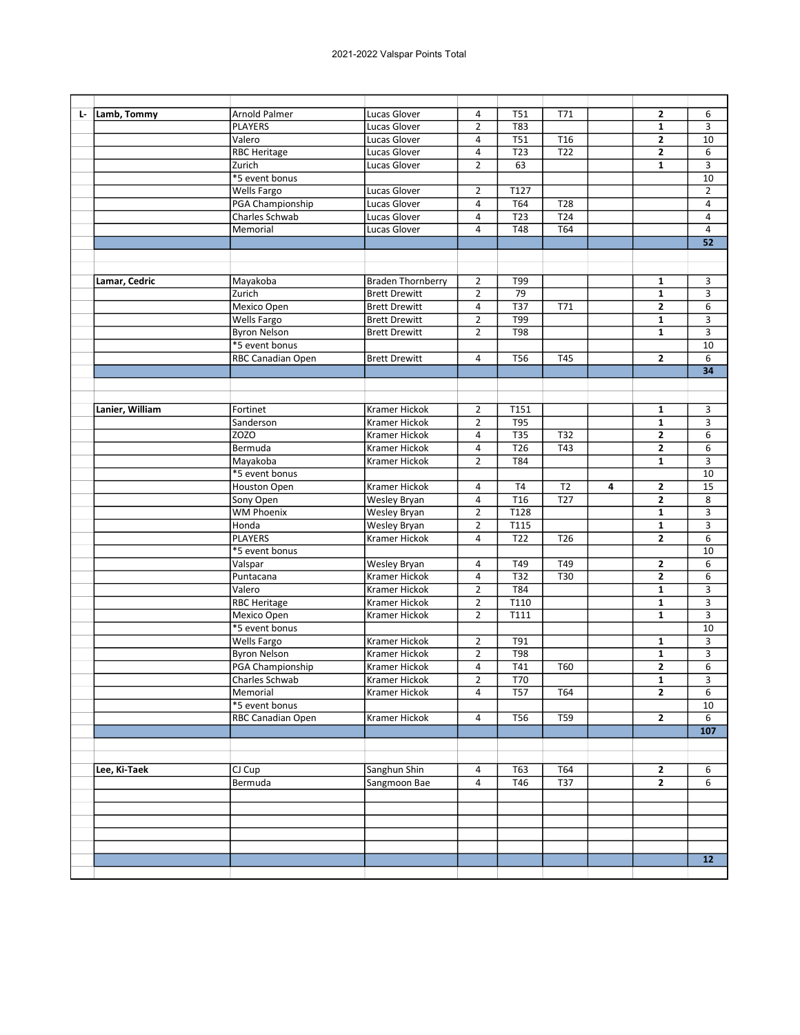2021-2022 Valspar Points Total

| | | | | | | | | | |
|---|---|---|---|---|---|---|---|---|---|
| L- | **Lamb, Tommy** | Arnold Palmer | Lucas Glover | 4 | T51 | T71 | | **2** | 6 |
| | | PLAYERS | Lucas Glover | 2 | T83 | | | **1** | 3 |
| | | Valero | Lucas Glover | 4 | T51 | T16 | | **2** | 10 |
| | | RBC Heritage | Lucas Glover | 4 | T23 | T22 | | **2** | 6 |
| | | Zurich | Lucas Glover | 2 | 63 | | | **1** | 3 |
| | | *5 event bonus | | | | | | | 10 |
| | | Wells Fargo | Lucas Glover | 2 | T127 | | | | 2 |
| | | PGA Championship | Lucas Glover | 4 | T64 | T28 | | | 4 |
| | | Charles Schwab | Lucas Glover | 4 | T23 | T24 | | | 4 |
| | | Memorial | Lucas Glover | 4 | T48 | T64 | | | 4 |
| | | | | | | | | | **52** |
| | | | | | | | | | |
| | **Lamar, Cedric** | Mayakoba | Braden Thornberry | 2 | T99 | | | **1** | 3 |
| | | Zurich | Brett Drewitt | 2 | 79 | | | **1** | 3 |
| | | Mexico Open | Brett Drewitt | 4 | T37 | T71 | | **2** | 6 |
| | | Wells Fargo | Brett Drewitt | 2 | T99 | | | **1** | 3 |
| | | Byron Nelson | Brett Drewitt | 2 | T98 | | | **1** | 3 |
| | | *5 event bonus | | | | | | | 10 |
| | | RBC Canadian Open | Brett Drewitt | 4 | T56 | T45 | | **2** | 6 |
| | | | | | | | | | **34** |
| | | | | | | | | | |
| | **Lanier, William** | Fortinet | Kramer Hickok | 2 | T151 | | | **1** | 3 |
| | | Sanderson | Kramer Hickok | 2 | T95 | | | **1** | 3 |
| | | ZOZO | Kramer Hickok | 4 | T35 | T32 | | **2** | 6 |
| | | Bermuda | Kramer Hickok | 4 | T26 | T43 | | **2** | 6 |
| | | Mayakoba | Kramer Hickok | 2 | T84 | | | **1** | 3 |
| | | *5 event bonus | | | | | | | 10 |
| | | Houston Open | Kramer Hickok | 4 | T4 | T2 | **4** | **2** | 15 |
| | | Sony Open | Wesley Bryan | 4 | T16 | T27 | | **2** | 8 |
| | | WM Phoenix | Wesley Bryan | 2 | T128 | | | **1** | 3 |
| | | Honda | Wesley Bryan | 2 | T115 | | | **1** | 3 |
| | | PLAYERS | Kramer Hickok | 4 | T22 | T26 | | **2** | 6 |
| | | *5 event bonus | | | | | | | 10 |
| | | Valspar | Wesley Bryan | 4 | T49 | T49 | | **2** | 6 |
| | | Puntacana | Kramer Hickok | 4 | T32 | T30 | | **2** | 6 |
| | | Valero | Kramer Hickok | 2 | T84 | | | **1** | 3 |
| | | RBC Heritage | Kramer Hickok | 2 | T110 | | | **1** | 3 |
| | | Mexico Open | Kramer Hickok | 2 | T111 | | | **1** | 3 |
| | | *5 event bonus | | | | | | | 10 |
| | | Wells Fargo | Kramer Hickok | 2 | T91 | | | **1** | 3 |
| | | Byron Nelson | Kramer Hickok | 2 | T98 | | | **1** | 3 |
| | | PGA Championship | Kramer Hickok | 4 | T41 | T60 | | **2** | 6 |
| | | Charles Schwab | Kramer Hickok | 2 | T70 | | | **1** | 3 |
| | | Memorial | Kramer Hickok | 4 | T57 | T64 | | **2** | 6 |
| | | *5 event bonus | | | | | | | 10 |
| | | RBC Canadian Open | Kramer Hickok | 4 | T56 | T59 | | **2** | 6 |
| | | | | | | | | | **107** |
| | | | | | | | | | |
| | **Lee, Ki-Taek** | CJ Cup | Sanghun Shin | 4 | T63 | T64 | | **2** | 6 |
| | | Bermuda | Sangmoon Bae | 4 | T46 | T37 | | **2** | 6 |
| | | | | | | | | | **12** |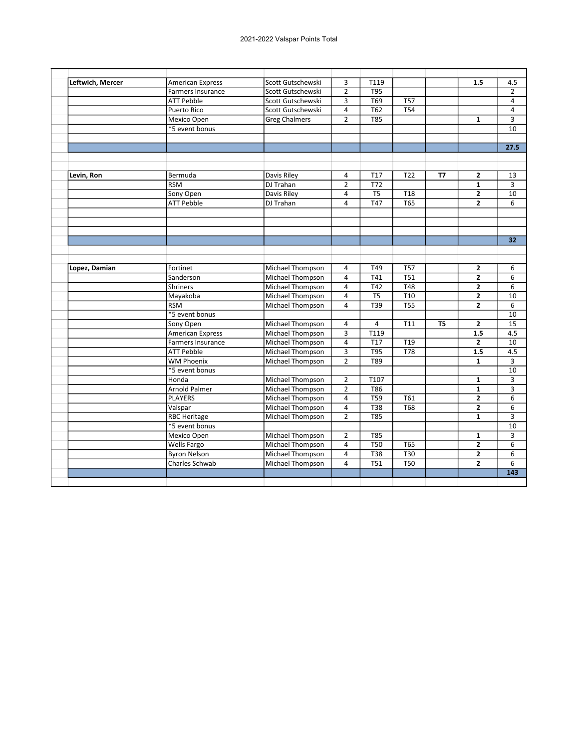2021-2022 Valspar Points Total

| | | | | | | | | | |
|---|---|---|---|---|---|---|---|---|---|
| | | | | | | | | | |
| | **Leftwich, Mercer** | American Express | Scott Gutschewski | 3 | T119 | | | **1.5** | 4.5 |
| | | Farmers Insurance | Scott Gutschewski | 2 | T95 | | | | 2 |
| | | ATT Pebble | Scott Gutschewski | 3 | T69 | T57 | | | 4 |
| | | Puerto Rico | Scott Gutschewski | 4 | T62 | T54 | | | 4 |
| | | Mexico Open | Greg Chalmers | 2 | T85 | | | **1** | 3 |
| | | *5 event bonus | | | | | | | 10 |
| | | | | | | | | | |
| | | | | | | | | | **27.5** |
| | | | | | | | | | |
| | | | | | | | | | |
| | **Levin, Ron** | Bermuda | Davis Riley | 4 | T17 | T22 | **T7** | **2** | 13 |
| | | RSM | DJ Trahan | 2 | T72 | | | **1** | 3 |
| | | Sony Open | Davis Riley | 4 | T5 | T18 | | **2** | 10 |
| | | ATT Pebble | DJ Trahan | 4 | T47 | T65 | | **2** | 6 |
| | | | | | | | | | |
| | | | | | | | | | |
| | | | | | | | | | |
| | | | | | | | | | **32** |
| | | | | | | | | | |
| | | | | | | | | | |
| | **Lopez, Damian** | Fortinet | Michael Thompson | 4 | T49 | T57 | | **2** | 6 |
| | | Sanderson | Michael Thompson | 4 | T41 | T51 | | **2** | 6 |
| | | Shriners | Michael Thompson | 4 | T42 | T48 | | **2** | 6 |
| | | Mayakoba | Michael Thompson | 4 | T5 | T10 | | **2** | 10 |
| | | RSM | Michael Thompson | 4 | T39 | T55 | | **2** | 6 |
| | | *5 event bonus | | | | | | | 10 |
| | | Sony Open | Michael Thompson | 4 | 4 | T11 | **T5** | **2** | 15 |
| | | American Express | Michael Thompson | 3 | T119 | | | **1.5** | 4.5 |
| | | Farmers Insurance | Michael Thompson | 4 | T17 | T19 | | **2** | 10 |
| | | ATT Pebble | Michael Thompson | 3 | T95 | T78 | | **1.5** | 4.5 |
| | | WM Phoenix | Michael Thompson | 2 | T89 | | | **1** | 3 |
| | | *5 event bonus | | | | | | | 10 |
| | | Honda | Michael Thompson | 2 | T107 | | | **1** | 3 |
| | | Arnold Palmer | Michael Thompson | 2 | T86 | | | **1** | 3 |
| | | PLAYERS | Michael Thompson | 4 | T59 | T61 | | **2** | 6 |
| | | Valspar | Michael Thompson | 4 | T38 | T68 | | **2** | 6 |
| | | RBC Heritage | Michael Thompson | 2 | T85 | | | **1** | 3 |
| | | *5 event bonus | | | | | | | 10 |
| | | Mexico Open | Michael Thompson | 2 | T85 | | | **1** | 3 |
| | | Wells Fargo | Michael Thompson | 4 | T50 | T65 | | **2** | 6 |
| | | Byron Nelson | Michael Thompson | 4 | T38 | T30 | | **2** | 6 |
| | | Charles Schwab | Michael Thompson | 4 | T51 | T50 | | **2** | 6 |
| | | | | | | | | | **143** |
| | | | | | | | | | |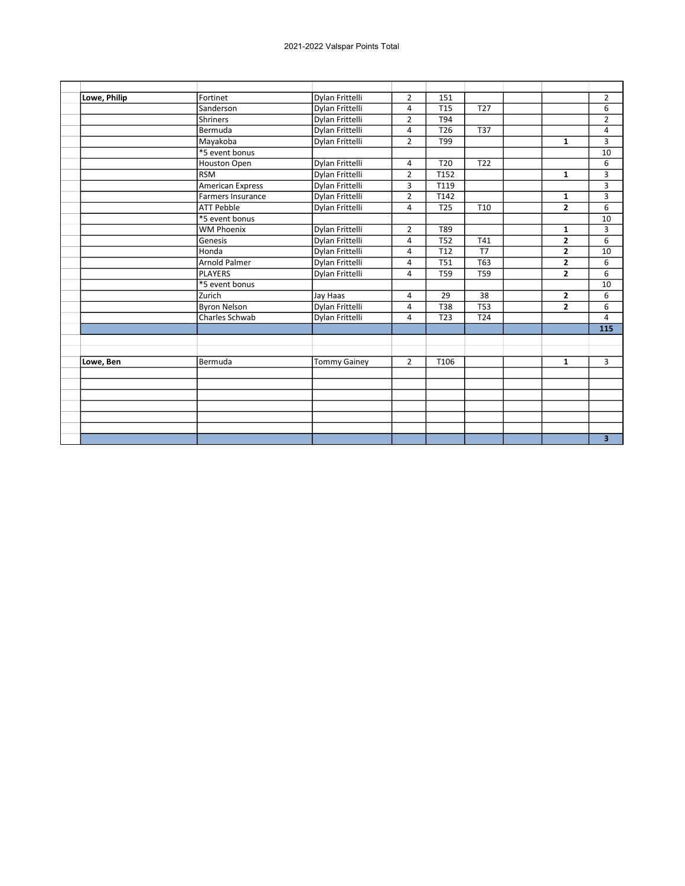| | | | | | | | | | |
|---|---|---|---|---|---|---|---|---|---|
| | **Lowe, Philip** | Fortinet | Dylan Frittelli | 2 | 151 | | | | 2 |
| | | Sanderson | Dylan Frittelli | 4 | T15 | T27 | | | 6 |
| | | Shriners | Dylan Frittelli | 2 | T94 | | | | 2 |
| | | Bermuda | Dylan Frittelli | 4 | T26 | T37 | | | 4 |
| | | Mayakoba | Dylan Frittelli | 2 | T99 | | | **1** | 3 |
| | | *5 event bonus | | | | | | | 10 |
| | | Houston Open | Dylan Frittelli | 4 | T20 | T22 | | | 6 |
| | | RSM | Dylan Frittelli | 2 | T152 | | | **1** | 3 |
| | | American Express | Dylan Frittelli | 3 | T119 | | | | 3 |
| | | Farmers Insurance | Dylan Frittelli | 2 | T142 | | | **1** | 3 |
| | | ATT Pebble | Dylan Frittelli | 4 | T25 | T10 | | **2** | 6 |
| | | *5 event bonus | | | | | | | 10 |
| | | WM Phoenix | Dylan Frittelli | 2 | T89 | | | **1** | 3 |
| | | Genesis | Dylan Frittelli | 4 | T52 | T41 | | **2** | 6 |
| | | Honda | Dylan Frittelli | 4 | T12 | T7 | | **2** | 10 |
| | | Arnold Palmer | Dylan Frittelli | 4 | T51 | T63 | | **2** | 6 |
| | | PLAYERS | Dylan Frittelli | 4 | T59 | T59 | | **2** | 6 |
| | | *5 event bonus | | | | | | | 10 |
| | | Zurich | Jay Haas | 4 | 29 | 38 | | **2** | 6 |
| | | Byron Nelson | Dylan Frittelli | 4 | T38 | T53 | | **2** | 6 |
| | | Charles Schwab | Dylan Frittelli | 4 | T23 | T24 | | | 4 |
| | | | | | | | | | **115** |
| | | | | | | | | | |
| | | | | | | | | | |
| | **Lowe, Ben** | Bermuda | Tommy Gainey | 2 | T106 | | | **1** | 3 |
| | | | | | | | | | |
| | | | | | | | | | |
| | | | | | | | | | |
| | | | | | | | | | |
| | | | | | | | | | |
| | | | | | | | | | |
| | | | | | | | | | **3** |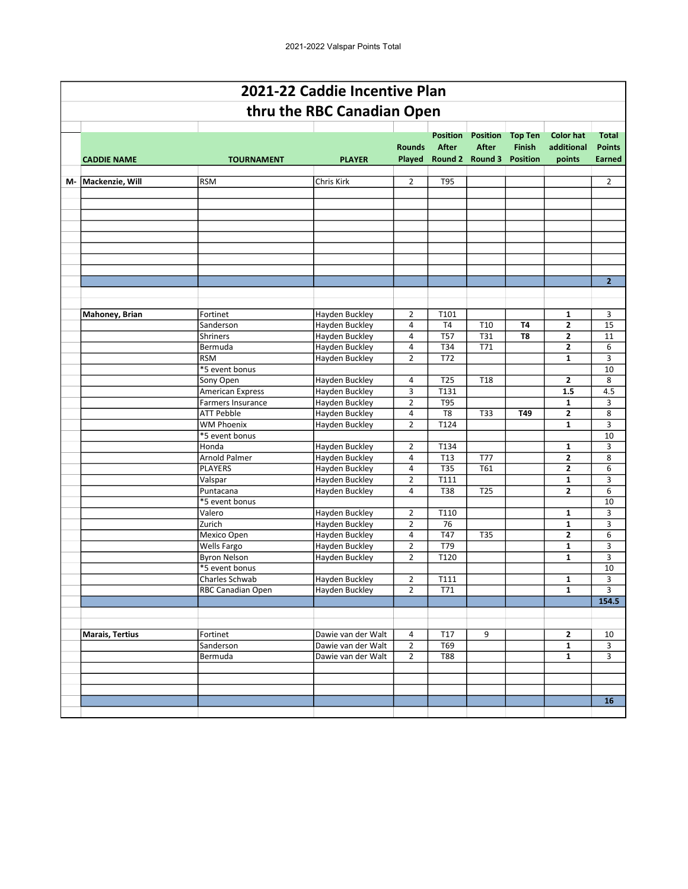2021-2022 Valspar Points Total

# 2021-22 Caddie Incentive Plan

## thru the RBC Canadian Open

| | CADDIE NAME | TOURNAMENT | PLAYER | Rounds Played | Position After Round 2 | Position After Round 3 | Top Ten Finish Position | Color hat additional points | Total Points Earned |
|---|---|---|---|---|---|---|---|---|---|
| M- | Mackenzie, Will | RSM | Chris Kirk | 2 | T95 | | | | 2 |
| | | | | | | | | | **2** |
| | Mahoney, Brian | Fortinet | Hayden Buckley | 2 | T101 | | | **1** | 3 |
| | | Sanderson | Hayden Buckley | 4 | T4 | T10 | **T4** | **2** | 15 |
| | | Shriners | Hayden Buckley | 4 | T57 | T31 | **T8** | **2** | 11 |
| | | Bermuda | Hayden Buckley | 4 | T34 | T71 | | **2** | 6 |
| | | RSM | Hayden Buckley | 2 | T72 | | | **1** | 3 |
| | | *5 event bonus | | | | | | | 10 |
| | | Sony Open | Hayden Buckley | 4 | T25 | T18 | | **2** | 8 |
| | | American Express | Hayden Buckley | 3 | T131 | | | **1.5** | 4.5 |
| | | Farmers Insurance | Hayden Buckley | 2 | T95 | | | **1** | 3 |
| | | ATT Pebble | Hayden Buckley | 4 | T8 | T33 | **T49** | **2** | 8 |
| | | WM Phoenix | Hayden Buckley | 2 | T124 | | | **1** | 3 |
| | | *5 event bonus | | | | | | | 10 |
| | | Honda | Hayden Buckley | 2 | T134 | | | **1** | 3 |
| | | Arnold Palmer | Hayden Buckley | 4 | T13 | T77 | | **2** | 8 |
| | | PLAYERS | Hayden Buckley | 4 | T35 | T61 | | **2** | 6 |
| | | Valspar | Hayden Buckley | 2 | T111 | | | **1** | 3 |
| | | Puntacana | Hayden Buckley | 4 | T38 | T25 | | **2** | 6 |
| | | *5 event bonus | | | | | | | 10 |
| | | Valero | Hayden Buckley | 2 | T110 | | | **1** | 3 |
| | | Zurich | Hayden Buckley | 2 | 76 | | | **1** | 3 |
| | | Mexico Open | Hayden Buckley | 4 | T47 | T35 | | **2** | 6 |
| | | Wells Fargo | Hayden Buckley | 2 | T79 | | | **1** | 3 |
| | | Byron Nelson | Hayden Buckley | 2 | T120 | | | **1** | 3 |
| | | *5 event bonus | | | | | | | 10 |
| | | Charles Schwab | Hayden Buckley | 2 | T111 | | | **1** | 3 |
| | | RBC Canadian Open | Hayden Buckley | 2 | T71 | | | **1** | 3 |
| | | | | | | | | | **154.5** |
| | Marais, Tertius | Fortinet | Dawie van der Walt | 4 | T17 | 9 | | **2** | 10 |
| | | Sanderson | Dawie van der Walt | 2 | T69 | | | **1** | 3 |
| | | Bermuda | Dawie van der Walt | 2 | T88 | | | **1** | 3 |
| | | | | | | | | | **16** |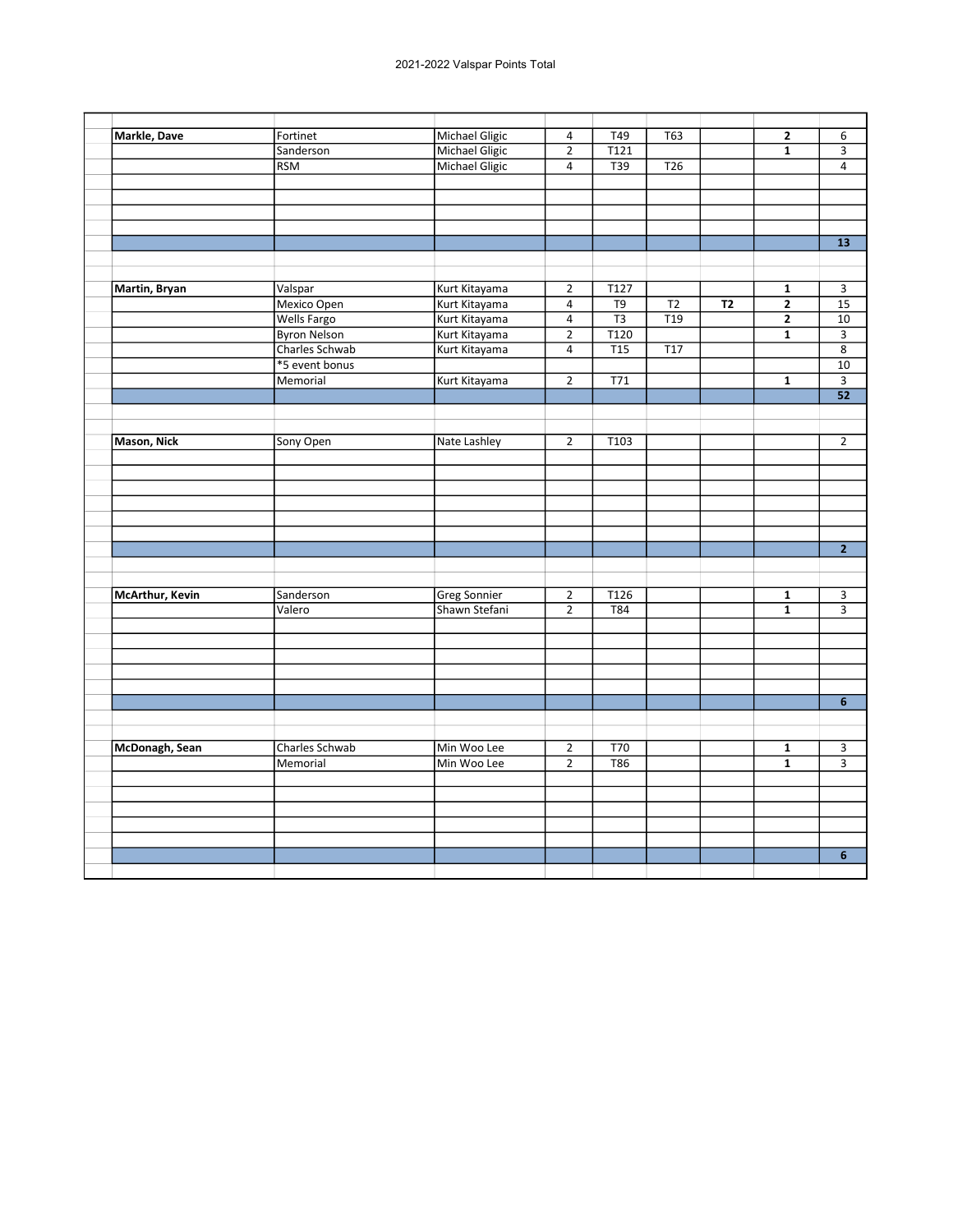2021-2022 Valspar Points Total

| | | | | | | | | |
|---|---|---|---|---|---|---|---|---|
| **Markle, Dave** | Fortinet | Michael Gligic | 4 | T49 | T63 | | **2** | 6 |
| | Sanderson | Michael Gligic | 2 | T121 | | | **1** | 3 |
| | RSM | Michael Gligic | 4 | T39 | T26 | | | 4 |
| | | | | | | | | **13** |
| **Martin, Bryan** | Valspar | Kurt Kitayama | 2 | T127 | | | **1** | 3 |
| | Mexico Open | Kurt Kitayama | 4 | T9 | T2 | **T2** | **2** | 15 |
| | Wells Fargo | Kurt Kitayama | 4 | T3 | T19 | | **2** | 10 |
| | Byron Nelson | Kurt Kitayama | 2 | T120 | | | **1** | 3 |
| | Charles Schwab | Kurt Kitayama | 4 | T15 | T17 | | | 8 |
| | *5 event bonus | | | | | | | 10 |
| | Memorial | Kurt Kitayama | 2 | T71 | | | **1** | 3 |
| | | | | | | | | **52** |
| **Mason, Nick** | Sony Open | Nate Lashley | 2 | T103 | | | | 2 |
| | | | | | | | | **2** |
| **McArthur, Kevin** | Sanderson | Greg Sonnier | 2 | T126 | | | **1** | 3 |
| | Valero | Shawn Stefani | 2 | T84 | | | **1** | 3 |
| | | | | | | | | **6** |
| **McDonagh, Sean** | Charles Schwab | Min Woo Lee | 2 | T70 | | | **1** | 3 |
| | Memorial | Min Woo Lee | 2 | T86 | | | **1** | 3 |
| | | | | | | | | **6** |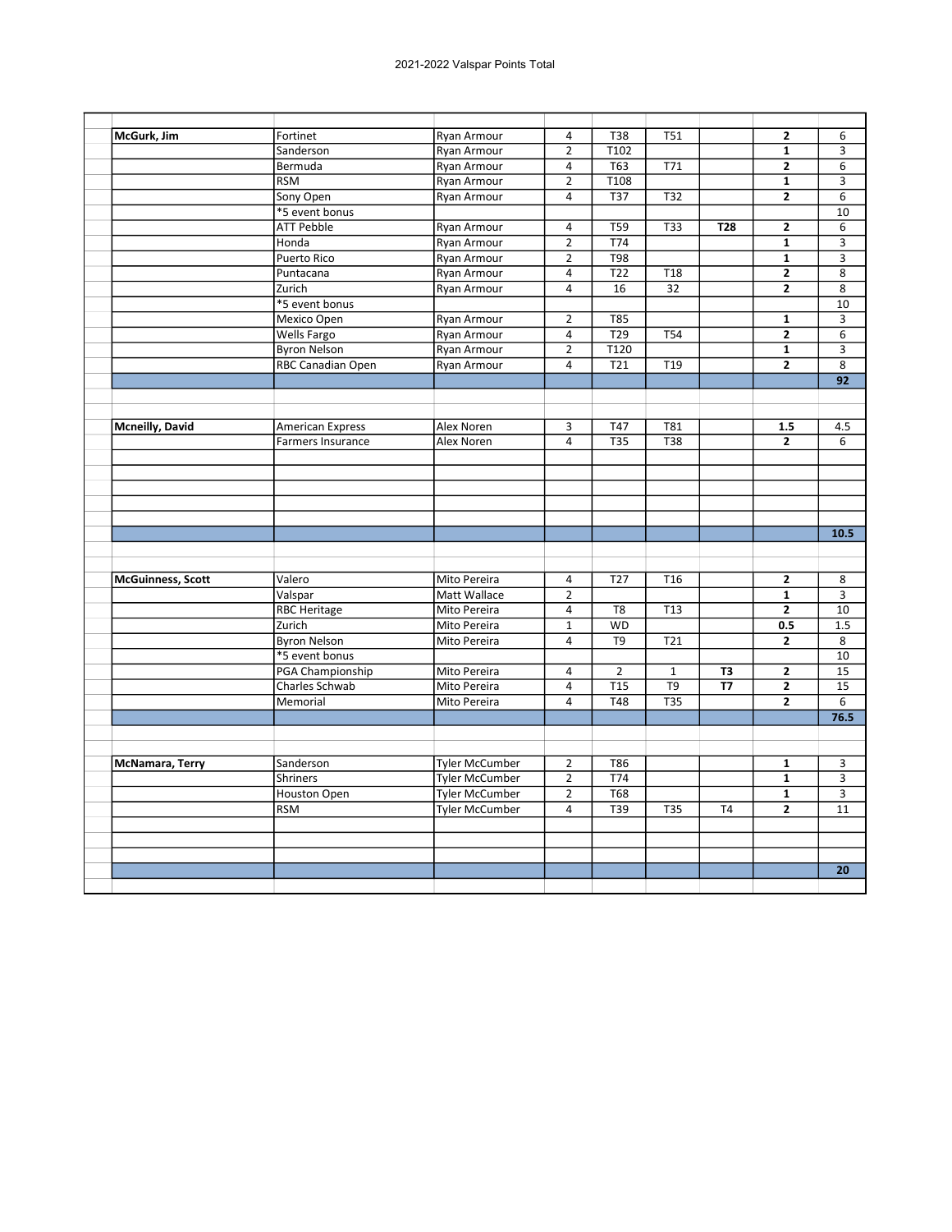2021-2022 Valspar Points Total

| | | | | | | | | |
|---|---|---|---|---|---|---|---|---|
| **McGurk, Jim** | Fortinet | Ryan Armour | 4 | T38 | T51 | | **2** | 6 |
| | Sanderson | Ryan Armour | 2 | T102 | | | **1** | 3 |
| | Bermuda | Ryan Armour | 4 | T63 | T71 | | **2** | 6 |
| | RSM | Ryan Armour | 2 | T108 | | | **1** | 3 |
| | Sony Open | Ryan Armour | 4 | T37 | T32 | | **2** | 6 |
| | *5 event bonus | | | | | | | 10 |
| | ATT Pebble | Ryan Armour | 4 | T59 | T33 | **T28** | **2** | 6 |
| | Honda | Ryan Armour | 2 | T74 | | | **1** | 3 |
| | Puerto Rico | Ryan Armour | 2 | T98 | | | **1** | 3 |
| | Puntacana | Ryan Armour | 4 | T22 | T18 | | **2** | 8 |
| | Zurich | Ryan Armour | 4 | 16 | 32 | | **2** | 8 |
| | *5 event bonus | | | | | | | 10 |
| | Mexico Open | Ryan Armour | 2 | T85 | | | **1** | 3 |
| | Wells Fargo | Ryan Armour | 4 | T29 | T54 | | **2** | 6 |
| | Byron Nelson | Ryan Armour | 2 | T120 | | | **1** | 3 |
| | RBC Canadian Open | Ryan Armour | 4 | T21 | T19 | | **2** | 8 |
| | | | | | | | | **92** |
| | | | | | | | | |
| **Mcneilly, David** | American Express | Alex Noren | 3 | T47 | T81 | | **1.5** | 4.5 |
| | Farmers Insurance | Alex Noren | 4 | T35 | T38 | | **2** | 6 |
| | | | | | | | | **10.5** |
| | | | | | | | | |
| **McGuinness, Scott** | Valero | Mito Pereira | 4 | T27 | T16 | | **2** | 8 |
| | Valspar | Matt Wallace | 2 | | | | **1** | 3 |
| | RBC Heritage | Mito Pereira | 4 | T8 | T13 | | **2** | 10 |
| | Zurich | Mito Pereira | 1 | WD | | | **0.5** | 1.5 |
| | Byron Nelson | Mito Pereira | 4 | T9 | T21 | | **2** | 8 |
| | *5 event bonus | | | | | | | 10 |
| | PGA Championship | Mito Pereira | 4 | 2 | 1 | **T3** | **2** | 15 |
| | Charles Schwab | Mito Pereira | 4 | T15 | T9 | **T7** | **2** | 15 |
| | Memorial | Mito Pereira | 4 | T48 | T35 | | **2** | 6 |
| | | | | | | | | **76.5** |
| | | | | | | | | |
| **McNamara, Terry** | Sanderson | Tyler McCumber | 2 | T86 | | | **1** | 3 |
| | Shriners | Tyler McCumber | 2 | T74 | | | **1** | 3 |
| | Houston Open | Tyler McCumber | 2 | T68 | | | **1** | 3 |
| | RSM | Tyler McCumber | 4 | T39 | T35 | T4 | **2** | 11 |
| | | | | | | | | **20** |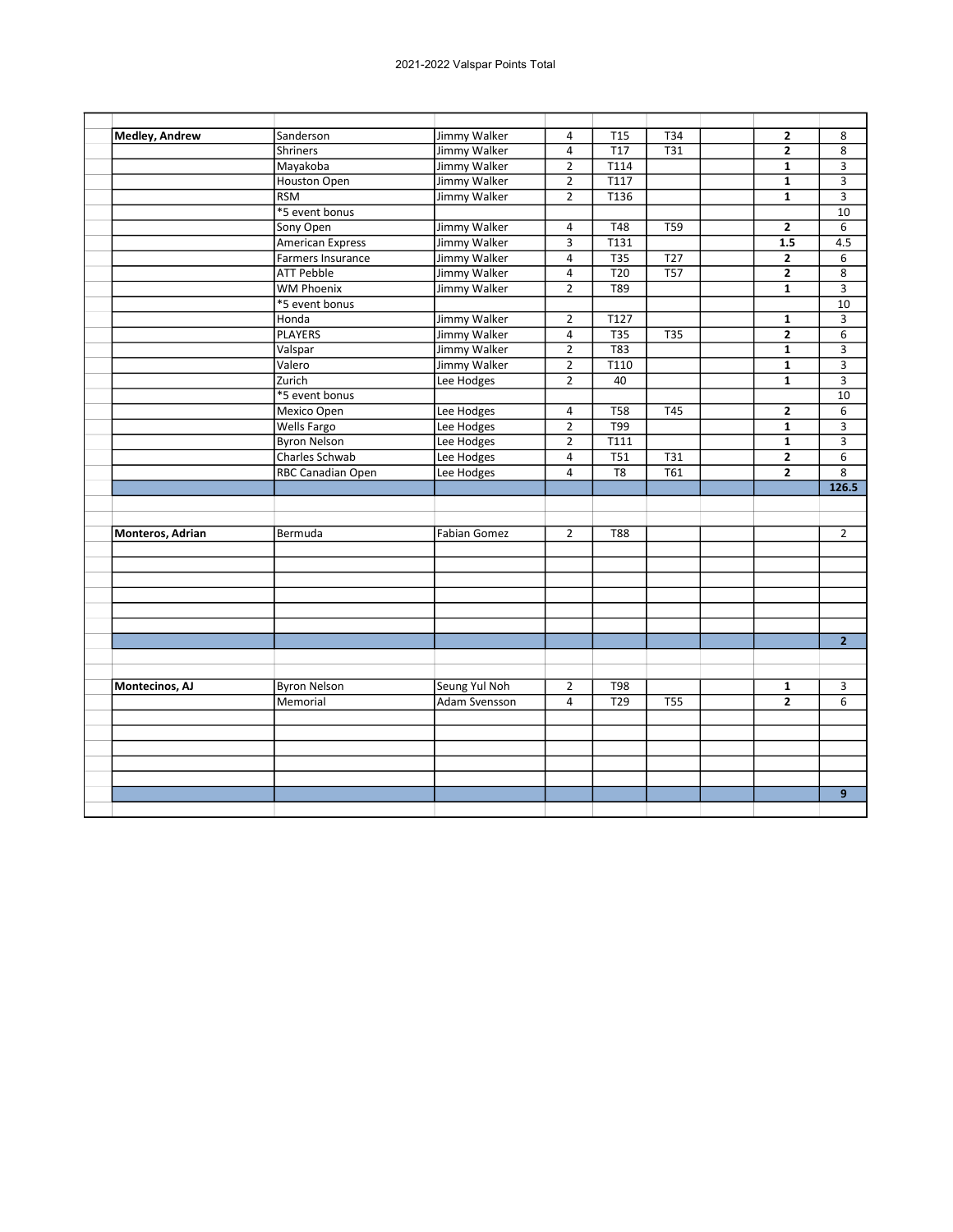2021-2022 Valspar Points Total

| | | | | | | | | |
|---|---|---|---|---|---|---|---|---|
| **Medley, Andrew** | Sanderson | Jimmy Walker | 4 | T15 | T34 | | **2** | 8 |
| | Shriners | Jimmy Walker | 4 | T17 | T31 | | **2** | 8 |
| | Mayakoba | Jimmy Walker | 2 | T114 | | | **1** | 3 |
| | Houston Open | Jimmy Walker | 2 | T117 | | | **1** | 3 |
| | RSM | Jimmy Walker | 2 | T136 | | | **1** | 3 |
| | *5 event bonus | | | | | | | 10 |
| | Sony Open | Jimmy Walker | 4 | T48 | T59 | | **2** | 6 |
| | American Express | Jimmy Walker | 3 | T131 | | | **1.5** | 4.5 |
| | Farmers Insurance | Jimmy Walker | 4 | T35 | T27 | | **2** | 6 |
| | ATT Pebble | Jimmy Walker | 4 | T20 | T57 | | **2** | 8 |
| | WM Phoenix | Jimmy Walker | 2 | T89 | | | **1** | 3 |
| | *5 event bonus | | | | | | | 10 |
| | Honda | Jimmy Walker | 2 | T127 | | | **1** | 3 |
| | PLAYERS | Jimmy Walker | 4 | T35 | T35 | | **2** | 6 |
| | Valspar | Jimmy Walker | 2 | T83 | | | **1** | 3 |
| | Valero | Jimmy Walker | 2 | T110 | | | **1** | 3 |
| | Zurich | Lee Hodges | 2 | 40 | | | **1** | 3 |
| | *5 event bonus | | | | | | | 10 |
| | Mexico Open | Lee Hodges | 4 | T58 | T45 | | **2** | 6 |
| | Wells Fargo | Lee Hodges | 2 | T99 | | | **1** | 3 |
| | Byron Nelson | Lee Hodges | 2 | T111 | | | **1** | 3 |
| | Charles Schwab | Lee Hodges | 4 | T51 | T31 | | **2** | 6 |
| | RBC Canadian Open | Lee Hodges | 4 | T8 | T61 | | **2** | 8 |
| | | | | | | | | **126.5** |
| | | | | | | | | |
| **Monteros, Adrian** | Bermuda | Fabian Gomez | 2 | T88 | | | | 2 |
| | | | | | | | | **2** |
| | | | | | | | | |
| **Montecinos, AJ** | Byron Nelson | Seung Yul Noh | 2 | T98 | | | **1** | 3 |
| | Memorial | Adam Svensson | 4 | T29 | T55 | | **2** | 6 |
| | | | | | | | | **9** |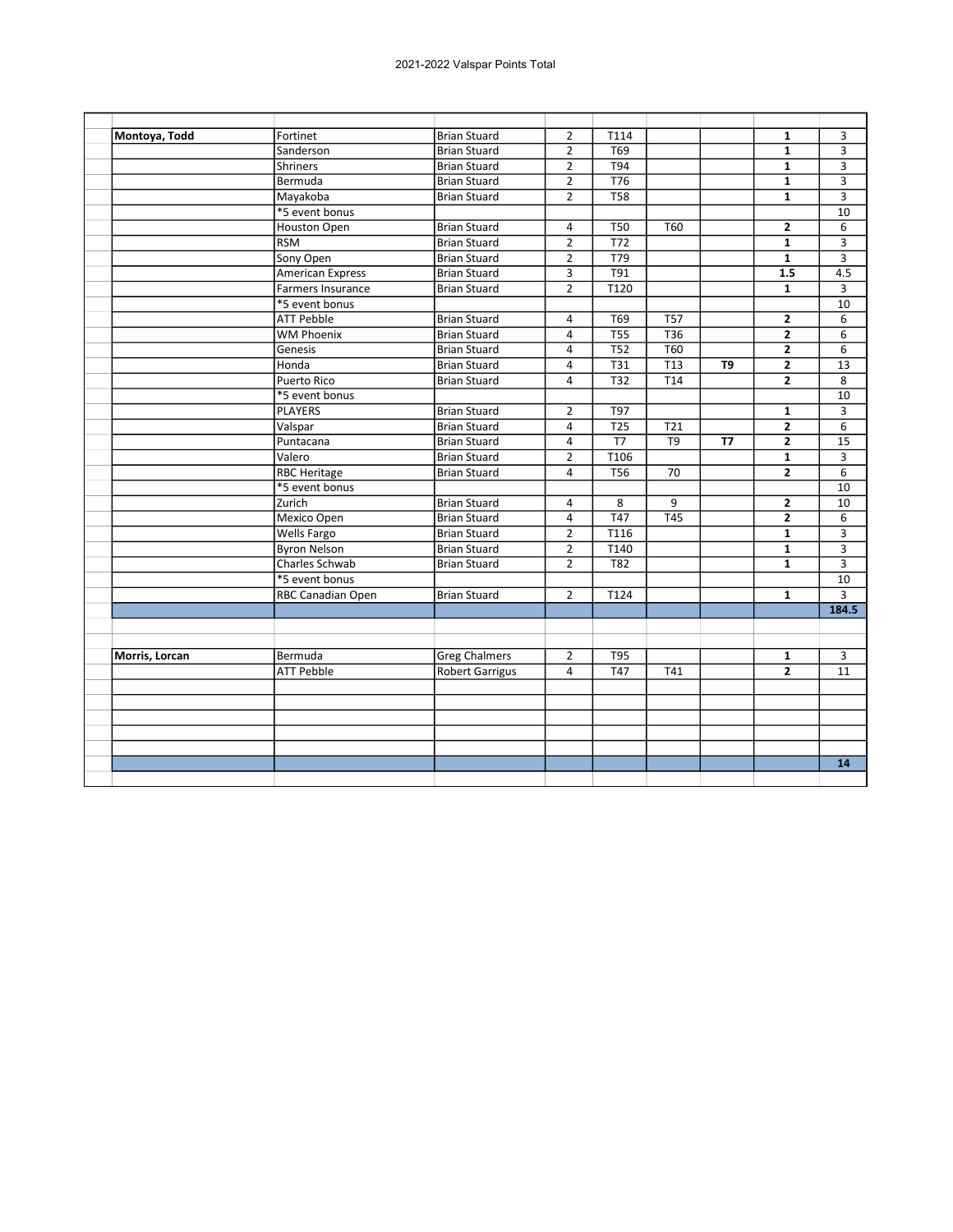2021-2022 Valspar Points Total

| | | | | | | | | | |
|---|---|---|---|---|---|---|---|---|---|
| | | | | | | | | | |
| **Montoya, Todd** | Fortinet | Brian Stuard | 2 | T114 | | | **1** | 3 |
| | Sanderson | Brian Stuard | 2 | T69 | | | **1** | 3 |
| | Shriners | Brian Stuard | 2 | T94 | | | **1** | 3 |
| | Bermuda | Brian Stuard | 2 | T76 | | | **1** | 3 |
| | Mayakoba | Brian Stuard | 2 | T58 | | | **1** | 3 |
| | *5 event bonus | | | | | | | 10 |
| | Houston Open | Brian Stuard | 4 | T50 | T60 | | **2** | 6 |
| | RSM | Brian Stuard | 2 | T72 | | | **1** | 3 |
| | Sony Open | Brian Stuard | 2 | T79 | | | **1** | 3 |
| | American Express | Brian Stuard | 3 | T91 | | | **1.5** | 4.5 |
| | Farmers Insurance | Brian Stuard | 2 | T120 | | | **1** | 3 |
| | *5 event bonus | | | | | | | 10 |
| | ATT Pebble | Brian Stuard | 4 | T69 | T57 | | **2** | 6 |
| | WM Phoenix | Brian Stuard | 4 | T55 | T36 | | **2** | 6 |
| | Genesis | Brian Stuard | 4 | T52 | T60 | | **2** | 6 |
| | Honda | Brian Stuard | 4 | T31 | T13 | **T9** | **2** | 13 |
| | Puerto Rico | Brian Stuard | 4 | T32 | T14 | | **2** | 8 |
| | *5 event bonus | | | | | | | 10 |
| | PLAYERS | Brian Stuard | 2 | T97 | | | **1** | 3 |
| | Valspar | Brian Stuard | 4 | T25 | T21 | | **2** | 6 |
| | Puntacana | Brian Stuard | 4 | T7 | T9 | **T7** | **2** | 15 |
| | Valero | Brian Stuard | 2 | T106 | | | **1** | 3 |
| | RBC Heritage | Brian Stuard | 4 | T56 | 70 | | **2** | 6 |
| | *5 event bonus | | | | | | | 10 |
| | Zurich | Brian Stuard | 4 | 8 | 9 | | **2** | 10 |
| | Mexico Open | Brian Stuard | 4 | T47 | T45 | | **2** | 6 |
| | Wells Fargo | Brian Stuard | 2 | T116 | | | **1** | 3 |
| | Byron Nelson | Brian Stuard | 2 | T140 | | | **1** | 3 |
| | Charles Schwab | Brian Stuard | 2 | T82 | | | **1** | 3 |
| | *5 event bonus | | | | | | | 10 |
| | RBC Canadian Open | Brian Stuard | 2 | T124 | | | **1** | 3 |
| | | | | | | | | **184.5** |
| | | | | | | | | |
| | | | | | | | | |
| **Morris, Lorcan** | Bermuda | Greg Chalmers | 2 | T95 | | | **1** | 3 |
| | ATT Pebble | Robert Garrigus | 4 | T47 | T41 | | **2** | 11 |
| | | | | | | | | |
| | | | | | | | | **14** |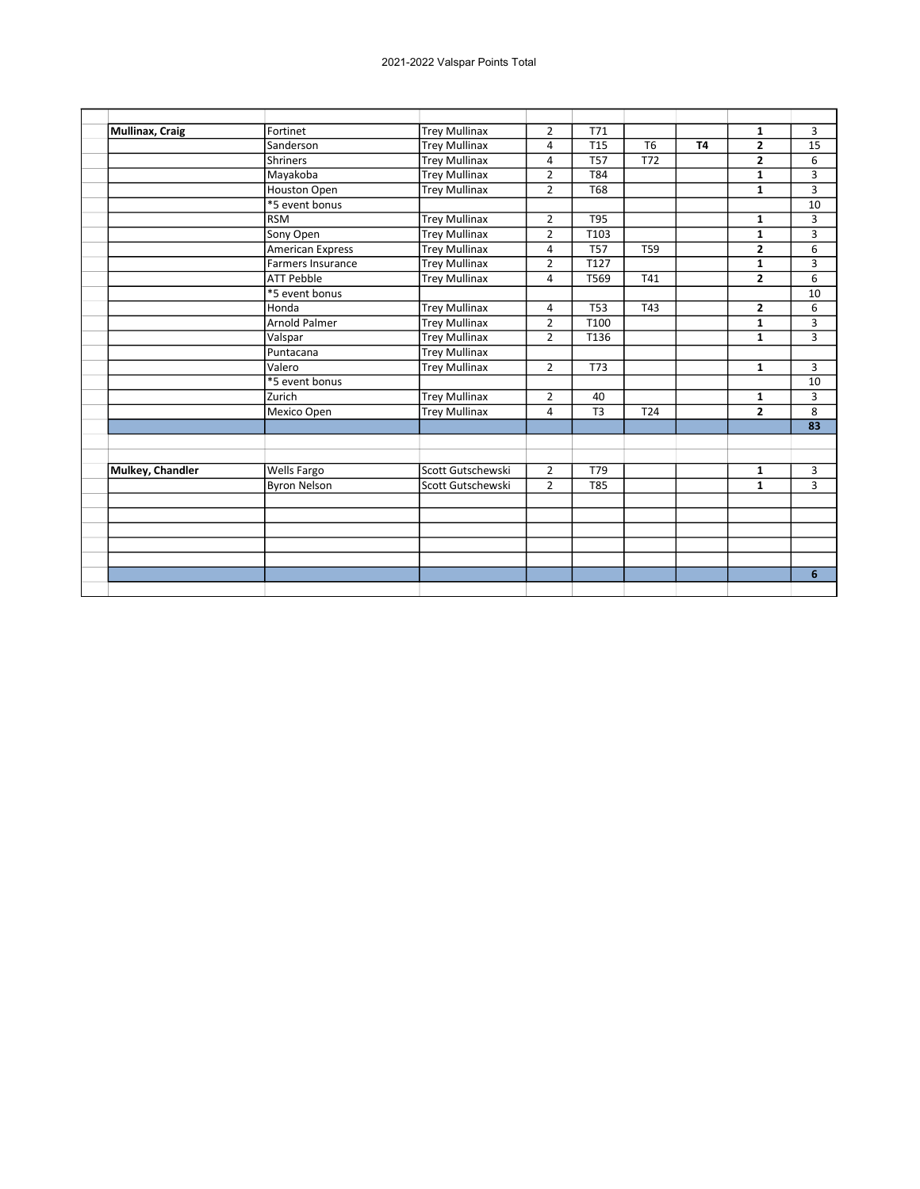2021-2022 Valspar Points Total

| | | | | | | | | |
|---|---|---|---|---|---|---|---|---|
| **Mullinax, Craig** | Fortinet | Trey Mullinax | 2 | T71 | | | **1** | 3 |
| | Sanderson | Trey Mullinax | 4 | T15 | T6 | **T4** | **2** | 15 |
| | Shriners | Trey Mullinax | 4 | T57 | T72 | | **2** | 6 |
| | Mayakoba | Trey Mullinax | 2 | T84 | | | **1** | 3 |
| | Houston Open | Trey Mullinax | 2 | T68 | | | **1** | 3 |
| | *5 event bonus | | | | | | | 10 |
| | RSM | Trey Mullinax | 2 | T95 | | | **1** | 3 |
| | Sony Open | Trey Mullinax | 2 | T103 | | | **1** | 3 |
| | American Express | Trey Mullinax | 4 | T57 | T59 | | **2** | 6 |
| | Farmers Insurance | Trey Mullinax | 2 | T127 | | | **1** | 3 |
| | ATT Pebble | Trey Mullinax | 4 | T569 | T41 | | **2** | 6 |
| | *5 event bonus | | | | | | | 10 |
| | Honda | Trey Mullinax | 4 | T53 | T43 | | **2** | 6 |
| | Arnold Palmer | Trey Mullinax | 2 | T100 | | | **1** | 3 |
| | Valspar | Trey Mullinax | 2 | T136 | | | **1** | 3 |
| | Puntacana | Trey Mullinax | | | | | | |
| | Valero | Trey Mullinax | 2 | T73 | | | **1** | 3 |
| | *5 event bonus | | | | | | | 10 |
| | Zurich | Trey Mullinax | 2 | 40 | | | **1** | 3 |
| | Mexico Open | Trey Mullinax | 4 | T3 | T24 | | **2** | 8 |
| | | | | | | | | **83** |
| | | | | | | | | |
| | | | | | | | | |
| **Mulkey, Chandler** | Wells Fargo | Scott Gutschewski | 2 | T79 | | | **1** | 3 |
| | Byron Nelson | Scott Gutschewski | 2 | T85 | | | **1** | 3 |
| | | | | | | | | |
| | | | | | | | | |
| | | | | | | | | |
| | | | | | | | | |
| | | | | | | | | |
| | | | | | | | | **6** |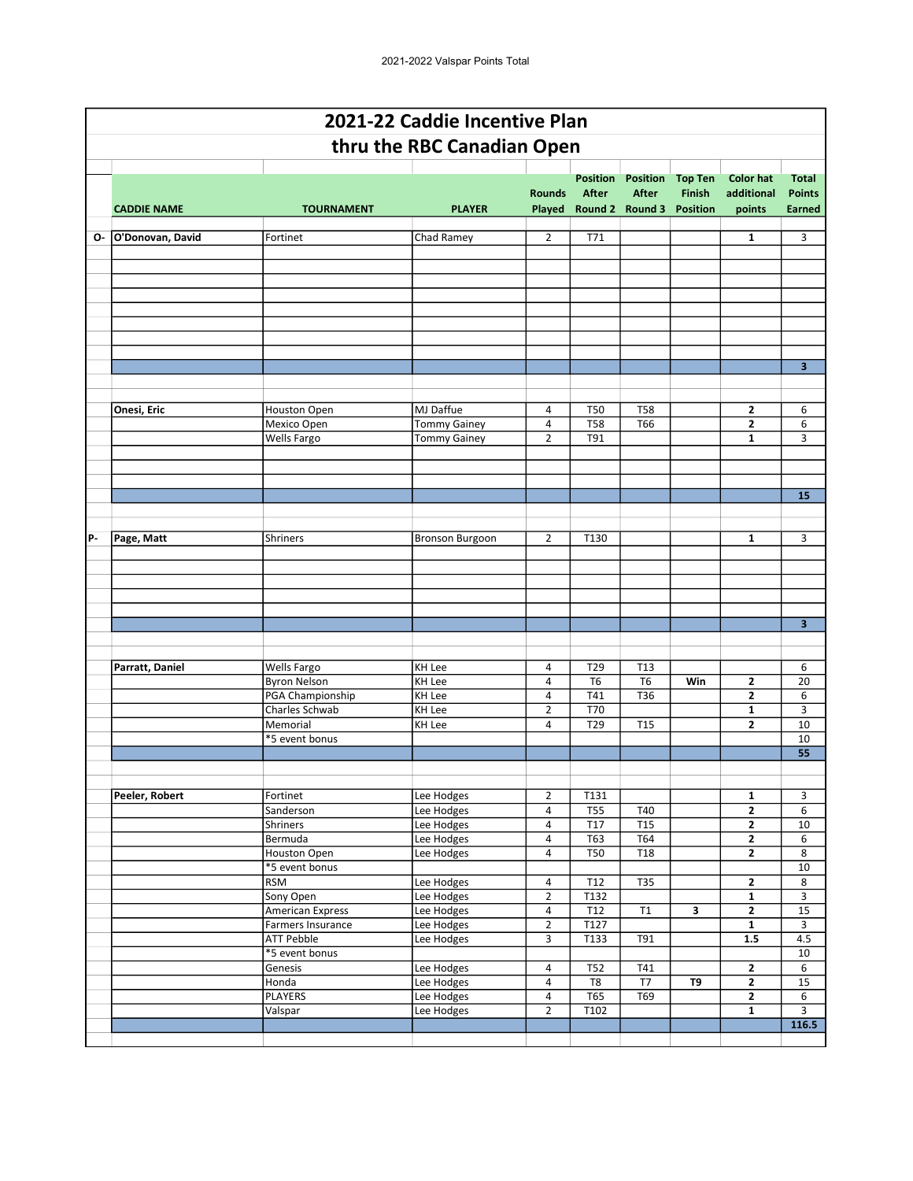# 2021-22 Caddie Incentive Plan

## thru the RBC Canadian Open

| | CADDIE NAME | TOURNAMENT | PLAYER | Rounds Played | Position After Round 2 | Position After Round 3 | Top Ten Finish Position | Color hat additional points | Total Points Earned |
|---|---|---|---|---|---|---|---|---|---|
| O- | **O'Donovan, David** | Fortinet | Chad Ramey | 2 | T71 | | | **1** | 3 |
| | | | | | | | | | **3** |
| | **Onesi, Eric** | Houston Open | MJ Daffue | 4 | T50 | T58 | | **2** | 6 |
| | | Mexico Open | Tommy Gainey | 4 | T58 | T66 | | **2** | 6 |
| | | Wells Fargo | Tommy Gainey | 2 | T91 | | | **1** | 3 |
| | | | | | | | | | **15** |
| P- | **Page, Matt** | Shriners | Bronson Burgoon | 2 | T130 | | | **1** | 3 |
| | | | | | | | | | **3** |
| | **Parratt, Daniel** | Wells Fargo | KH Lee | 4 | T29 | T13 | | | 6 |
| | | Byron Nelson | KH Lee | 4 | T6 | T6 | **Win** | **2** | 20 |
| | | PGA Championship | KH Lee | 4 | T41 | T36 | | **2** | 6 |
| | | Charles Schwab | KH Lee | 2 | T70 | | | **1** | 3 |
| | | Memorial | KH Lee | 4 | T29 | T15 | | **2** | 10 |
| | | *5 event bonus | | | | | | | 10 |
| | | | | | | | | | **55** |
| | **Peeler, Robert** | Fortinet | Lee Hodges | 2 | T131 | | | **1** | 3 |
| | | Sanderson | Lee Hodges | 4 | T55 | T40 | | **2** | 6 |
| | | Shriners | Lee Hodges | 4 | T17 | T15 | | **2** | 10 |
| | | Bermuda | Lee Hodges | 4 | T63 | T64 | | **2** | 6 |
| | | Houston Open | Lee Hodges | 4 | T50 | T18 | | **2** | 8 |
| | | *5 event bonus | | | | | | | 10 |
| | | RSM | Lee Hodges | 4 | T12 | T35 | | **2** | 8 |
| | | Sony Open | Lee Hodges | 2 | T132 | | | **1** | 3 |
| | | American Express | Lee Hodges | 4 | T12 | T1 | **3** | **2** | 15 |
| | | Farmers Insurance | Lee Hodges | 2 | T127 | | | **1** | 3 |
| | | ATT Pebble | Lee Hodges | 3 | T133 | T91 | | **1.5** | 4.5 |
| | | *5 event bonus | | | | | | | 10 |
| | | Genesis | Lee Hodges | 4 | T52 | T41 | | **2** | 6 |
| | | Honda | Lee Hodges | 4 | T8 | T7 | **T9** | **2** | 15 |
| | | PLAYERS | Lee Hodges | 4 | T65 | T69 | | **2** | 6 |
| | | Valspar | Lee Hodges | 2 | T102 | | | **1** | 3 |
| | | | | | | | | | **116.5** |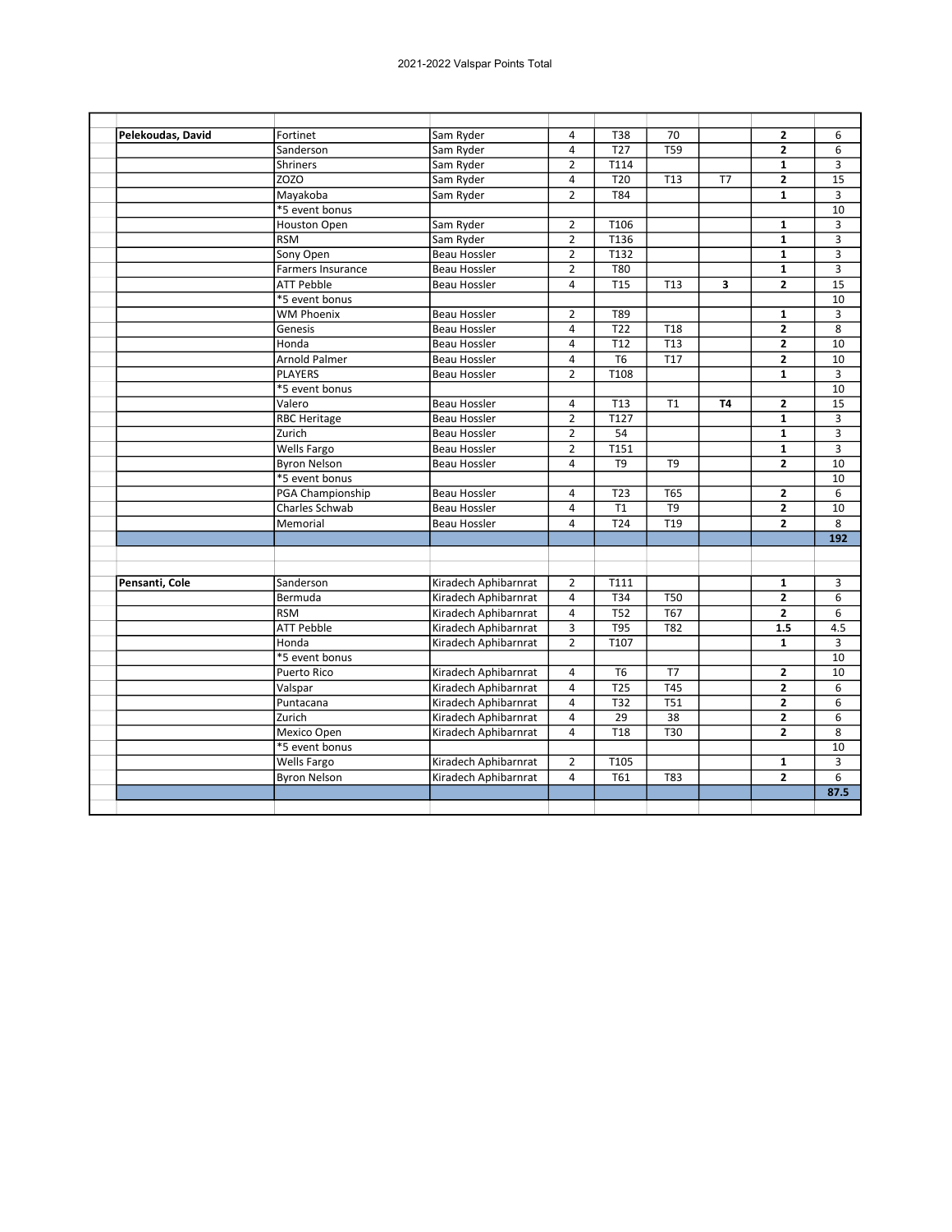2021-2022 Valspar Points Total

| | | | | | | | | |
|---|---|---|---|---|---|---|---|---|
| **Pelekoudas, David** | Fortinet | Sam Ryder | 4 | T38 | 70 | | **2** | 6 |
| | Sanderson | Sam Ryder | 4 | T27 | T59 | | **2** | 6 |
| | Shriners | Sam Ryder | 2 | T114 | | | **1** | 3 |
| | ZOZO | Sam Ryder | 4 | T20 | T13 | T7 | **2** | 15 |
| | Mayakoba | Sam Ryder | 2 | T84 | | | **1** | 3 |
| | *5 event bonus | | | | | | | 10 |
| | Houston Open | Sam Ryder | 2 | T106 | | | **1** | 3 |
| | RSM | Sam Ryder | 2 | T136 | | | **1** | 3 |
| | Sony Open | Beau Hossler | 2 | T132 | | | **1** | 3 |
| | Farmers Insurance | Beau Hossler | 2 | T80 | | | **1** | 3 |
| | ATT Pebble | Beau Hossler | 4 | T15 | T13 | **3** | **2** | 15 |
| | *5 event bonus | | | | | | | 10 |
| | WM Phoenix | Beau Hossler | 2 | T89 | | | **1** | 3 |
| | Genesis | Beau Hossler | 4 | T22 | T18 | | **2** | 8 |
| | Honda | Beau Hossler | 4 | T12 | T13 | | **2** | 10 |
| | Arnold Palmer | Beau Hossler | 4 | T6 | T17 | | **2** | 10 |
| | PLAYERS | Beau Hossler | 2 | T108 | | | **1** | 3 |
| | *5 event bonus | | | | | | | 10 |
| | Valero | Beau Hossler | 4 | T13 | T1 | **T4** | **2** | 15 |
| | RBC Heritage | Beau Hossler | 2 | T127 | | | **1** | 3 |
| | Zurich | Beau Hossler | 2 | 54 | | | **1** | 3 |
| | Wells Fargo | Beau Hossler | 2 | T151 | | | **1** | 3 |
| | Byron Nelson | Beau Hossler | 4 | T9 | T9 | | **2** | 10 |
| | *5 event bonus | | | | | | | 10 |
| | PGA Championship | Beau Hossler | 4 | T23 | T65 | | **2** | 6 |
| | Charles Schwab | Beau Hossler | 4 | T1 | T9 | | **2** | 10 |
| | Memorial | Beau Hossler | 4 | T24 | T19 | | **2** | 8 |
| | | | | | | | | **192** |
| | | | | | | | | |
| **Pensanti, Cole** | Sanderson | Kiradech Aphibarnrat | 2 | T111 | | | **1** | 3 |
| | Bermuda | Kiradech Aphibarnrat | 4 | T34 | T50 | | **2** | 6 |
| | RSM | Kiradech Aphibarnrat | 4 | T52 | T67 | | **2** | 6 |
| | ATT Pebble | Kiradech Aphibarnrat | 3 | T95 | T82 | | **1.5** | 4.5 |
| | Honda | Kiradech Aphibarnrat | 2 | T107 | | | **1** | 3 |
| | *5 event bonus | | | | | | | 10 |
| | Puerto Rico | Kiradech Aphibarnrat | 4 | T6 | T7 | | **2** | 10 |
| | Valspar | Kiradech Aphibarnrat | 4 | T25 | T45 | | **2** | 6 |
| | Puntacana | Kiradech Aphibarnrat | 4 | T32 | T51 | | **2** | 6 |
| | Zurich | Kiradech Aphibarnrat | 4 | 29 | 38 | | **2** | 6 |
| | Mexico Open | Kiradech Aphibarnrat | 4 | T18 | T30 | | **2** | 8 |
| | *5 event bonus | | | | | | | 10 |
| | Wells Fargo | Kiradech Aphibarnrat | 2 | T105 | | | **1** | 3 |
| | Byron Nelson | Kiradech Aphibarnrat | 4 | T61 | T83 | | **2** | 6 |
| | | | | | | | | **87.5** |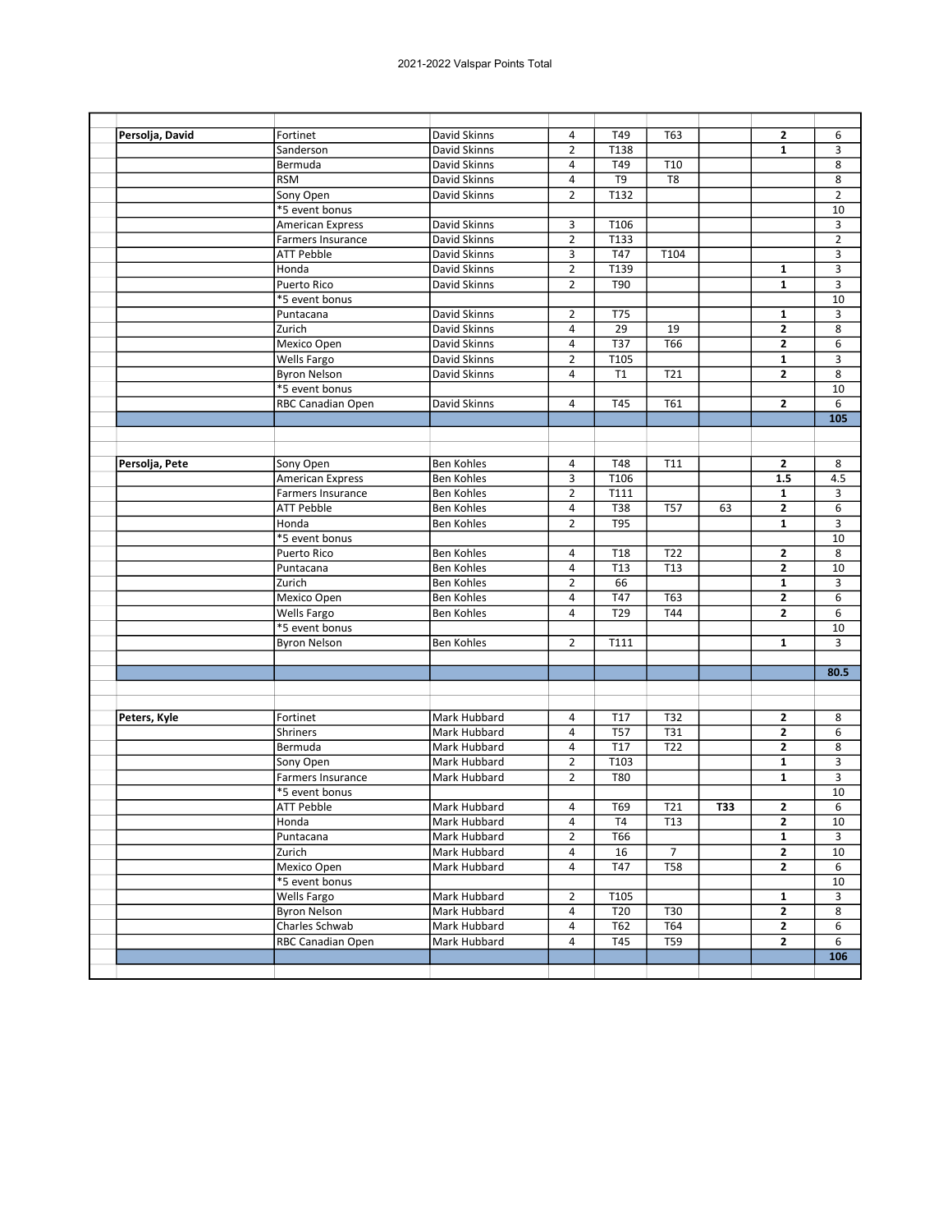2021-2022 Valspar Points Total

| | | | | | | | | |
|---|---|---|---|---|---|---|---|---|
| **Persolja, David** | Fortinet | David Skinns | 4 | T49 | T63 | | **2** | 6 |
| | Sanderson | David Skinns | 2 | T138 | | | **1** | 3 |
| | Bermuda | David Skinns | 4 | T49 | T10 | | | 8 |
| | RSM | David Skinns | 4 | T9 | T8 | | | 8 |
| | Sony Open | David Skinns | 2 | T132 | | | | 2 |
| | *5 event bonus | | | | | | | 10 |
| | American Express | David Skinns | 3 | T106 | | | | 3 |
| | Farmers Insurance | David Skinns | 2 | T133 | | | | 2 |
| | ATT Pebble | David Skinns | 3 | T47 | T104 | | | 3 |
| | Honda | David Skinns | 2 | T139 | | | **1** | 3 |
| | Puerto Rico | David Skinns | 2 | T90 | | | **1** | 3 |
| | *5 event bonus | | | | | | | 10 |
| | Puntacana | David Skinns | 2 | T75 | | | **1** | 3 |
| | Zurich | David Skinns | 4 | 29 | 19 | | **2** | 8 |
| | Mexico Open | David Skinns | 4 | T37 | T66 | | **2** | 6 |
| | Wells Fargo | David Skinns | 2 | T105 | | | **1** | 3 |
| | Byron Nelson | David Skinns | 4 | T1 | T21 | | **2** | 8 |
| | *5 event bonus | | | | | | | 10 |
| | RBC Canadian Open | David Skinns | 4 | T45 | T61 | | **2** | 6 |
| | | | | | | | | **105** |
| | | | | | | | | |
| **Persolja, Pete** | Sony Open | Ben Kohles | 4 | T48 | T11 | | **2** | 8 |
| | American Express | Ben Kohles | 3 | T106 | | | **1.5** | 4.5 |
| | Farmers Insurance | Ben Kohles | 2 | T111 | | | **1** | 3 |
| | ATT Pebble | Ben Kohles | 4 | T38 | T57 | 63 | **2** | 6 |
| | Honda | Ben Kohles | 2 | T95 | | | **1** | 3 |
| | *5 event bonus | | | | | | | 10 |
| | Puerto Rico | Ben Kohles | 4 | T18 | T22 | | **2** | 8 |
| | Puntacana | Ben Kohles | 4 | T13 | T13 | | **2** | 10 |
| | Zurich | Ben Kohles | 2 | 66 | | | **1** | 3 |
| | Mexico Open | Ben Kohles | 4 | T47 | T63 | | **2** | 6 |
| | Wells Fargo | Ben Kohles | 4 | T29 | T44 | | **2** | 6 |
| | *5 event bonus | | | | | | | 10 |
| | Byron Nelson | Ben Kohles | 2 | T111 | | | **1** | 3 |
| | | | | | | | | **80.5** |
| | | | | | | | | |
| **Peters, Kyle** | Fortinet | Mark Hubbard | 4 | T17 | T32 | | **2** | 8 |
| | Shriners | Mark Hubbard | 4 | T57 | T31 | | **2** | 6 |
| | Bermuda | Mark Hubbard | 4 | T17 | T22 | | **2** | 8 |
| | Sony Open | Mark Hubbard | 2 | T103 | | | **1** | 3 |
| | Farmers Insurance | Mark Hubbard | 2 | T80 | | | **1** | 3 |
| | *5 event bonus | | | | | | | 10 |
| | ATT Pebble | Mark Hubbard | 4 | T69 | T21 | **T33** | **2** | 6 |
| | Honda | Mark Hubbard | 4 | T4 | T13 | | **2** | 10 |
| | Puntacana | Mark Hubbard | 2 | T66 | | | **1** | 3 |
| | Zurich | Mark Hubbard | 4 | 16 | 7 | | **2** | 10 |
| | Mexico Open | Mark Hubbard | 4 | T47 | T58 | | **2** | 6 |
| | *5 event bonus | | | | | | | 10 |
| | Wells Fargo | Mark Hubbard | 2 | T105 | | | **1** | 3 |
| | Byron Nelson | Mark Hubbard | 4 | T20 | T30 | | **2** | 8 |
| | Charles Schwab | Mark Hubbard | 4 | T62 | T64 | | **2** | 6 |
| | RBC Canadian Open | Mark Hubbard | 4 | T45 | T59 | | **2** | 6 |
| | | | | | | | | **106** |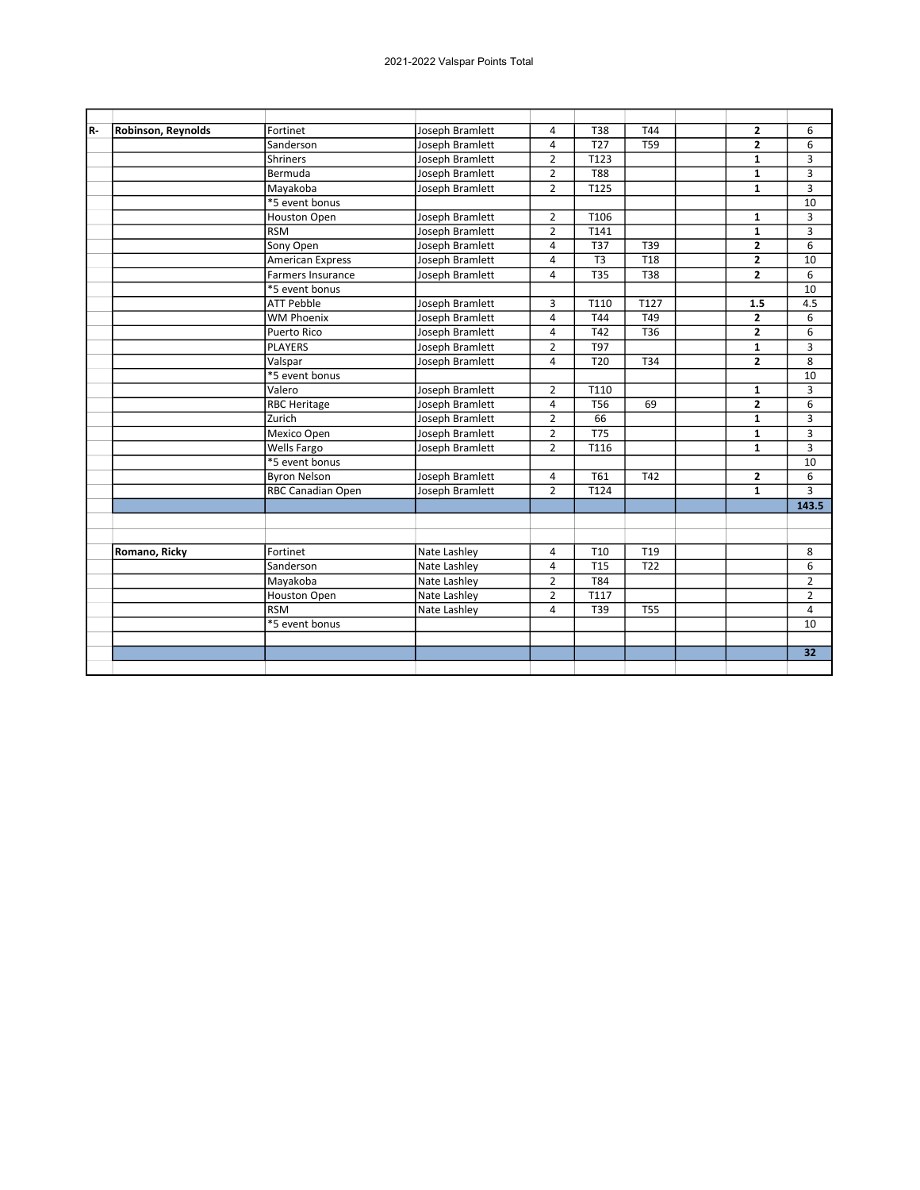2021-2022 Valspar Points Total

| | | | | | | | | | |
|---|---|---|---|---|---|---|---|---|---|
| R- | **Robinson, Reynolds** | Fortinet | Joseph Bramlett | 4 | T38 | T44 | | **2** | 6 |
| | | Sanderson | Joseph Bramlett | 4 | T27 | T59 | | **2** | 6 |
| | | Shriners | Joseph Bramlett | 2 | T123 | | | **1** | 3 |
| | | Bermuda | Joseph Bramlett | 2 | T88 | | | **1** | 3 |
| | | Mayakoba | Joseph Bramlett | 2 | T125 | | | **1** | 3 |
| | | *5 event bonus | | | | | | | 10 |
| | | Houston Open | Joseph Bramlett | 2 | T106 | | | **1** | 3 |
| | | RSM | Joseph Bramlett | 2 | T141 | | | **1** | 3 |
| | | Sony Open | Joseph Bramlett | 4 | T37 | T39 | | **2** | 6 |
| | | American Express | Joseph Bramlett | 4 | T3 | T18 | | **2** | 10 |
| | | Farmers Insurance | Joseph Bramlett | 4 | T35 | T38 | | **2** | 6 |
| | | *5 event bonus | | | | | | | 10 |
| | | ATT Pebble | Joseph Bramlett | 3 | T110 | T127 | | **1.5** | 4.5 |
| | | WM Phoenix | Joseph Bramlett | 4 | T44 | T49 | | **2** | 6 |
| | | Puerto Rico | Joseph Bramlett | 4 | T42 | T36 | | **2** | 6 |
| | | PLAYERS | Joseph Bramlett | 2 | T97 | | | **1** | 3 |
| | | Valspar | Joseph Bramlett | 4 | T20 | T34 | | **2** | 8 |
| | | *5 event bonus | | | | | | | 10 |
| | | Valero | Joseph Bramlett | 2 | T110 | | | **1** | 3 |
| | | RBC Heritage | Joseph Bramlett | 4 | T56 | 69 | | **2** | 6 |
| | | Zurich | Joseph Bramlett | 2 | 66 | | | **1** | 3 |
| | | Mexico Open | Joseph Bramlett | 2 | T75 | | | **1** | 3 |
| | | Wells Fargo | Joseph Bramlett | 2 | T116 | | | **1** | 3 |
| | | *5 event bonus | | | | | | | 10 |
| | | Byron Nelson | Joseph Bramlett | 4 | T61 | T42 | | **2** | 6 |
| | | RBC Canadian Open | Joseph Bramlett | 2 | T124 | | | **1** | 3 |
| | | | | | | | | | **143.5** |
| | | | | | | | | | |
| | | | | | | | | | |
| | **Romano, Ricky** | Fortinet | Nate Lashley | 4 | T10 | T19 | | | 8 |
| | | Sanderson | Nate Lashley | 4 | T15 | T22 | | | 6 |
| | | Mayakoba | Nate Lashley | 2 | T84 | | | | 2 |
| | | Houston Open | Nate Lashley | 2 | T117 | | | | 2 |
| | | RSM | Nate Lashley | 4 | T39 | T55 | | | 4 |
| | | *5 event bonus | | | | | | | 10 |
| | | | | | | | | | |
| | | | | | | | | | **32** |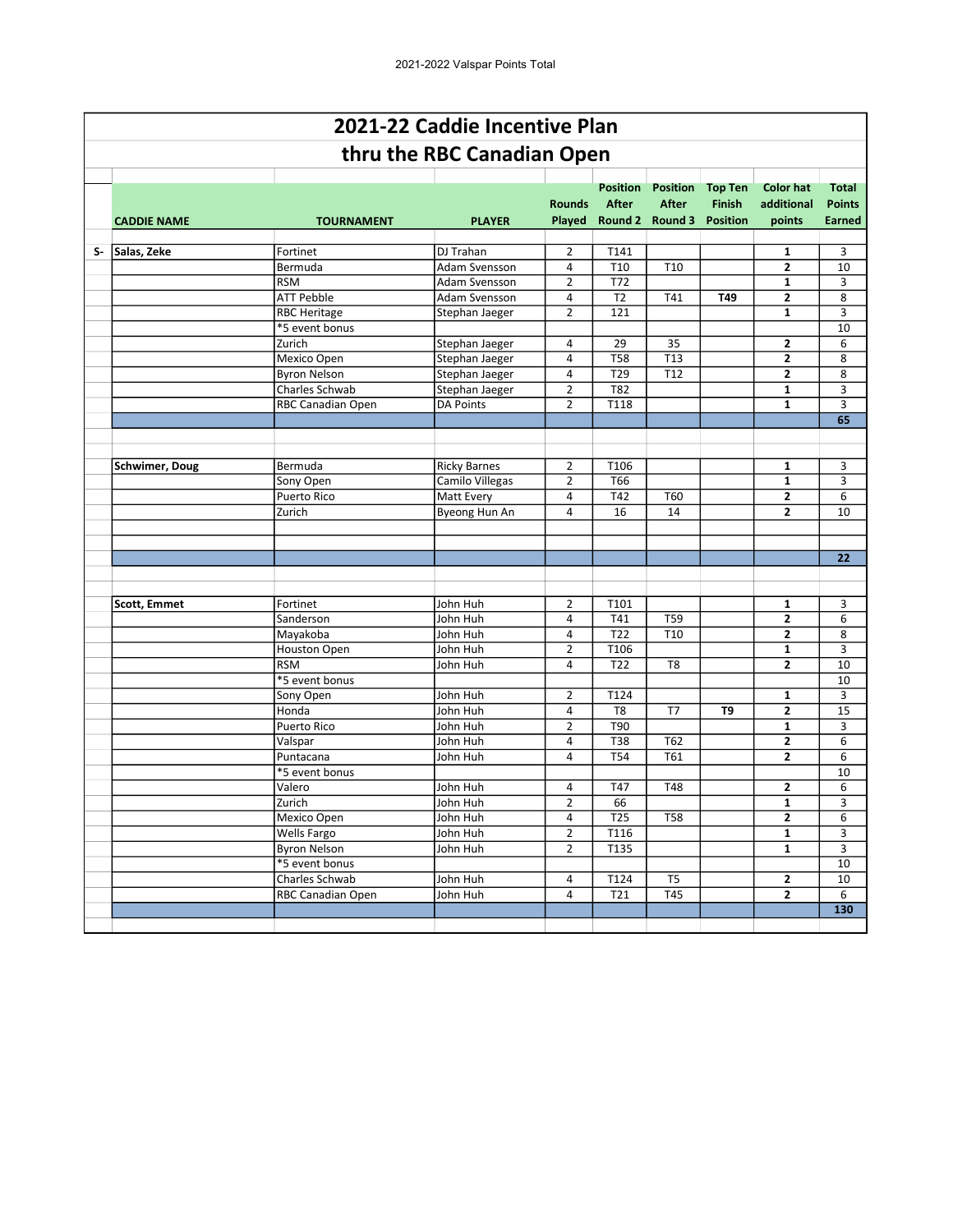# 2021-22 Caddie Incentive Plan

## thru the RBC Canadian Open

| | CADDIE NAME | TOURNAMENT | PLAYER | Rounds Played | Position After Round 2 | Position After Round 3 | Top Ten Finish Position | Color hat additional points | Total Points Earned |
|---|---|---|---|---|---|---|---|---|---|
| S- | **Salas, Zeke** | Fortinet | DJ Trahan | 2 | T141 | | | **1** | 3 |
| | | Bermuda | Adam Svensson | 4 | T10 | T10 | | **2** | 10 |
| | | RSM | Adam Svensson | 2 | T72 | | | **1** | 3 |
| | | ATT Pebble | Adam Svensson | 4 | T2 | T41 | **T49** | **2** | 8 |
| | | RBC Heritage | Stephan Jaeger | 2 | 121 | | | **1** | 3 |
| | | *5 event bonus | | | | | | | 10 |
| | | Zurich | Stephan Jaeger | 4 | 29 | 35 | | **2** | 6 |
| | | Mexico Open | Stephan Jaeger | 4 | T58 | T13 | | **2** | 8 |
| | | Byron Nelson | Stephan Jaeger | 4 | T29 | T12 | | **2** | 8 |
| | | Charles Schwab | Stephan Jaeger | 2 | T82 | | | **1** | 3 |
| | | RBC Canadian Open | DA Points | 2 | T118 | | | **1** | 3 |
| | | | | | | | | | **65** |
| | **Schwimer, Doug** | Bermuda | Ricky Barnes | 2 | T106 | | | **1** | 3 |
| | | Sony Open | Camilo Villegas | 2 | T66 | | | **1** | 3 |
| | | Puerto Rico | Matt Every | 4 | T42 | T60 | | **2** | 6 |
| | | Zurich | Byeong Hun An | 4 | 16 | 14 | | **2** | 10 |
| | | | | | | | | | **22** |
| | **Scott, Emmet** | Fortinet | John Huh | 2 | T101 | | | **1** | 3 |
| | | Sanderson | John Huh | 4 | T41 | T59 | | **2** | 6 |
| | | Mayakoba | John Huh | 4 | T22 | T10 | | **2** | 8 |
| | | Houston Open | John Huh | 2 | T106 | | | **1** | 3 |
| | | RSM | John Huh | 4 | T22 | T8 | | **2** | 10 |
| | | *5 event bonus | | | | | | | 10 |
| | | Sony Open | John Huh | 2 | T124 | | | **1** | 3 |
| | | Honda | John Huh | 4 | T8 | T7 | **T9** | **2** | 15 |
| | | Puerto Rico | John Huh | 2 | T90 | | | **1** | 3 |
| | | Valspar | John Huh | 4 | T38 | T62 | | **2** | 6 |
| | | Puntacana | John Huh | 4 | T54 | T61 | | **2** | 6 |
| | | *5 event bonus | | | | | | | 10 |
| | | Valero | John Huh | 4 | T47 | T48 | | **2** | 6 |
| | | Zurich | John Huh | 2 | 66 | | | **1** | 3 |
| | | Mexico Open | John Huh | 4 | T25 | T58 | | **2** | 6 |
| | | Wells Fargo | John Huh | 2 | T116 | | | **1** | 3 |
| | | Byron Nelson | John Huh | 2 | T135 | | | **1** | 3 |
| | | *5 event bonus | | | | | | | 10 |
| | | Charles Schwab | John Huh | 4 | T124 | T5 | | **2** | 10 |
| | | RBC Canadian Open | John Huh | 4 | T21 | T45 | | **2** | 6 |
| | | | | | | | | | **130** |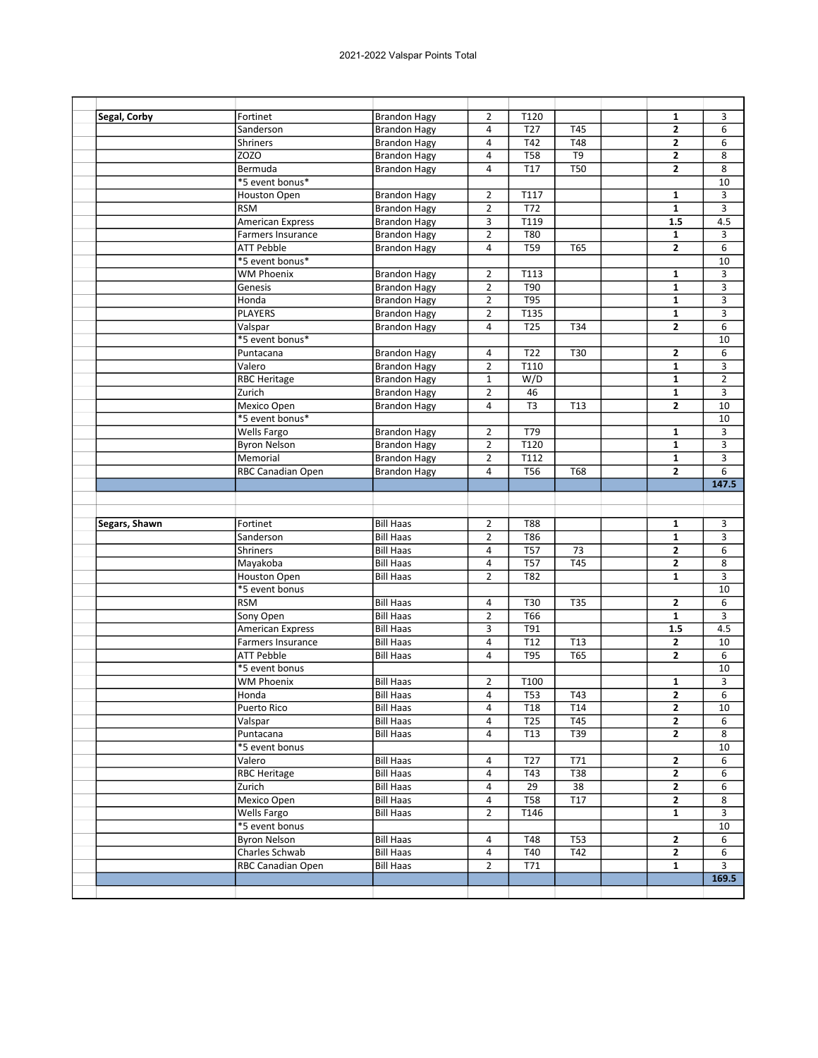2021-2022 Valspar Points Total

| | | | | | | | | |
|---|---|---|---|---|---|---|---|---|
| **Segal, Corby** | Fortinet | Brandon Hagy | 2 | T120 | | | **1** | 3 |
| | Sanderson | Brandon Hagy | 4 | T27 | T45 | | **2** | 6 |
| | Shriners | Brandon Hagy | 4 | T42 | T48 | | **2** | 6 |
| | ZOZO | Brandon Hagy | 4 | T58 | T9 | | **2** | 8 |
| | Bermuda | Brandon Hagy | 4 | T17 | T50 | | **2** | 8 |
| | *5 event bonus* | | | | | | | 10 |
| | Houston Open | Brandon Hagy | 2 | T117 | | | **1** | 3 |
| | RSM | Brandon Hagy | 2 | T72 | | | **1** | 3 |
| | American Express | Brandon Hagy | 3 | T119 | | | **1.5** | 4.5 |
| | Farmers Insurance | Brandon Hagy | 2 | T80 | | | **1** | 3 |
| | ATT Pebble | Brandon Hagy | 4 | T59 | T65 | | **2** | 6 |
| | *5 event bonus* | | | | | | | 10 |
| | WM Phoenix | Brandon Hagy | 2 | T113 | | | **1** | 3 |
| | Genesis | Brandon Hagy | 2 | T90 | | | **1** | 3 |
| | Honda | Brandon Hagy | 2 | T95 | | | **1** | 3 |
| | PLAYERS | Brandon Hagy | 2 | T135 | | | **1** | 3 |
| | Valspar | Brandon Hagy | 4 | T25 | T34 | | **2** | 6 |
| | *5 event bonus* | | | | | | | 10 |
| | Puntacana | Brandon Hagy | 4 | T22 | T30 | | **2** | 6 |
| | Valero | Brandon Hagy | 2 | T110 | | | **1** | 3 |
| | RBC Heritage | Brandon Hagy | 1 | W/D | | | **1** | 2 |
| | Zurich | Brandon Hagy | 2 | 46 | | | **1** | 3 |
| | Mexico Open | Brandon Hagy | 4 | T3 | T13 | | **2** | 10 |
| | *5 event bonus* | | | | | | | 10 |
| | Wells Fargo | Brandon Hagy | 2 | T79 | | | **1** | 3 |
| | Byron Nelson | Brandon Hagy | 2 | T120 | | | **1** | 3 |
| | Memorial | Brandon Hagy | 2 | T112 | | | **1** | 3 |
| | RBC Canadian Open | Brandon Hagy | 4 | T56 | T68 | | **2** | 6 |
| | | | | | | | | **147.5** |
| | | | | | | | | |
| | | | | | | | | |
| **Segars, Shawn** | Fortinet | Bill Haas | 2 | T88 | | | **1** | 3 |
| | Sanderson | Bill Haas | 2 | T86 | | | **1** | 3 |
| | Shriners | Bill Haas | 4 | T57 | 73 | | **2** | 6 |
| | Mayakoba | Bill Haas | 4 | T57 | T45 | | **2** | 8 |
| | Houston Open | Bill Haas | 2 | T82 | | | **1** | 3 |
| | *5 event bonus | | | | | | | 10 |
| | RSM | Bill Haas | 4 | T30 | T35 | | **2** | 6 |
| | Sony Open | Bill Haas | 2 | T66 | | | **1** | 3 |
| | American Express | Bill Haas | 3 | T91 | | | **1.5** | 4.5 |
| | Farmers Insurance | Bill Haas | 4 | T12 | T13 | | **2** | 10 |
| | ATT Pebble | Bill Haas | 4 | T95 | T65 | | **2** | 6 |
| | *5 event bonus | | | | | | | 10 |
| | WM Phoenix | Bill Haas | 2 | T100 | | | **1** | 3 |
| | Honda | Bill Haas | 4 | T53 | T43 | | **2** | 6 |
| | Puerto Rico | Bill Haas | 4 | T18 | T14 | | **2** | 10 |
| | Valspar | Bill Haas | 4 | T25 | T45 | | **2** | 6 |
| | Puntacana | Bill Haas | 4 | T13 | T39 | | **2** | 8 |
| | *5 event bonus | | | | | | | 10 |
| | Valero | Bill Haas | 4 | T27 | T71 | | **2** | 6 |
| | RBC Heritage | Bill Haas | 4 | T43 | T38 | | **2** | 6 |
| | Zurich | Bill Haas | 4 | 29 | 38 | | **2** | 6 |
| | Mexico Open | Bill Haas | 4 | T58 | T17 | | **2** | 8 |
| | Wells Fargo | Bill Haas | 2 | T146 | | | **1** | 3 |
| | *5 event bonus | | | | | | | 10 |
| | Byron Nelson | Bill Haas | 4 | T48 | T53 | | **2** | 6 |
| | Charles Schwab | Bill Haas | 4 | T40 | T42 | | **2** | 6 |
| | RBC Canadian Open | Bill Haas | 2 | T71 | | | **1** | 3 |
| | | | | | | | | **169.5** |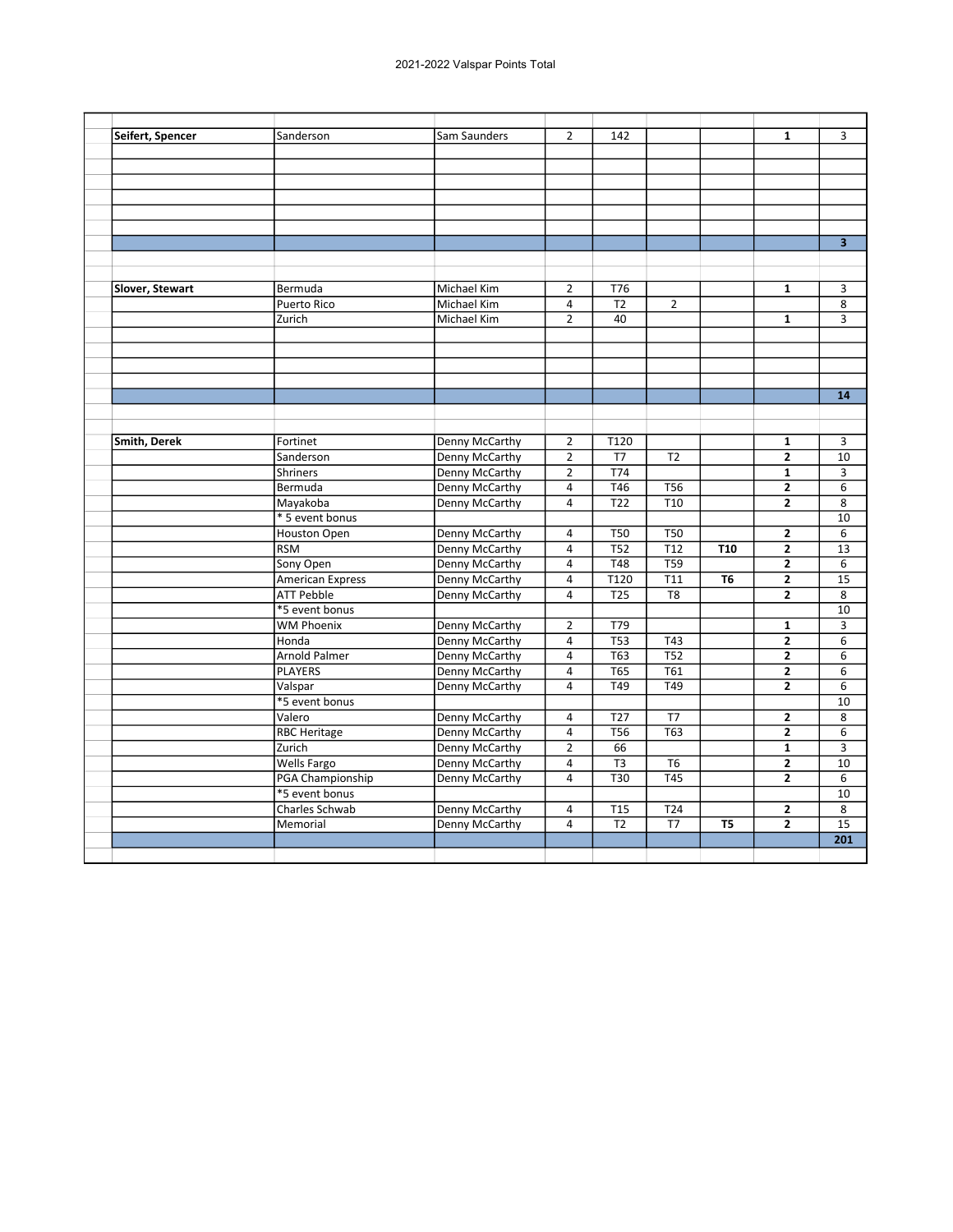2021-2022 Valspar Points Total

| | | | | | | | | |
|---|---|---|---|---|---|---|---|---|
| **Seifert, Spencer** | Sanderson | Sam Saunders | 2 | 142 | | | **1** | 3 |
| | | | | | | | | |
| | | | | | | | | |
| | | | | | | | | |
| | | | | | | | | |
| | | | | | | | | |
| | | | | | | | | |
| | | | | | | | | **3** |
| | | | | | | | | |
| | | | | | | | | |
| **Slover, Stewart** | Bermuda | Michael Kim | 2 | T76 | | | **1** | 3 |
| | Puerto Rico | Michael Kim | 4 | T2 | 2 | | | 8 |
| | Zurich | Michael Kim | 2 | 40 | | | **1** | 3 |
| | | | | | | | | |
| | | | | | | | | |
| | | | | | | | | |
| | | | | | | | | |
| | | | | | | | | **14** |
| | | | | | | | | |
| | | | | | | | | |
| **Smith, Derek** | Fortinet | Denny McCarthy | 2 | T120 | | | **1** | 3 |
| | Sanderson | Denny McCarthy | 2 | T7 | T2 | | **2** | 10 |
| | Shriners | Denny McCarthy | 2 | T74 | | | **1** | 3 |
| | Bermuda | Denny McCarthy | 4 | T46 | T56 | | **2** | 6 |
| | Mayakoba | Denny McCarthy | 4 | T22 | T10 | | **2** | 8 |
| | * 5 event bonus | | | | | | | 10 |
| | Houston Open | Denny McCarthy | 4 | T50 | T50 | | **2** | 6 |
| | RSM | Denny McCarthy | 4 | T52 | T12 | **T10** | **2** | 13 |
| | Sony Open | Denny McCarthy | 4 | T48 | T59 | | **2** | 6 |
| | American Express | Denny McCarthy | 4 | T120 | T11 | **T6** | **2** | 15 |
| | ATT Pebble | Denny McCarthy | 4 | T25 | T8 | | **2** | 8 |
| | *5 event bonus | | | | | | | 10 |
| | WM Phoenix | Denny McCarthy | 2 | T79 | | | **1** | 3 |
| | Honda | Denny McCarthy | 4 | T53 | T43 | | **2** | 6 |
| | Arnold Palmer | Denny McCarthy | 4 | T63 | T52 | | **2** | 6 |
| | PLAYERS | Denny McCarthy | 4 | T65 | T61 | | **2** | 6 |
| | Valspar | Denny McCarthy | 4 | T49 | T49 | | **2** | 6 |
| | *5 event bonus | | | | | | | 10 |
| | Valero | Denny McCarthy | 4 | T27 | T7 | | **2** | 8 |
| | RBC Heritage | Denny McCarthy | 4 | T56 | T63 | | **2** | 6 |
| | Zurich | Denny McCarthy | 2 | 66 | | | **1** | 3 |
| | Wells Fargo | Denny McCarthy | 4 | T3 | T6 | | **2** | 10 |
| | PGA Championship | Denny McCarthy | 4 | T30 | T45 | | **2** | 6 |
| | *5 event bonus | | | | | | | 10 |
| | Charles Schwab | Denny McCarthy | 4 | T15 | T24 | | **2** | 8 |
| | Memorial | Denny McCarthy | 4 | T2 | T7 | **T5** | **2** | 15 |
| | | | | | | | | **201** |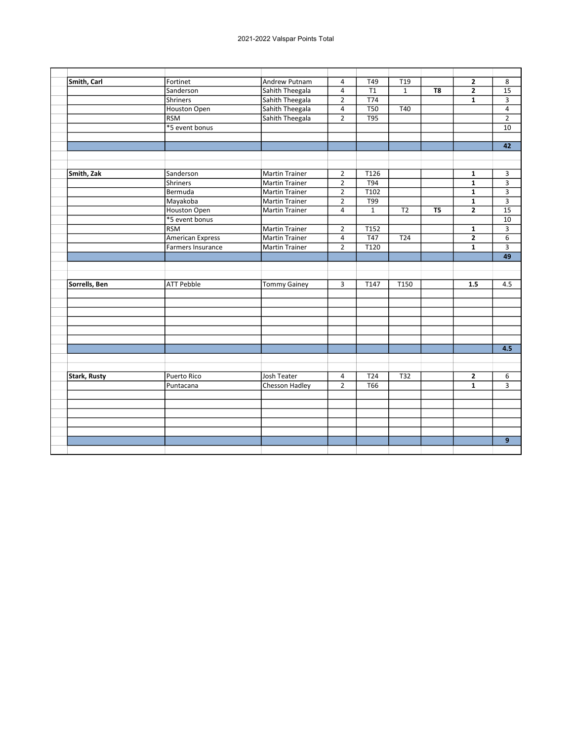2021-2022 Valspar Points Total

| | Event | Player | | | | | | Points |
|---|---|---|---|---|---|---|---|---|
| **Smith, Carl** | Fortinet | Andrew Putnam | 4 | T49 | T19 | | **2** | 8 |
| | Sanderson | Sahith Theegala | 4 | T1 | 1 | **T8** | **2** | 15 |
| | Shriners | Sahith Theegala | 2 | T74 | | | **1** | 3 |
| | Houston Open | Sahith Theegala | 4 | T50 | T40 | | | 4 |
| | RSM | Sahith Theegala | 2 | T95 | | | | 2 |
| | *5 event bonus | | | | | | | 10 |
| | | | | | | | | |
| | | | | | | | | **42** |
| | | | | | | | | |
| **Smith, Zak** | Sanderson | Martin Trainer | 2 | T126 | | | **1** | 3 |
| | Shriners | Martin Trainer | 2 | T94 | | | **1** | 3 |
| | Bermuda | Martin Trainer | 2 | T102 | | | **1** | 3 |
| | Mayakoba | Martin Trainer | 2 | T99 | | | **1** | 3 |
| | Houston Open | Martin Trainer | 4 | 1 | T2 | **T5** | **2** | 15 |
| | *5 event bonus | | | | | | | 10 |
| | RSM | Martin Trainer | 2 | T152 | | | **1** | 3 |
| | American Express | Martin Trainer | 4 | T47 | T24 | | **2** | 6 |
| | Farmers Insurance | Martin Trainer | 2 | T120 | | | **1** | 3 |
| | | | | | | | | **49** |
| | | | | | | | | |
| **Sorrells, Ben** | ATT Pebble | Tommy Gainey | 3 | T147 | T150 | | **1.5** | 4.5 |
| | | | | | | | | **4.5** |
| | | | | | | | | |
| **Stark, Rusty** | Puerto Rico | Josh Teater | 4 | T24 | T32 | | **2** | 6 |
| | Puntacana | Chesson Hadley | 2 | T66 | | | **1** | 3 |
| | | | | | | | | **9** |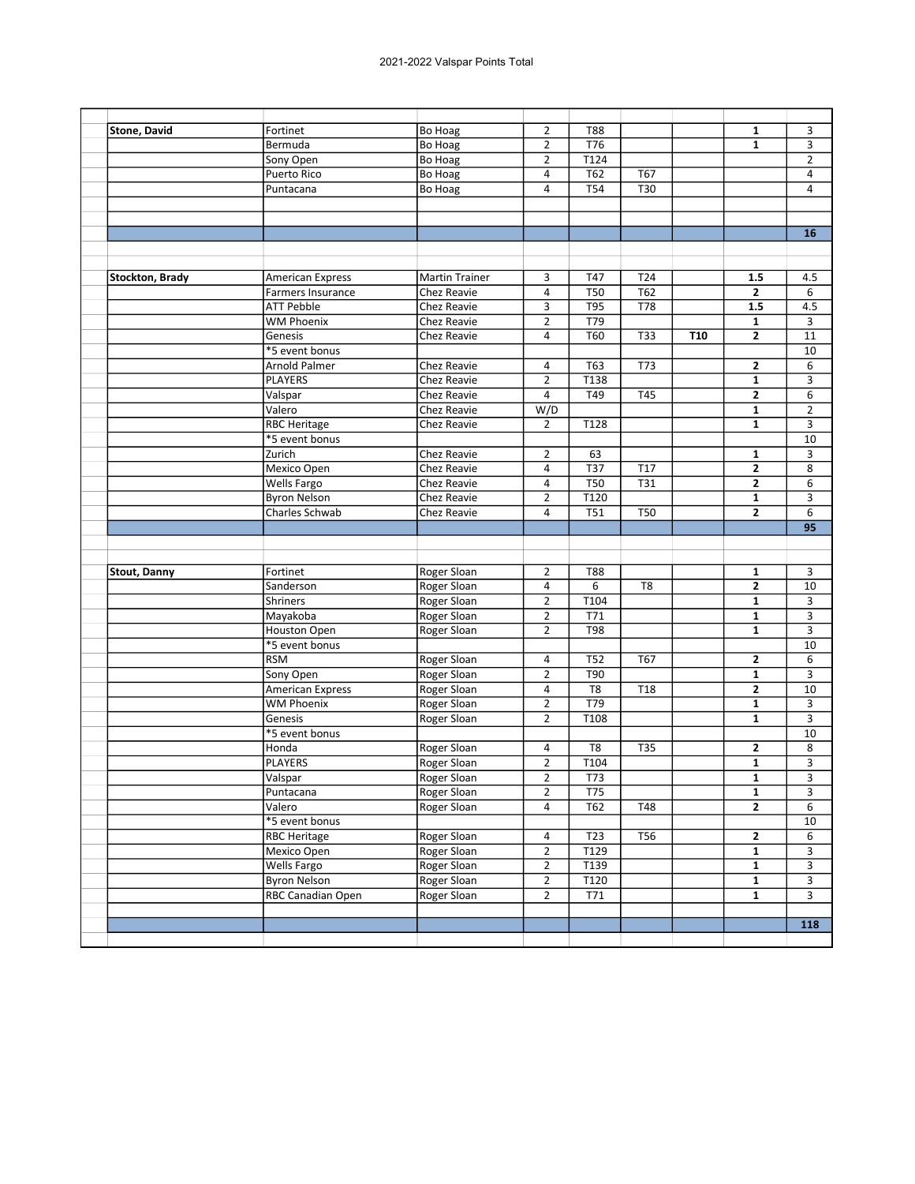2021-2022 Valspar Points Total

| | | | | | | | | |
|---|---|---|---|---|---|---|---|---|
| **Stone, David** | Fortinet | Bo Hoag | 2 | T88 | | | **1** | 3 |
| | Bermuda | Bo Hoag | 2 | T76 | | | **1** | 3 |
| | Sony Open | Bo Hoag | 2 | T124 | | | | 2 |
| | Puerto Rico | Bo Hoag | 4 | T62 | T67 | | | 4 |
| | Puntacana | Bo Hoag | 4 | T54 | T30 | | | 4 |
| | | | | | | | | |
| | | | | | | | | |
| | | | | | | | | **16** |
| | | | | | | | | |
| | | | | | | | | |
| **Stockton, Brady** | American Express | Martin Trainer | 3 | T47 | T24 | | **1.5** | 4.5 |
| | Farmers Insurance | Chez Reavie | 4 | T50 | T62 | | **2** | 6 |
| | ATT Pebble | Chez Reavie | 3 | T95 | T78 | | **1.5** | 4.5 |
| | WM Phoenix | Chez Reavie | 2 | T79 | | | **1** | 3 |
| | Genesis | Chez Reavie | 4 | T60 | T33 | **T10** | **2** | 11 |
| | *5 event bonus | | | | | | | 10 |
| | Arnold Palmer | Chez Reavie | 4 | T63 | T73 | | **2** | 6 |
| | PLAYERS | Chez Reavie | 2 | T138 | | | **1** | 3 |
| | Valspar | Chez Reavie | 4 | T49 | T45 | | **2** | 6 |
| | Valero | Chez Reavie | W/D | | | | **1** | 2 |
| | RBC Heritage | Chez Reavie | 2 | T128 | | | **1** | 3 |
| | *5 event bonus | | | | | | | 10 |
| | Zurich | Chez Reavie | 2 | 63 | | | **1** | 3 |
| | Mexico Open | Chez Reavie | 4 | T37 | T17 | | **2** | 8 |
| | Wells Fargo | Chez Reavie | 4 | T50 | T31 | | **2** | 6 |
| | Byron Nelson | Chez Reavie | 2 | T120 | | | **1** | 3 |
| | Charles Schwab | Chez Reavie | 4 | T51 | T50 | | **2** | 6 |
| | | | | | | | | **95** |
| | | | | | | | | |
| | | | | | | | | |
| **Stout, Danny** | Fortinet | Roger Sloan | 2 | T88 | | | **1** | 3 |
| | Sanderson | Roger Sloan | 4 | 6 | T8 | | **2** | 10 |
| | Shriners | Roger Sloan | 2 | T104 | | | **1** | 3 |
| | Mayakoba | Roger Sloan | 2 | T71 | | | **1** | 3 |
| | Houston Open | Roger Sloan | 2 | T98 | | | **1** | 3 |
| | *5 event bonus | | | | | | | 10 |
| | RSM | Roger Sloan | 4 | T52 | T67 | | **2** | 6 |
| | Sony Open | Roger Sloan | 2 | T90 | | | **1** | 3 |
| | American Express | Roger Sloan | 4 | T8 | T18 | | **2** | 10 |
| | WM Phoenix | Roger Sloan | 2 | T79 | | | **1** | 3 |
| | Genesis | Roger Sloan | 2 | T108 | | | **1** | 3 |
| | *5 event bonus | | | | | | | 10 |
| | Honda | Roger Sloan | 4 | T8 | T35 | | **2** | 8 |
| | PLAYERS | Roger Sloan | 2 | T104 | | | **1** | 3 |
| | Valspar | Roger Sloan | 2 | T73 | | | **1** | 3 |
| | Puntacana | Roger Sloan | 2 | T75 | | | **1** | 3 |
| | Valero | Roger Sloan | 4 | T62 | T48 | | **2** | 6 |
| | *5 event bonus | | | | | | | 10 |
| | RBC Heritage | Roger Sloan | 4 | T23 | T56 | | **2** | 6 |
| | Mexico Open | Roger Sloan | 2 | T129 | | | **1** | 3 |
| | Wells Fargo | Roger Sloan | 2 | T139 | | | **1** | 3 |
| | Byron Nelson | Roger Sloan | 2 | T120 | | | **1** | 3 |
| | RBC Canadian Open | Roger Sloan | 2 | T71 | | | **1** | 3 |
| | | | | | | | | |
| | | | | | | | | **118** |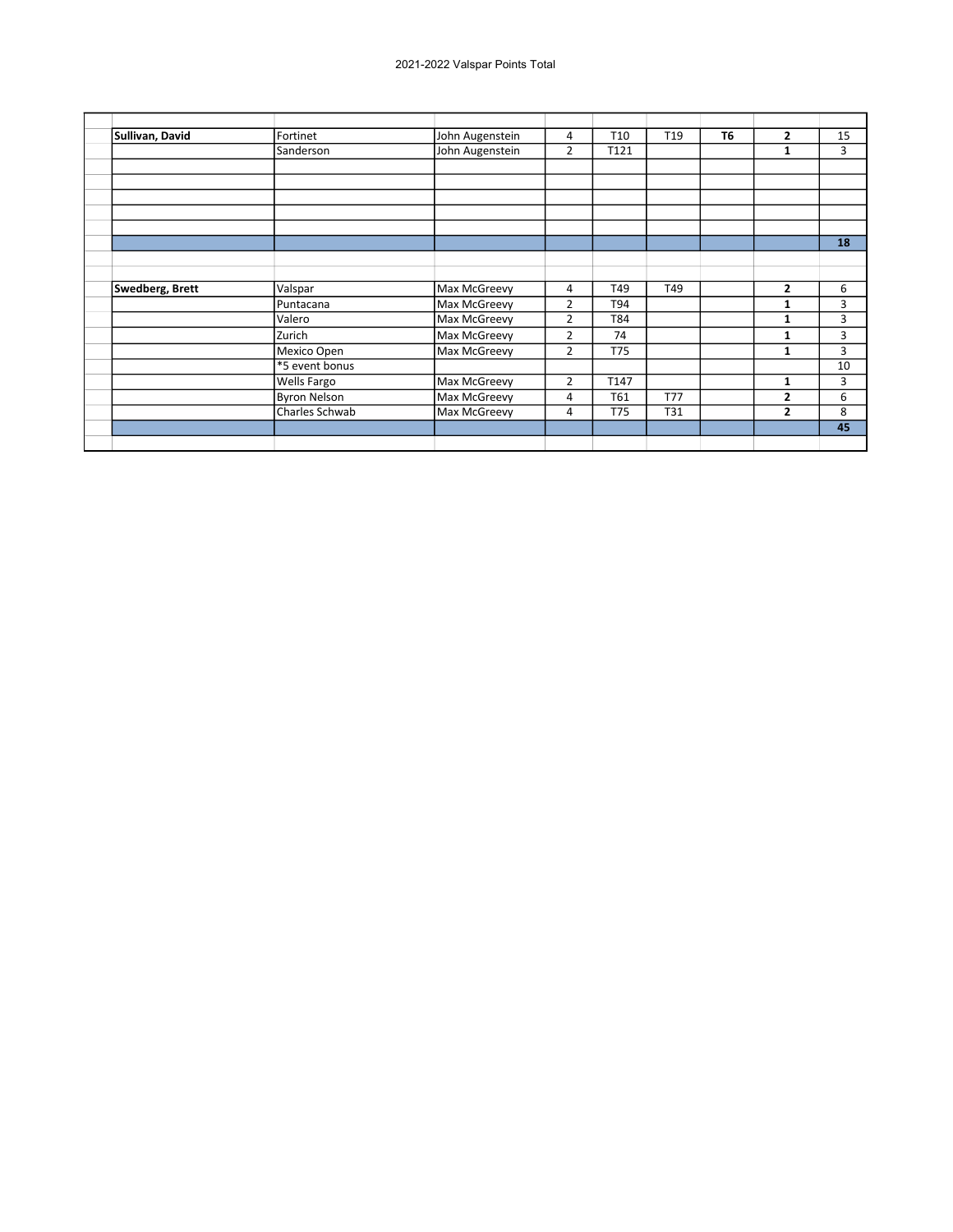# 2021-2022 Valspar Points Total

| | | | | | | | | |
|---|---|---|---|---|---|---|---|---|
| **Sullivan, David** | Fortinet | John Augenstein | 4 | T10 | T19 | **T6** | **2** | 15 |
| | Sanderson | John Augenstein | 2 | T121 | | | **1** | 3 |
| | | | | | | | | |
| | | | | | | | | |
| | | | | | | | | |
| | | | | | | | | |
| | | | | | | | | |
| | | | | | | | | **18** |
| | | | | | | | | |
| | | | | | | | | |
| **Swedberg, Brett** | Valspar | Max McGreevy | 4 | T49 | T49 | | **2** | 6 |
| | Puntacana | Max McGreevy | 2 | T94 | | | **1** | 3 |
| | Valero | Max McGreevy | 2 | T84 | | | **1** | 3 |
| | Zurich | Max McGreevy | 2 | 74 | | | **1** | 3 |
| | Mexico Open | Max McGreevy | 2 | T75 | | | **1** | 3 |
| | *5 event bonus | | | | | | | 10 |
| | Wells Fargo | Max McGreevy | 2 | T147 | | | **1** | 3 |
| | Byron Nelson | Max McGreevy | 4 | T61 | T77 | | **2** | 6 |
| | Charles Schwab | Max McGreevy | 4 | T75 | T31 | | **2** | 8 |
| | | | | | | | | **45** |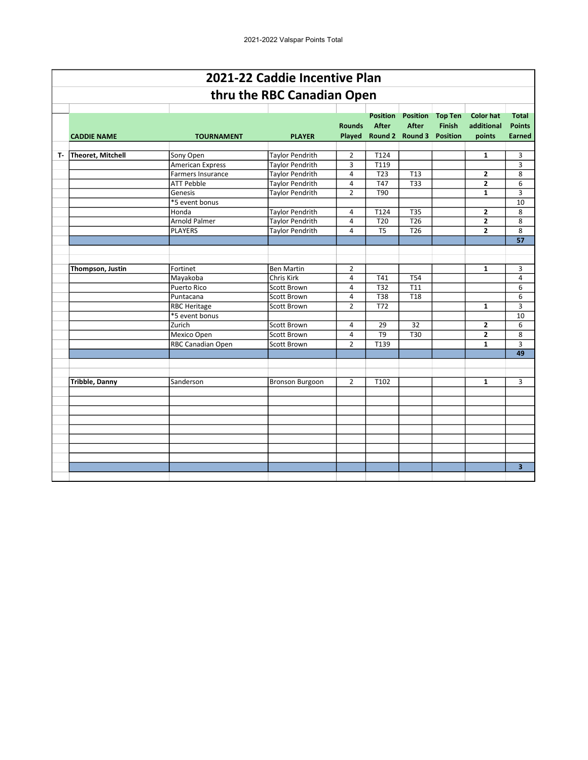## 2021-22 Caddie Incentive Plan

## thru the RBC Canadian Open

| | CADDIE NAME | TOURNAMENT | PLAYER | Rounds Played | Position After Round 2 | Position After Round 3 | Top Ten Finish Position | Color hat additional points | Total Points Earned |
|---|---|---|---|---|---|---|---|---|---|
| T- | **Theoret, Mitchell** | Sony Open | Taylor Pendrith | 2 | T124 | | | **1** | 3 |
| | | American Express | Taylor Pendrith | 3 | T119 | | | | 3 |
| | | Farmers Insurance | Taylor Pendrith | 4 | T23 | T13 | | **2** | 8 |
| | | ATT Pebble | Taylor Pendrith | 4 | T47 | T33 | | **2** | 6 |
| | | Genesis | Taylor Pendrith | 2 | T90 | | | **1** | 3 |
| | | *5 event bonus | | | | | | | 10 |
| | | Honda | Taylor Pendrith | 4 | T124 | T35 | | **2** | 8 |
| | | Arnold Palmer | Taylor Pendrith | 4 | T20 | T26 | | **2** | 8 |
| | | PLAYERS | Taylor Pendrith | 4 | T5 | T26 | | **2** | 8 |
| | | | | | | | | | **57** |
| | | | | | | | | | |
| | **Thompson, Justin** | Fortinet | Ben Martin | 2 | | | | **1** | 3 |
| | | Mayakoba | Chris Kirk | 4 | T41 | T54 | | | 4 |
| | | Puerto Rico | Scott Brown | 4 | T32 | T11 | | | 6 |
| | | Puntacana | Scott Brown | 4 | T38 | T18 | | | 6 |
| | | RBC Heritage | Scott Brown | 2 | T72 | | | **1** | 3 |
| | | *5 event bonus | | | | | | | 10 |
| | | Zurich | Scott Brown | 4 | 29 | 32 | | **2** | 6 |
| | | Mexico Open | Scott Brown | 4 | T9 | T30 | | **2** | 8 |
| | | RBC Canadian Open | Scott Brown | 2 | T139 | | | **1** | 3 |
| | | | | | | | | | **49** |
| | | | | | | | | | |
| | **Tribble, Danny** | Sanderson | Bronson Burgoon | 2 | T102 | | | **1** | 3 |
| | | | | | | | | | **3** |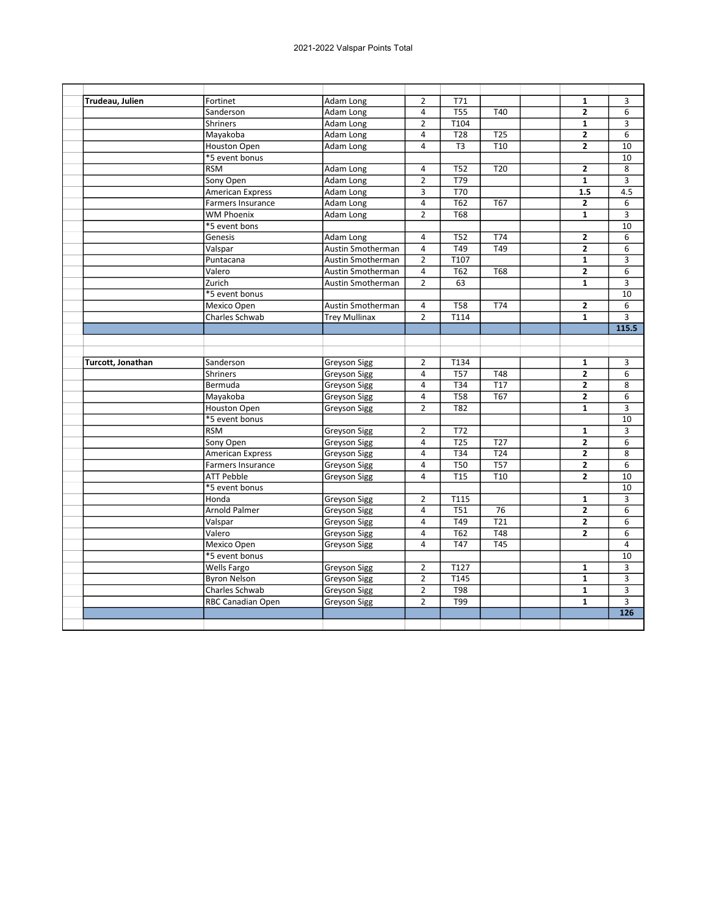2021-2022 Valspar Points Total

| | | | | | | | | | |
|---|---|---|---|---|---|---|---|---|---|
| **Trudeau, Julien** | Fortinet | Adam Long | 2 | T71 | | | | **1** | 3 |
| | Sanderson | Adam Long | 4 | T55 | T40 | | | **2** | 6 |
| | Shriners | Adam Long | 2 | T104 | | | | **1** | 3 |
| | Mayakoba | Adam Long | 4 | T28 | T25 | | | **2** | 6 |
| | Houston Open | Adam Long | 4 | T3 | T10 | | | **2** | 10 |
| | *5 event bonus | | | | | | | | 10 |
| | RSM | Adam Long | 4 | T52 | T20 | | | **2** | 8 |
| | Sony Open | Adam Long | 2 | T79 | | | | **1** | 3 |
| | American Express | Adam Long | 3 | T70 | | | | **1.5** | 4.5 |
| | Farmers Insurance | Adam Long | 4 | T62 | T67 | | | **2** | 6 |
| | WM Phoenix | Adam Long | 2 | T68 | | | | **1** | 3 |
| | *5 event bons | | | | | | | | 10 |
| | Genesis | Adam Long | 4 | T52 | T74 | | | **2** | 6 |
| | Valspar | Austin Smotherman | 4 | T49 | T49 | | | **2** | 6 |
| | Puntacana | Austin Smotherman | 2 | T107 | | | | **1** | 3 |
| | Valero | Austin Smotherman | 4 | T62 | T68 | | | **2** | 6 |
| | Zurich | Austin Smotherman | 2 | 63 | | | | **1** | 3 |
| | *5 event bonus | | | | | | | | 10 |
| | Mexico Open | Austin Smotherman | 4 | T58 | T74 | | | **2** | 6 |
| | Charles Schwab | Trey Mullinax | 2 | T114 | | | | **1** | 3 |
| | | | | | | | | | **115.5** |

| | | | | | | | | | |
|---|---|---|---|---|---|---|---|---|---|
| **Turcott, Jonathan** | Sanderson | Greyson Sigg | 2 | T134 | | | | **1** | 3 |
| | Shriners | Greyson Sigg | 4 | T57 | T48 | | | **2** | 6 |
| | Bermuda | Greyson Sigg | 4 | T34 | T17 | | | **2** | 8 |
| | Mayakoba | Greyson Sigg | 4 | T58 | T67 | | | **2** | 6 |
| | Houston Open | Greyson Sigg | 2 | T82 | | | | **1** | 3 |
| | *5 event bonus | | | | | | | | 10 |
| | RSM | Greyson Sigg | 2 | T72 | | | | **1** | 3 |
| | Sony Open | Greyson Sigg | 4 | T25 | T27 | | | **2** | 6 |
| | American Express | Greyson Sigg | 4 | T34 | T24 | | | **2** | 8 |
| | Farmers Insurance | Greyson Sigg | 4 | T50 | T57 | | | **2** | 6 |
| | ATT Pebble | Greyson Sigg | 4 | T15 | T10 | | | **2** | 10 |
| | *5 event bonus | | | | | | | | 10 |
| | Honda | Greyson Sigg | 2 | T115 | | | | **1** | 3 |
| | Arnold Palmer | Greyson Sigg | 4 | T51 | 76 | | | **2** | 6 |
| | Valspar | Greyson Sigg | 4 | T49 | T21 | | | **2** | 6 |
| | Valero | Greyson Sigg | 4 | T62 | T48 | | | **2** | 6 |
| | Mexico Open | Greyson Sigg | 4 | T47 | T45 | | | | 4 |
| | *5 event bonus | | | | | | | | 10 |
| | Wells Fargo | Greyson Sigg | 2 | T127 | | | | **1** | 3 |
| | Byron Nelson | Greyson Sigg | 2 | T145 | | | | **1** | 3 |
| | Charles Schwab | Greyson Sigg | 2 | T98 | | | | **1** | 3 |
| | RBC Canadian Open | Greyson Sigg | 2 | T99 | | | | **1** | 3 |
| | | | | | | | | | **126** |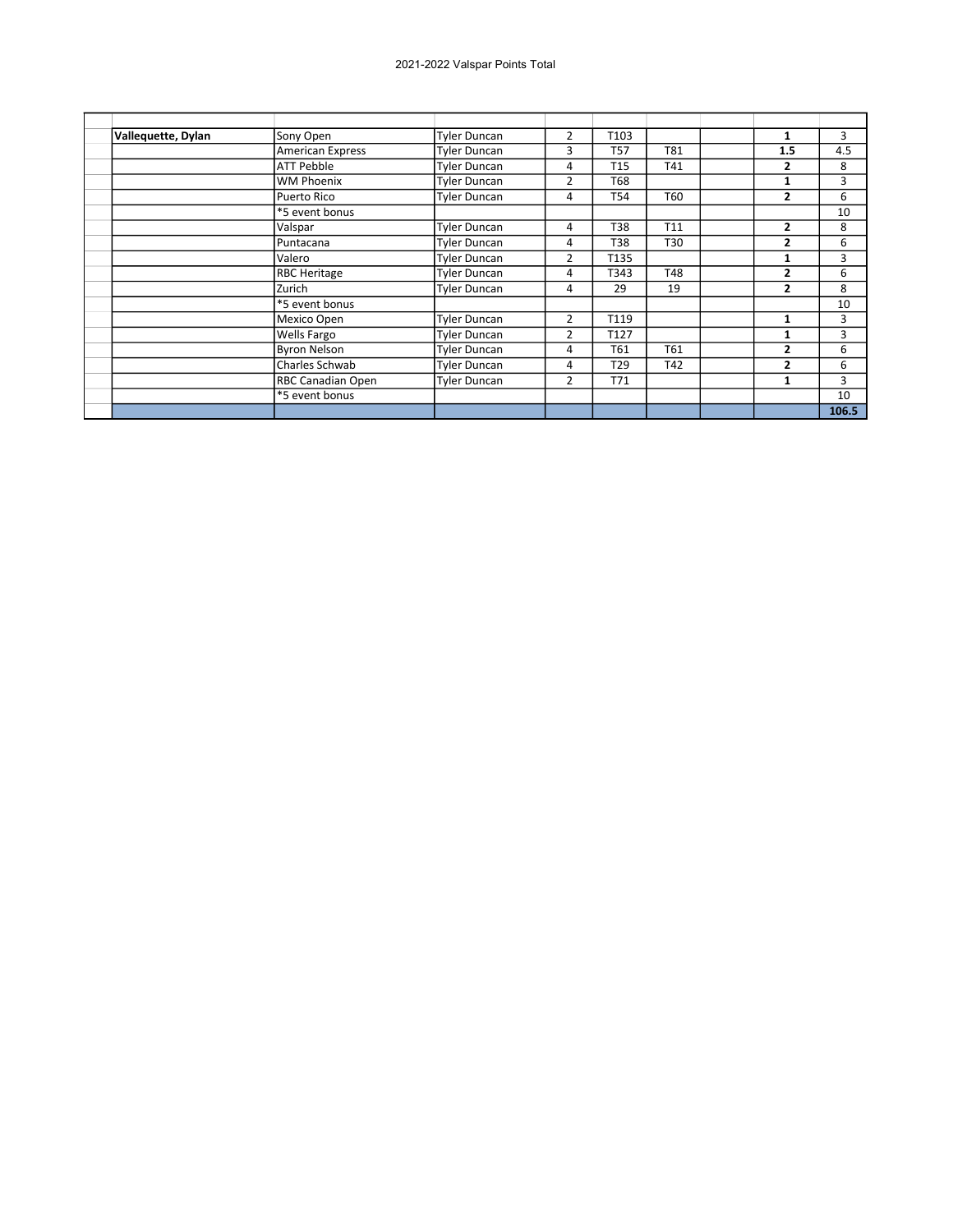2021-2022 Valspar Points Total

| | | | | | | | | | |
|---|---|---|---|---|---|---|---|---|---|
| | **Vallequette, Dylan** | Sony Open | Tyler Duncan | 2 | T103 | | | **1** | 3 |
| | | American Express | Tyler Duncan | 3 | T57 | T81 | | **1.5** | 4.5 |
| | | ATT Pebble | Tyler Duncan | 4 | T15 | T41 | | **2** | 8 |
| | | WM Phoenix | Tyler Duncan | 2 | T68 | | | **1** | 3 |
| | | Puerto Rico | Tyler Duncan | 4 | T54 | T60 | | **2** | 6 |
| | | *5 event bonus | | | | | | | 10 |
| | | Valspar | Tyler Duncan | 4 | T38 | T11 | | **2** | 8 |
| | | Puntacana | Tyler Duncan | 4 | T38 | T30 | | **2** | 6 |
| | | Valero | Tyler Duncan | 2 | T135 | | | **1** | 3 |
| | | RBC Heritage | Tyler Duncan | 4 | T343 | T48 | | **2** | 6 |
| | | Zurich | Tyler Duncan | 4 | 29 | 19 | | **2** | 8 |
| | | *5 event bonus | | | | | | | 10 |
| | | Mexico Open | Tyler Duncan | 2 | T119 | | | **1** | 3 |
| | | Wells Fargo | Tyler Duncan | 2 | T127 | | | **1** | 3 |
| | | Byron Nelson | Tyler Duncan | 4 | T61 | T61 | | **2** | 6 |
| | | Charles Schwab | Tyler Duncan | 4 | T29 | T42 | | **2** | 6 |
| | | RBC Canadian Open | Tyler Duncan | 2 | T71 | | | **1** | 3 |
| | | *5 event bonus | | | | | | | 10 |
| | | | | | | | | | **106.5** |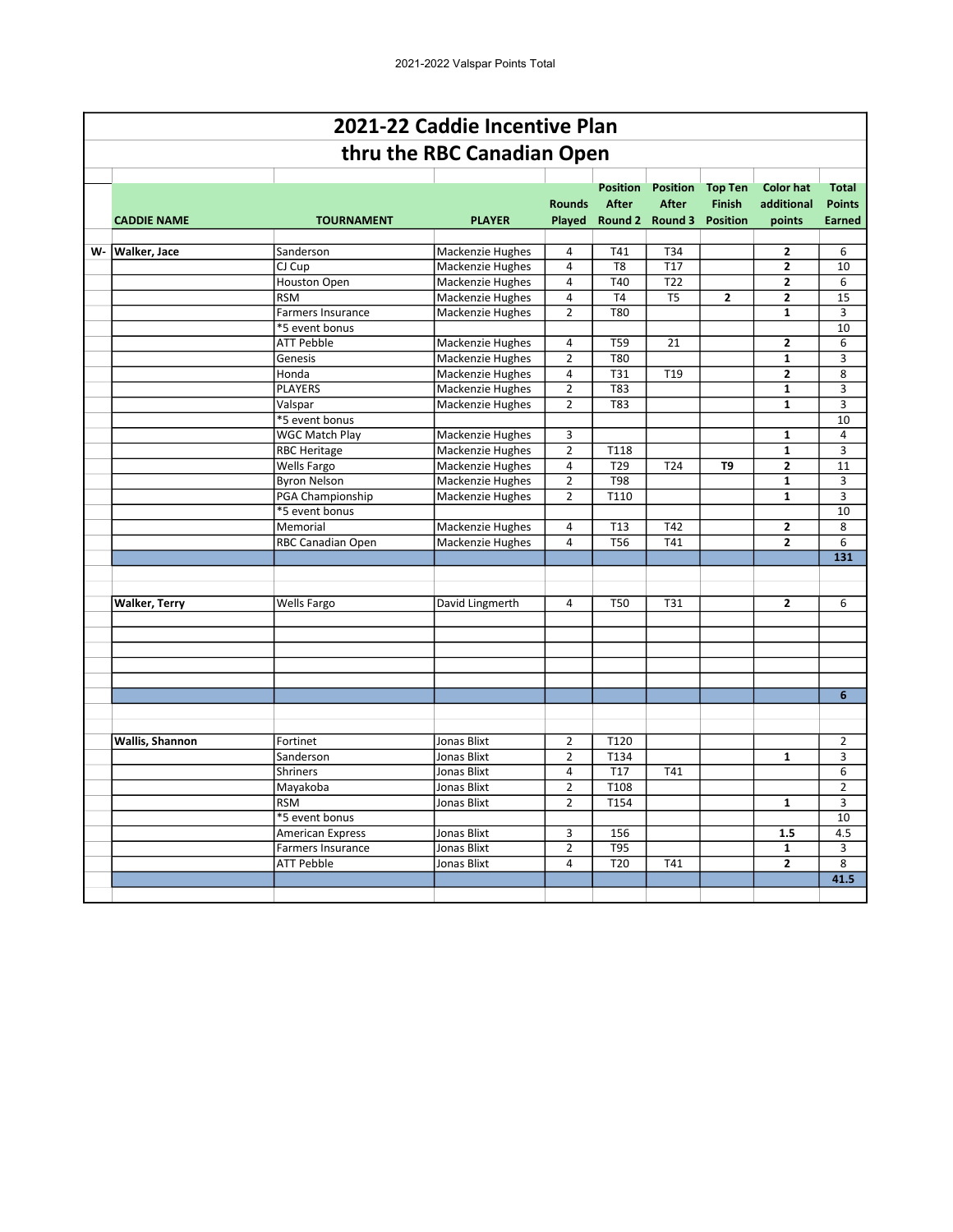# 2021-22 Caddie Incentive Plan

## thru the RBC Canadian Open

| | CADDIE NAME | TOURNAMENT | PLAYER | Rounds Played | Position After Round 2 | Position After Round 3 | Top Ten Finish Position | Color hat additional points | Total Points Earned |
|---|---|---|---|---|---|---|---|---|---|
| W- | **Walker, Jace** | Sanderson | Mackenzie Hughes | 4 | T41 | T34 | | **2** | 6 |
| | | CJ Cup | Mackenzie Hughes | 4 | T8 | T17 | | **2** | 10 |
| | | Houston Open | Mackenzie Hughes | 4 | T40 | T22 | | **2** | 6 |
| | | RSM | Mackenzie Hughes | 4 | T4 | T5 | **2** | **2** | 15 |
| | | Farmers Insurance | Mackenzie Hughes | 2 | T80 | | | **1** | 3 |
| | | *5 event bonus | | | | | | | 10 |
| | | ATT Pebble | Mackenzie Hughes | 4 | T59 | 21 | | **2** | 6 |
| | | Genesis | Mackenzie Hughes | 2 | T80 | | | **1** | 3 |
| | | Honda | Mackenzie Hughes | 4 | T31 | T19 | | **2** | 8 |
| | | PLAYERS | Mackenzie Hughes | 2 | T83 | | | **1** | 3 |
| | | Valspar | Mackenzie Hughes | 2 | T83 | | | **1** | 3 |
| | | *5 event bonus | | | | | | | 10 |
| | | WGC Match Play | Mackenzie Hughes | 3 | | | | **1** | 4 |
| | | RBC Heritage | Mackenzie Hughes | 2 | T118 | | | **1** | 3 |
| | | Wells Fargo | Mackenzie Hughes | 4 | T29 | T24 | **T9** | **2** | 11 |
| | | Byron Nelson | Mackenzie Hughes | 2 | T98 | | | **1** | 3 |
| | | PGA Championship | Mackenzie Hughes | 2 | T110 | | | **1** | 3 |
| | | *5 event bonus | | | | | | | 10 |
| | | Memorial | Mackenzie Hughes | 4 | T13 | T42 | | **2** | 8 |
| | | RBC Canadian Open | Mackenzie Hughes | 4 | T56 | T41 | | **2** | 6 |
| | | | | | | | | | **131** |
| | **Walker, Terry** | Wells Fargo | David Lingmerth | 4 | T50 | T31 | | **2** | 6 |
| | | | | | | | | | **6** |
| | **Wallis, Shannon** | Fortinet | Jonas Blixt | 2 | T120 | | | | 2 |
| | | Sanderson | Jonas Blixt | 2 | T134 | | | **1** | 3 |
| | | Shriners | Jonas Blixt | 4 | T17 | T41 | | | 6 |
| | | Mayakoba | Jonas Blixt | 2 | T108 | | | | 2 |
| | | RSM | Jonas Blixt | 2 | T154 | | | **1** | 3 |
| | | *5 event bonus | | | | | | | 10 |
| | | American Express | Jonas Blixt | 3 | 156 | | | **1.5** | 4.5 |
| | | Farmers Insurance | Jonas Blixt | 2 | T95 | | | **1** | 3 |
| | | ATT Pebble | Jonas Blixt | 4 | T20 | T41 | | **2** | 8 |
| | | | | | | | | | **41.5** |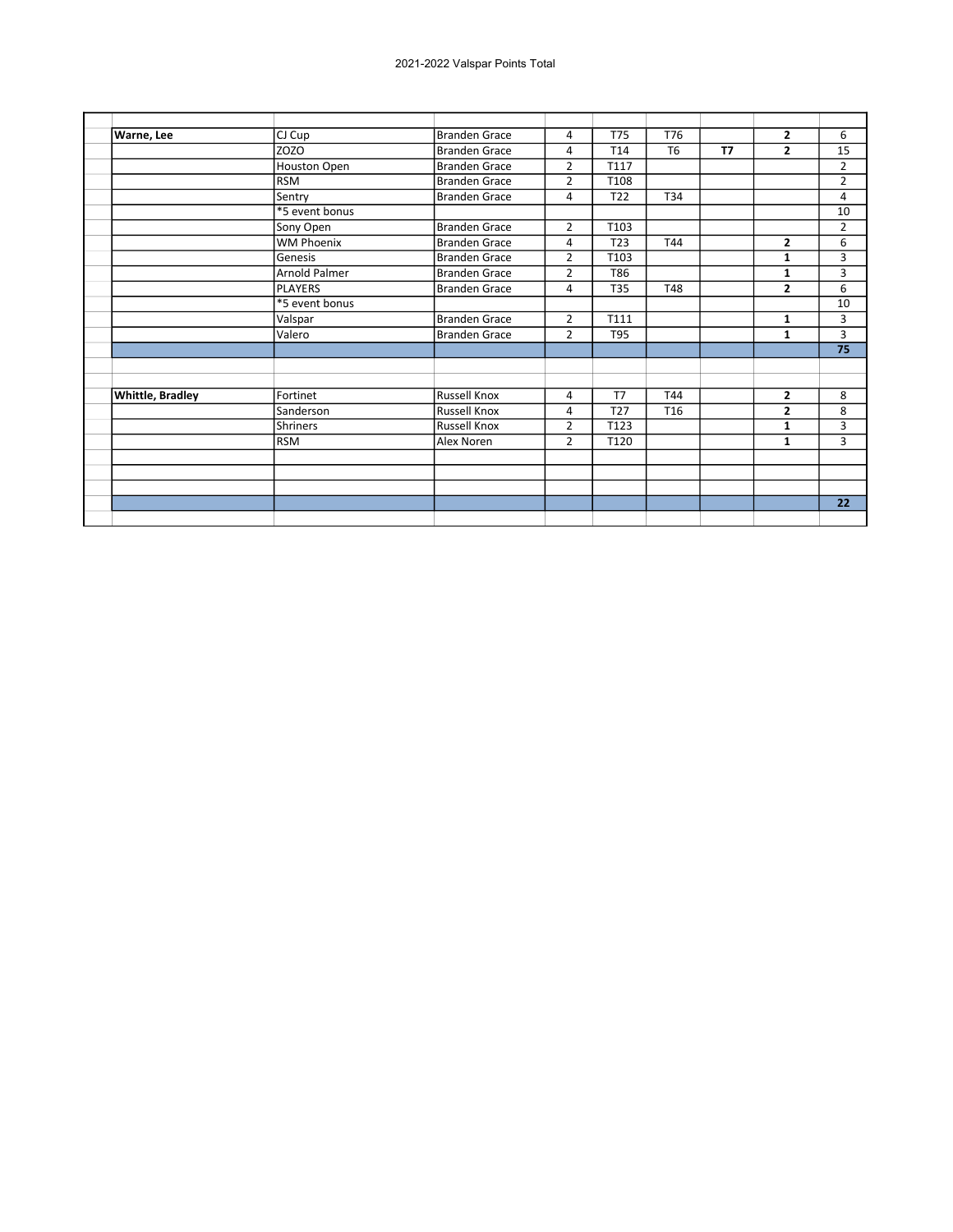2021-2022 Valspar Points Total

| | | | | | | | | |
|---|---|---|---|---|---|---|---|---|
| **Warne, Lee** | CJ Cup | Branden Grace | 4 | T75 | T76 | | **2** | 6 |
| | ZOZO | Branden Grace | 4 | T14 | T6 | **T7** | **2** | 15 |
| | Houston Open | Branden Grace | 2 | T117 | | | | 2 |
| | RSM | Branden Grace | 2 | T108 | | | | 2 |
| | Sentry | Branden Grace | 4 | T22 | T34 | | | 4 |
| | *5 event bonus | | | | | | | 10 |
| | Sony Open | Branden Grace | 2 | T103 | | | | 2 |
| | WM Phoenix | Branden Grace | 4 | T23 | T44 | | **2** | 6 |
| | Genesis | Branden Grace | 2 | T103 | | | **1** | 3 |
| | Arnold Palmer | Branden Grace | 2 | T86 | | | **1** | 3 |
| | PLAYERS | Branden Grace | 4 | T35 | T48 | | **2** | 6 |
| | *5 event bonus | | | | | | | 10 |
| | Valspar | Branden Grace | 2 | T111 | | | **1** | 3 |
| | Valero | Branden Grace | 2 | T95 | | | **1** | 3 |
| | | | | | | | | **75** |
| | | | | | | | | |
| | | | | | | | | |
| **Whittle, Bradley** | Fortinet | Russell Knox | 4 | T7 | T44 | | **2** | 8 |
| | Sanderson | Russell Knox | 4 | T27 | T16 | | **2** | 8 |
| | Shriners | Russell Knox | 2 | T123 | | | **1** | 3 |
| | RSM | Alex Noren | 2 | T120 | | | **1** | 3 |
| | | | | | | | | |
| | | | | | | | | |
| | | | | | | | | |
| | | | | | | | | **22** |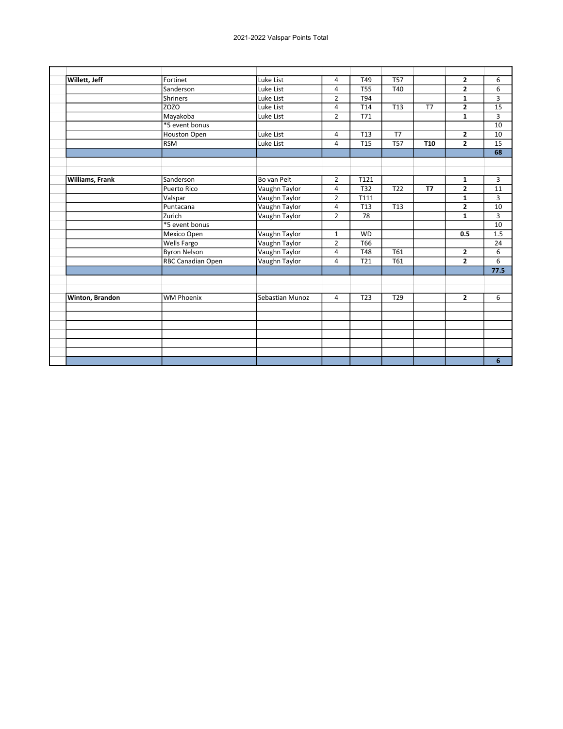2021-2022 Valspar Points Total

| | | | | | | | | |
|---|---|---|---|---|---|---|---|---|
| **Willett, Jeff** | Fortinet | Luke List | 4 | T49 | T57 | | **2** | 6 |
| | Sanderson | Luke List | 4 | T55 | T40 | | **2** | 6 |
| | Shriners | Luke List | 2 | T94 | | | **1** | 3 |
| | ZOZO | Luke List | 4 | T14 | T13 | T7 | **2** | 15 |
| | Mayakoba | Luke List | 2 | T71 | | | **1** | 3 |
| | *5 event bonus | | | | | | | 10 |
| | Houston Open | Luke List | 4 | T13 | T7 | | **2** | 10 |
| | RSM | Luke List | 4 | T15 | T57 | **T10** | **2** | 15 |
| | | | | | | | | **68** |
| | | | | | | | | |
| | | | | | | | | |
| **Williams, Frank** | Sanderson | Bo van Pelt | 2 | T121 | | | **1** | 3 |
| | Puerto Rico | Vaughn Taylor | 4 | T32 | T22 | **T7** | **2** | 11 |
| | Valspar | Vaughn Taylor | 2 | T111 | | | **1** | 3 |
| | Puntacana | Vaughn Taylor | 4 | T13 | T13 | | **2** | 10 |
| | Zurich | Vaughn Taylor | 2 | 78 | | | **1** | 3 |
| | *5 event bonus | | | | | | | 10 |
| | Mexico Open | Vaughn Taylor | 1 | WD | | | **0.5** | 1.5 |
| | Wells Fargo | Vaughn Taylor | 2 | T66 | | | | 24 |
| | Byron Nelson | Vaughn Taylor | 4 | T48 | T61 | | **2** | 6 |
| | RBC Canadian Open | Vaughn Taylor | 4 | T21 | T61 | | **2** | 6 |
| | | | | | | | | **77.5** |
| | | | | | | | | |
| | | | | | | | | |
| **Winton, Brandon** | WM Phoenix | Sebastian Munoz | 4 | T23 | T29 | | **2** | 6 |
| | | | | | | | | |
| | | | | | | | | |
| | | | | | | | | |
| | | | | | | | | |
| | | | | | | | | |
| | | | | | | | | |
| | | | | | | | | **6** |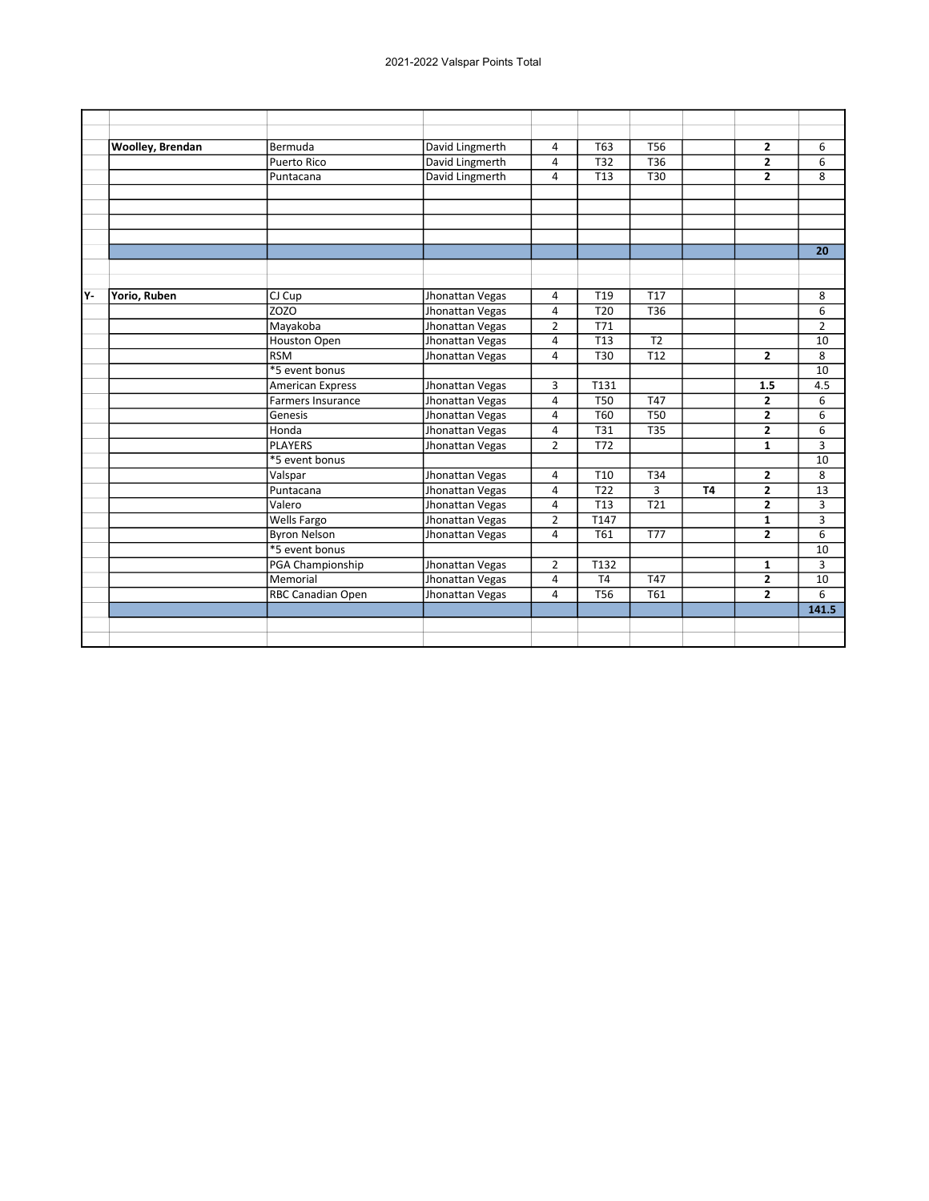# 2021-2022 Valspar Points Total

| | | | | | | | | | |
|---|---|---|---|---|---|---|---|---|---|
| | **Woolley, Brendan** | Bermuda | David Lingmerth | 4 | T63 | T56 | | **2** | 6 |
| | | Puerto Rico | David Lingmerth | 4 | T32 | T36 | | **2** | 6 |
| | | Puntacana | David Lingmerth | 4 | T13 | T30 | | **2** | 8 |
| | | | | | | | | | |
| | | | | | | | | | |
| | | | | | | | | | |
| | | | | | | | | | |
| | | | | | | | | | **20** |
| | | | | | | | | | |
| **Y-** | **Yorio, Ruben** | CJ Cup | Jhonattan Vegas | 4 | T19 | T17 | | | 8 |
| | | ZOZO | Jhonattan Vegas | 4 | T20 | T36 | | | 6 |
| | | Mayakoba | Jhonattan Vegas | 2 | T71 | | | | 2 |
| | | Houston Open | Jhonattan Vegas | 4 | T13 | T2 | | | 10 |
| | | RSM | Jhonattan Vegas | 4 | T30 | T12 | | **2** | 8 |
| | | *5 event bonus | | | | | | | 10 |
| | | American Express | Jhonattan Vegas | 3 | T131 | | | **1.5** | 4.5 |
| | | Farmers Insurance | Jhonattan Vegas | 4 | T50 | T47 | | **2** | 6 |
| | | Genesis | Jhonattan Vegas | 4 | T60 | T50 | | **2** | 6 |
| | | Honda | Jhonattan Vegas | 4 | T31 | T35 | | **2** | 6 |
| | | PLAYERS | Jhonattan Vegas | 2 | T72 | | | **1** | 3 |
| | | *5 event bonus | | | | | | | 10 |
| | | Valspar | Jhonattan Vegas | 4 | T10 | T34 | | **2** | 8 |
| | | Puntacana | Jhonattan Vegas | 4 | T22 | 3 | **T4** | **2** | 13 |
| | | Valero | Jhonattan Vegas | 4 | T13 | T21 | | **2** | 3 |
| | | Wells Fargo | Jhonattan Vegas | 2 | T147 | | | **1** | 3 |
| | | Byron Nelson | Jhonattan Vegas | 4 | T61 | T77 | | **2** | 6 |
| | | *5 event bonus | | | | | | | 10 |
| | | PGA Championship | Jhonattan Vegas | 2 | T132 | | | **1** | 3 |
| | | Memorial | Jhonattan Vegas | 4 | T4 | T47 | | **2** | 10 |
| | | RBC Canadian Open | Jhonattan Vegas | 4 | T56 | T61 | | **2** | 6 |
| | | | | | | | | | **141.5** |